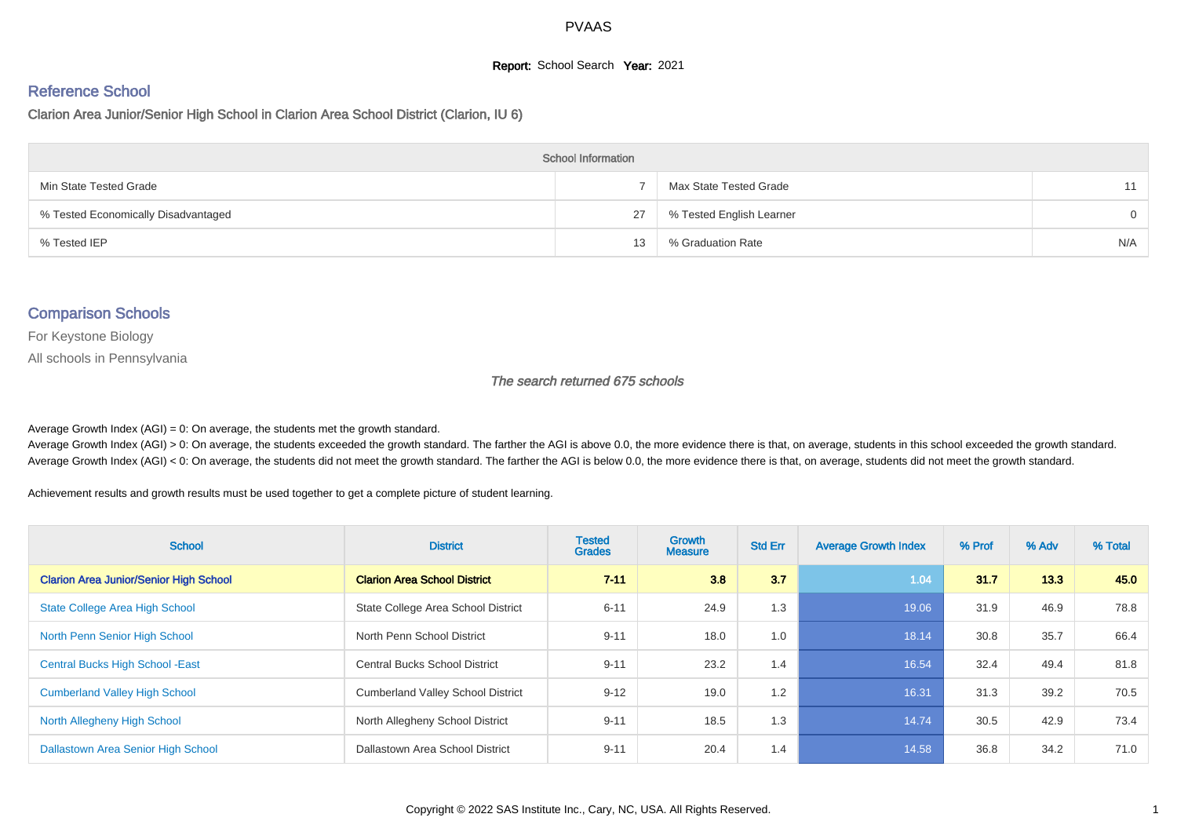PVAAS

**Report:** School Search **Year:** 2021

## Reference School

Clarion Area Junior/Senior High School in Clarion Area School District (Clarion, IU 6)

| School Information | | | |
|---|---|---|---|
| Min State Tested Grade | 7 | Max State Tested Grade | 11 |
| % Tested Economically Disadvantaged | 27 | % Tested English Learner | 0 |
| % Tested IEP | 13 | % Graduation Rate | N/A |

## Comparison Schools

For Keystone Biology

All schools in Pennsylvania

*The search returned 675 schools*

Average Growth Index (AGI) = 0: On average, the students met the growth standard.
Average Growth Index (AGI) > 0: On average, the students exceeded the growth standard. The farther the AGI is above 0.0, the more evidence there is that, on average, students in this school exceeded the growth standard.
Average Growth Index (AGI) < 0: On average, the students did not meet the growth standard. The farther the AGI is below 0.0, the more evidence there is that, on average, students did not meet the growth standard.

Achievement results and growth results must be used together to get a complete picture of student learning.

| School | District | Tested Grades | Growth Measure | Std Err | Average Growth Index | % Prof | % Adv | % Total |
|---|---|---|---|---|---|---|---|---|
| **Clarion Area Junior/Senior High School** | **Clarion Area School District** | **7-11** | **3.8** | **3.7** | 1.04 | **31.7** | **13.3** | **45.0** |
| State College Area High School | State College Area School District | 6-11 | 24.9 | 1.3 | 19.06 | 31.9 | 46.9 | 78.8 |
| North Penn Senior High School | North Penn School District | 9-11 | 18.0 | 1.0 | 18.14 | 30.8 | 35.7 | 66.4 |
| Central Bucks High School -East | Central Bucks School District | 9-11 | 23.2 | 1.4 | 16.54 | 32.4 | 49.4 | 81.8 |
| Cumberland Valley High School | Cumberland Valley School District | 9-12 | 19.0 | 1.2 | 16.31 | 31.3 | 39.2 | 70.5 |
| North Allegheny High School | North Allegheny School District | 9-11 | 18.5 | 1.3 | 14.74 | 30.5 | 42.9 | 73.4 |
| Dallastown Area Senior High School | Dallastown Area School District | 9-11 | 20.4 | 1.4 | 14.58 | 36.8 | 34.2 | 71.0 |

Copyright © 2022 SAS Institute Inc., Cary, NC, USA. All Rights Reserved.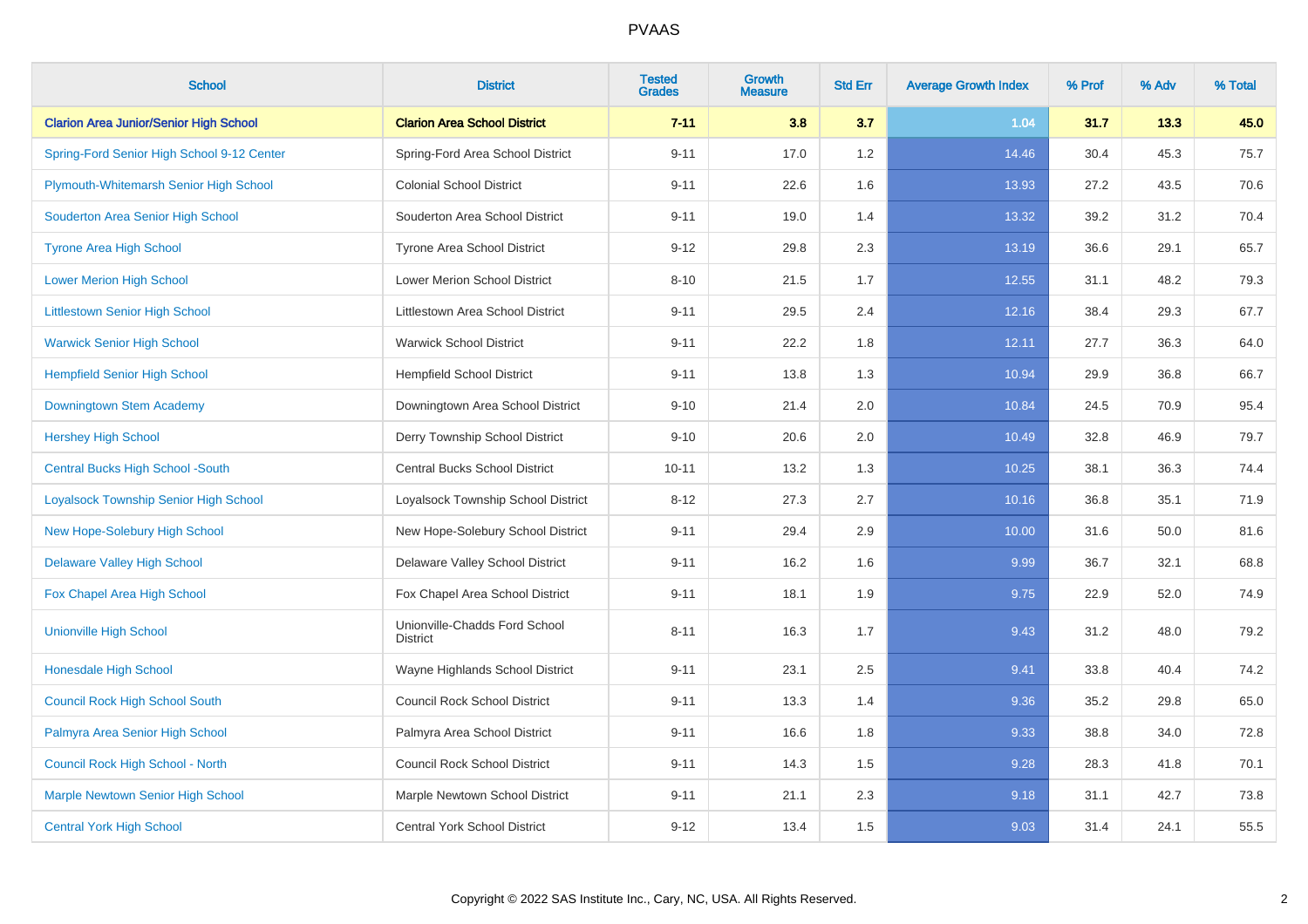| School | District | Tested Grades | Growth Measure | Std Err | Average Growth Index | % Prof | % Adv | % Total |
|---|---|---|---|---|---|---|---|---|
| **Clarion Area Junior/Senior High School** | **Clarion Area School District** | **7-11** | **3.8** | **3.7** | **1.04** | **31.7** | **13.3** | **45.0** |
| Spring-Ford Senior High School 9-12 Center | Spring-Ford Area School District | 9-11 | 17.0 | 1.2 | 14.46 | 30.4 | 45.3 | 75.7 |
| Plymouth-Whitemarsh Senior High School | Colonial School District | 9-11 | 22.6 | 1.6 | 13.93 | 27.2 | 43.5 | 70.6 |
| Souderton Area Senior High School | Souderton Area School District | 9-11 | 19.0 | 1.4 | 13.32 | 39.2 | 31.2 | 70.4 |
| Tyrone Area High School | Tyrone Area School District | 9-12 | 29.8 | 2.3 | 13.19 | 36.6 | 29.1 | 65.7 |
| Lower Merion High School | Lower Merion School District | 8-10 | 21.5 | 1.7 | 12.55 | 31.1 | 48.2 | 79.3 |
| Littlestown Senior High School | Littlestown Area School District | 9-11 | 29.5 | 2.4 | 12.16 | 38.4 | 29.3 | 67.7 |
| Warwick Senior High School | Warwick School District | 9-11 | 22.2 | 1.8 | 12.11 | 27.7 | 36.3 | 64.0 |
| Hempfield Senior High School | Hempfield School District | 9-11 | 13.8 | 1.3 | 10.94 | 29.9 | 36.8 | 66.7 |
| Downingtown Stem Academy | Downingtown Area School District | 9-10 | 21.4 | 2.0 | 10.84 | 24.5 | 70.9 | 95.4 |
| Hershey High School | Derry Township School District | 9-10 | 20.6 | 2.0 | 10.49 | 32.8 | 46.9 | 79.7 |
| Central Bucks High School -South | Central Bucks School District | 10-11 | 13.2 | 1.3 | 10.25 | 38.1 | 36.3 | 74.4 |
| Loyalsock Township Senior High School | Loyalsock Township School District | 8-12 | 27.3 | 2.7 | 10.16 | 36.8 | 35.1 | 71.9 |
| New Hope-Solebury High School | New Hope-Solebury School District | 9-11 | 29.4 | 2.9 | 10.00 | 31.6 | 50.0 | 81.6 |
| Delaware Valley High School | Delaware Valley School District | 9-11 | 16.2 | 1.6 | 9.99 | 36.7 | 32.1 | 68.8 |
| Fox Chapel Area High School | Fox Chapel Area School District | 9-11 | 18.1 | 1.9 | 9.75 | 22.9 | 52.0 | 74.9 |
| Unionville High School | Unionville-Chadds Ford School District | 8-11 | 16.3 | 1.7 | 9.43 | 31.2 | 48.0 | 79.2 |
| Honesdale High School | Wayne Highlands School District | 9-11 | 23.1 | 2.5 | 9.41 | 33.8 | 40.4 | 74.2 |
| Council Rock High School South | Council Rock School District | 9-11 | 13.3 | 1.4 | 9.36 | 35.2 | 29.8 | 65.0 |
| Palmyra Area Senior High School | Palmyra Area School District | 9-11 | 16.6 | 1.8 | 9.33 | 38.8 | 34.0 | 72.8 |
| Council Rock High School - North | Council Rock School District | 9-11 | 14.3 | 1.5 | 9.28 | 28.3 | 41.8 | 70.1 |
| Marple Newtown Senior High School | Marple Newtown School District | 9-11 | 21.1 | 2.3 | 9.18 | 31.1 | 42.7 | 73.8 |
| Central York High School | Central York School District | 9-12 | 13.4 | 1.5 | 9.03 | 31.4 | 24.1 | 55.5 |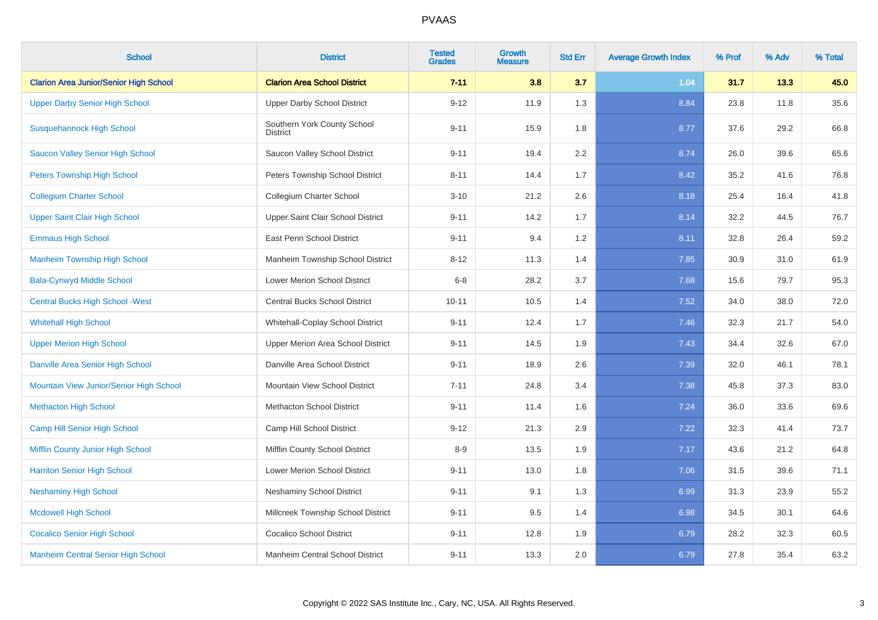| School | District | Tested Grades | Growth Measure | Std Err | Average Growth Index | % Prof | % Adv | % Total |
|---|---|---|---|---|---|---|---|---|
| **Clarion Area Junior/Senior High School** | **Clarion Area School District** | **7-11** | **3.8** | **3.7** | **1.04** | **31.7** | **13.3** | **45.0** |
| Upper Darby Senior High School | Upper Darby School District | 9-12 | 11.9 | 1.3 | 8.84 | 23.8 | 11.8 | 35.6 |
| Susquehannock High School | Southern York County School District | 9-11 | 15.9 | 1.8 | 8.77 | 37.6 | 29.2 | 66.8 |
| Saucon Valley Senior High School | Saucon Valley School District | 9-11 | 19.4 | 2.2 | 8.74 | 26.0 | 39.6 | 65.6 |
| Peters Township High School | Peters Township School District | 8-11 | 14.4 | 1.7 | 8.42 | 35.2 | 41.6 | 76.8 |
| Collegium Charter School | Collegium Charter School | 3-10 | 21.2 | 2.6 | 8.18 | 25.4 | 16.4 | 41.8 |
| Upper Saint Clair High School | Upper Saint Clair School District | 9-11 | 14.2 | 1.7 | 8.14 | 32.2 | 44.5 | 76.7 |
| Emmaus High School | East Penn School District | 9-11 | 9.4 | 1.2 | 8.11 | 32.8 | 26.4 | 59.2 |
| Manheim Township High School | Manheim Township School District | 8-12 | 11.3 | 1.4 | 7.85 | 30.9 | 31.0 | 61.9 |
| Bala-Cynwyd Middle School | Lower Merion School District | 6-8 | 28.2 | 3.7 | 7.68 | 15.6 | 79.7 | 95.3 |
| Central Bucks High School -West | Central Bucks School District | 10-11 | 10.5 | 1.4 | 7.52 | 34.0 | 38.0 | 72.0 |
| Whitehall High School | Whitehall-Coplay School District | 9-11 | 12.4 | 1.7 | 7.46 | 32.3 | 21.7 | 54.0 |
| Upper Merion High School | Upper Merion Area School District | 9-11 | 14.5 | 1.9 | 7.43 | 34.4 | 32.6 | 67.0 |
| Danville Area Senior High School | Danville Area School District | 9-11 | 18.9 | 2.6 | 7.39 | 32.0 | 46.1 | 78.1 |
| Mountain View Junior/Senior High School | Mountain View School District | 7-11 | 24.8 | 3.4 | 7.38 | 45.8 | 37.3 | 83.0 |
| Methacton High School | Methacton School District | 9-11 | 11.4 | 1.6 | 7.24 | 36.0 | 33.6 | 69.6 |
| Camp Hill Senior High School | Camp Hill School District | 9-12 | 21.3 | 2.9 | 7.22 | 32.3 | 41.4 | 73.7 |
| Mifflin County Junior High School | Mifflin County School District | 8-9 | 13.5 | 1.9 | 7.17 | 43.6 | 21.2 | 64.8 |
| Harriton Senior High School | Lower Merion School District | 9-11 | 13.0 | 1.8 | 7.06 | 31.5 | 39.6 | 71.1 |
| Neshaminy High School | Neshaminy School District | 9-11 | 9.1 | 1.3 | 6.99 | 31.3 | 23.9 | 55.2 |
| Mcdowell High School | Millcreek Township School District | 9-11 | 9.5 | 1.4 | 6.98 | 34.5 | 30.1 | 64.6 |
| Cocalico Senior High School | Cocalico School District | 9-11 | 12.8 | 1.9 | 6.79 | 28.2 | 32.3 | 60.5 |
| Manheim Central Senior High School | Manheim Central School District | 9-11 | 13.3 | 2.0 | 6.79 | 27.8 | 35.4 | 63.2 |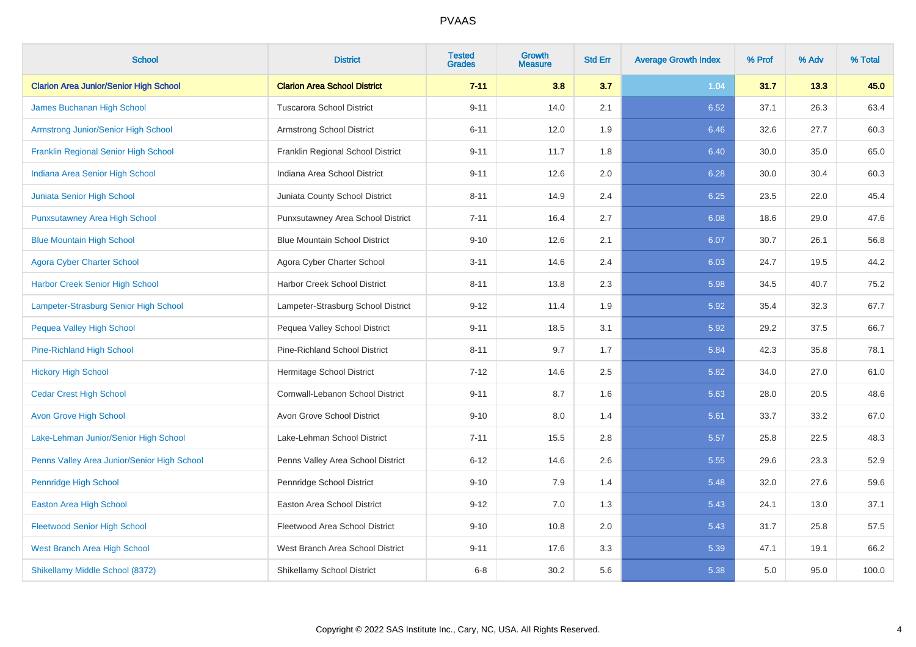# PVAAS

| School | District | Tested Grades | Growth Measure | Std Err | Average Growth Index | % Prof | % Adv | % Total |
|---|---|---|---|---|---|---|---|---|
| **Clarion Area Junior/Senior High School** | **Clarion Area School District** | **7-11** | **3.8** | **3.7** | **1.04** | **31.7** | **13.3** | **45.0** |
| James Buchanan High School | Tuscarora School District | 9-11 | 14.0 | 2.1 | 6.52 | 37.1 | 26.3 | 63.4 |
| Armstrong Junior/Senior High School | Armstrong School District | 6-11 | 12.0 | 1.9 | 6.46 | 32.6 | 27.7 | 60.3 |
| Franklin Regional Senior High School | Franklin Regional School District | 9-11 | 11.7 | 1.8 | 6.40 | 30.0 | 35.0 | 65.0 |
| Indiana Area Senior High School | Indiana Area School District | 9-11 | 12.6 | 2.0 | 6.28 | 30.0 | 30.4 | 60.3 |
| Juniata Senior High School | Juniata County School District | 8-11 | 14.9 | 2.4 | 6.25 | 23.5 | 22.0 | 45.4 |
| Punxsutawney Area High School | Punxsutawney Area School District | 7-11 | 16.4 | 2.7 | 6.08 | 18.6 | 29.0 | 47.6 |
| Blue Mountain High School | Blue Mountain School District | 9-10 | 12.6 | 2.1 | 6.07 | 30.7 | 26.1 | 56.8 |
| Agora Cyber Charter School | Agora Cyber Charter School | 3-11 | 14.6 | 2.4 | 6.03 | 24.7 | 19.5 | 44.2 |
| Harbor Creek Senior High School | Harbor Creek School District | 8-11 | 13.8 | 2.3 | 5.98 | 34.5 | 40.7 | 75.2 |
| Lampeter-Strasburg Senior High School | Lampeter-Strasburg School District | 9-12 | 11.4 | 1.9 | 5.92 | 35.4 | 32.3 | 67.7 |
| Pequea Valley High School | Pequea Valley School District | 9-11 | 18.5 | 3.1 | 5.92 | 29.2 | 37.5 | 66.7 |
| Pine-Richland High School | Pine-Richland School District | 8-11 | 9.7 | 1.7 | 5.84 | 42.3 | 35.8 | 78.1 |
| Hickory High School | Hermitage School District | 7-12 | 14.6 | 2.5 | 5.82 | 34.0 | 27.0 | 61.0 |
| Cedar Crest High School | Cornwall-Lebanon School District | 9-11 | 8.7 | 1.6 | 5.63 | 28.0 | 20.5 | 48.6 |
| Avon Grove High School | Avon Grove School District | 9-10 | 8.0 | 1.4 | 5.61 | 33.7 | 33.2 | 67.0 |
| Lake-Lehman Junior/Senior High School | Lake-Lehman School District | 7-11 | 15.5 | 2.8 | 5.57 | 25.8 | 22.5 | 48.3 |
| Penns Valley Area Junior/Senior High School | Penns Valley Area School District | 6-12 | 14.6 | 2.6 | 5.55 | 29.6 | 23.3 | 52.9 |
| Pennridge High School | Pennridge School District | 9-10 | 7.9 | 1.4 | 5.48 | 32.0 | 27.6 | 59.6 |
| Easton Area High School | Easton Area School District | 9-12 | 7.0 | 1.3 | 5.43 | 24.1 | 13.0 | 37.1 |
| Fleetwood Senior High School | Fleetwood Area School District | 9-10 | 10.8 | 2.0 | 5.43 | 31.7 | 25.8 | 57.5 |
| West Branch Area High School | West Branch Area School District | 9-11 | 17.6 | 3.3 | 5.39 | 47.1 | 19.1 | 66.2 |
| Shikellamy Middle School (8372) | Shikellamy School District | 6-8 | 30.2 | 5.6 | 5.38 | 5.0 | 95.0 | 100.0 |

Copyright © 2022 SAS Institute Inc., Cary, NC, USA. All Rights Reserved.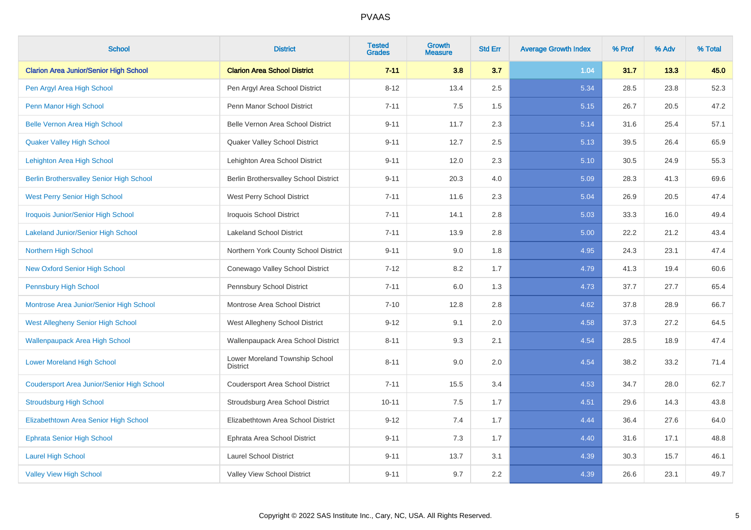| School | District | Tested Grades | Growth Measure | Std Err | Average Growth Index | % Prof | % Adv | % Total |
|---|---|---|---|---|---|---|---|---|
| **Clarion Area Junior/Senior High School** | **Clarion Area School District** | **7-11** | **3.8** | **3.7** | **1.04** | **31.7** | **13.3** | **45.0** |
| Pen Argyl Area High School | Pen Argyl Area School District | 8-12 | 13.4 | 2.5 | 5.34 | 28.5 | 23.8 | 52.3 |
| Penn Manor High School | Penn Manor School District | 7-11 | 7.5 | 1.5 | 5.15 | 26.7 | 20.5 | 47.2 |
| Belle Vernon Area High School | Belle Vernon Area School District | 9-11 | 11.7 | 2.3 | 5.14 | 31.6 | 25.4 | 57.1 |
| Quaker Valley High School | Quaker Valley School District | 9-11 | 12.7 | 2.5 | 5.13 | 39.5 | 26.4 | 65.9 |
| Lehighton Area High School | Lehighton Area School District | 9-11 | 12.0 | 2.3 | 5.10 | 30.5 | 24.9 | 55.3 |
| Berlin Brothersvalley Senior High School | Berlin Brothersvalley School District | 9-11 | 20.3 | 4.0 | 5.09 | 28.3 | 41.3 | 69.6 |
| West Perry Senior High School | West Perry School District | 7-11 | 11.6 | 2.3 | 5.04 | 26.9 | 20.5 | 47.4 |
| Iroquois Junior/Senior High School | Iroquois School District | 7-11 | 14.1 | 2.8 | 5.03 | 33.3 | 16.0 | 49.4 |
| Lakeland Junior/Senior High School | Lakeland School District | 7-11 | 13.9 | 2.8 | 5.00 | 22.2 | 21.2 | 43.4 |
| Northern High School | Northern York County School District | 9-11 | 9.0 | 1.8 | 4.95 | 24.3 | 23.1 | 47.4 |
| New Oxford Senior High School | Conewago Valley School District | 7-12 | 8.2 | 1.7 | 4.79 | 41.3 | 19.4 | 60.6 |
| Pennsbury High School | Pennsbury School District | 7-11 | 6.0 | 1.3 | 4.73 | 37.7 | 27.7 | 65.4 |
| Montrose Area Junior/Senior High School | Montrose Area School District | 7-10 | 12.8 | 2.8 | 4.62 | 37.8 | 28.9 | 66.7 |
| West Allegheny Senior High School | West Allegheny School District | 9-12 | 9.1 | 2.0 | 4.58 | 37.3 | 27.2 | 64.5 |
| Wallenpaupack Area High School | Wallenpaupack Area School District | 8-11 | 9.3 | 2.1 | 4.54 | 28.5 | 18.9 | 47.4 |
| Lower Moreland High School | Lower Moreland Township School District | 8-11 | 9.0 | 2.0 | 4.54 | 38.2 | 33.2 | 71.4 |
| Coudersport Area Junior/Senior High School | Coudersport Area School District | 7-11 | 15.5 | 3.4 | 4.53 | 34.7 | 28.0 | 62.7 |
| Stroudsburg High School | Stroudsburg Area School District | 10-11 | 7.5 | 1.7 | 4.51 | 29.6 | 14.3 | 43.8 |
| Elizabethtown Area Senior High School | Elizabethtown Area School District | 9-12 | 7.4 | 1.7 | 4.44 | 36.4 | 27.6 | 64.0 |
| Ephrata Senior High School | Ephrata Area School District | 9-11 | 7.3 | 1.7 | 4.40 | 31.6 | 17.1 | 48.8 |
| Laurel High School | Laurel School District | 9-11 | 13.7 | 3.1 | 4.39 | 30.3 | 15.7 | 46.1 |
| Valley View High School | Valley View School District | 9-11 | 9.7 | 2.2 | 4.39 | 26.6 | 23.1 | 49.7 |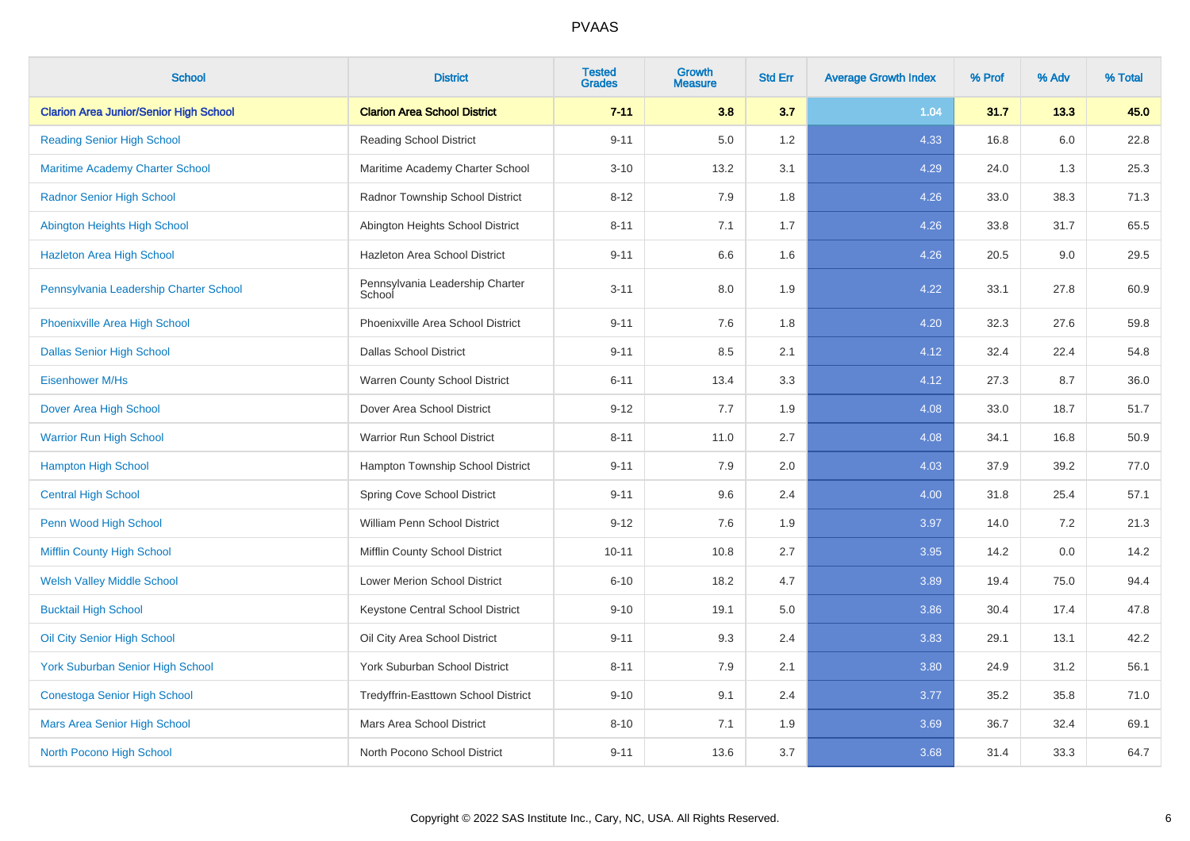| School | District | Tested Grades | Growth Measure | Std Err | Average Growth Index | % Prof | % Adv | % Total |
|---|---|---|---|---|---|---|---|---|
| **Clarion Area Junior/Senior High School** | **Clarion Area School District** | **7-11** | **3.8** | **3.7** | 1.04 | **31.7** | **13.3** | **45.0** |
| Reading Senior High School | Reading School District | 9-11 | 5.0 | 1.2 | 4.33 | 16.8 | 6.0 | 22.8 |
| Maritime Academy Charter School | Maritime Academy Charter School | 3-10 | 13.2 | 3.1 | 4.29 | 24.0 | 1.3 | 25.3 |
| Radnor Senior High School | Radnor Township School District | 8-12 | 7.9 | 1.8 | 4.26 | 33.0 | 38.3 | 71.3 |
| Abington Heights High School | Abington Heights School District | 8-11 | 7.1 | 1.7 | 4.26 | 33.8 | 31.7 | 65.5 |
| Hazleton Area High School | Hazleton Area School District | 9-11 | 6.6 | 1.6 | 4.26 | 20.5 | 9.0 | 29.5 |
| Pennsylvania Leadership Charter School | Pennsylvania Leadership Charter School | 3-11 | 8.0 | 1.9 | 4.22 | 33.1 | 27.8 | 60.9 |
| Phoenixville Area High School | Phoenixville Area School District | 9-11 | 7.6 | 1.8 | 4.20 | 32.3 | 27.6 | 59.8 |
| Dallas Senior High School | Dallas School District | 9-11 | 8.5 | 2.1 | 4.12 | 32.4 | 22.4 | 54.8 |
| Eisenhower M/Hs | Warren County School District | 6-11 | 13.4 | 3.3 | 4.12 | 27.3 | 8.7 | 36.0 |
| Dover Area High School | Dover Area School District | 9-12 | 7.7 | 1.9 | 4.08 | 33.0 | 18.7 | 51.7 |
| Warrior Run High School | Warrior Run School District | 8-11 | 11.0 | 2.7 | 4.08 | 34.1 | 16.8 | 50.9 |
| Hampton High School | Hampton Township School District | 9-11 | 7.9 | 2.0 | 4.03 | 37.9 | 39.2 | 77.0 |
| Central High School | Spring Cove School District | 9-11 | 9.6 | 2.4 | 4.00 | 31.8 | 25.4 | 57.1 |
| Penn Wood High School | William Penn School District | 9-12 | 7.6 | 1.9 | 3.97 | 14.0 | 7.2 | 21.3 |
| Mifflin County High School | Mifflin County School District | 10-11 | 10.8 | 2.7 | 3.95 | 14.2 | 0.0 | 14.2 |
| Welsh Valley Middle School | Lower Merion School District | 6-10 | 18.2 | 4.7 | 3.89 | 19.4 | 75.0 | 94.4 |
| Bucktail High School | Keystone Central School District | 9-10 | 19.1 | 5.0 | 3.86 | 30.4 | 17.4 | 47.8 |
| Oil City Senior High School | Oil City Area School District | 9-11 | 9.3 | 2.4 | 3.83 | 29.1 | 13.1 | 42.2 |
| York Suburban Senior High School | York Suburban School District | 8-11 | 7.9 | 2.1 | 3.80 | 24.9 | 31.2 | 56.1 |
| Conestoga Senior High School | Tredyffrin-Easttown School District | 9-10 | 9.1 | 2.4 | 3.77 | 35.2 | 35.8 | 71.0 |
| Mars Area Senior High School | Mars Area School District | 8-10 | 7.1 | 1.9 | 3.69 | 36.7 | 32.4 | 69.1 |
| North Pocono High School | North Pocono School District | 9-11 | 13.6 | 3.7 | 3.68 | 31.4 | 33.3 | 64.7 |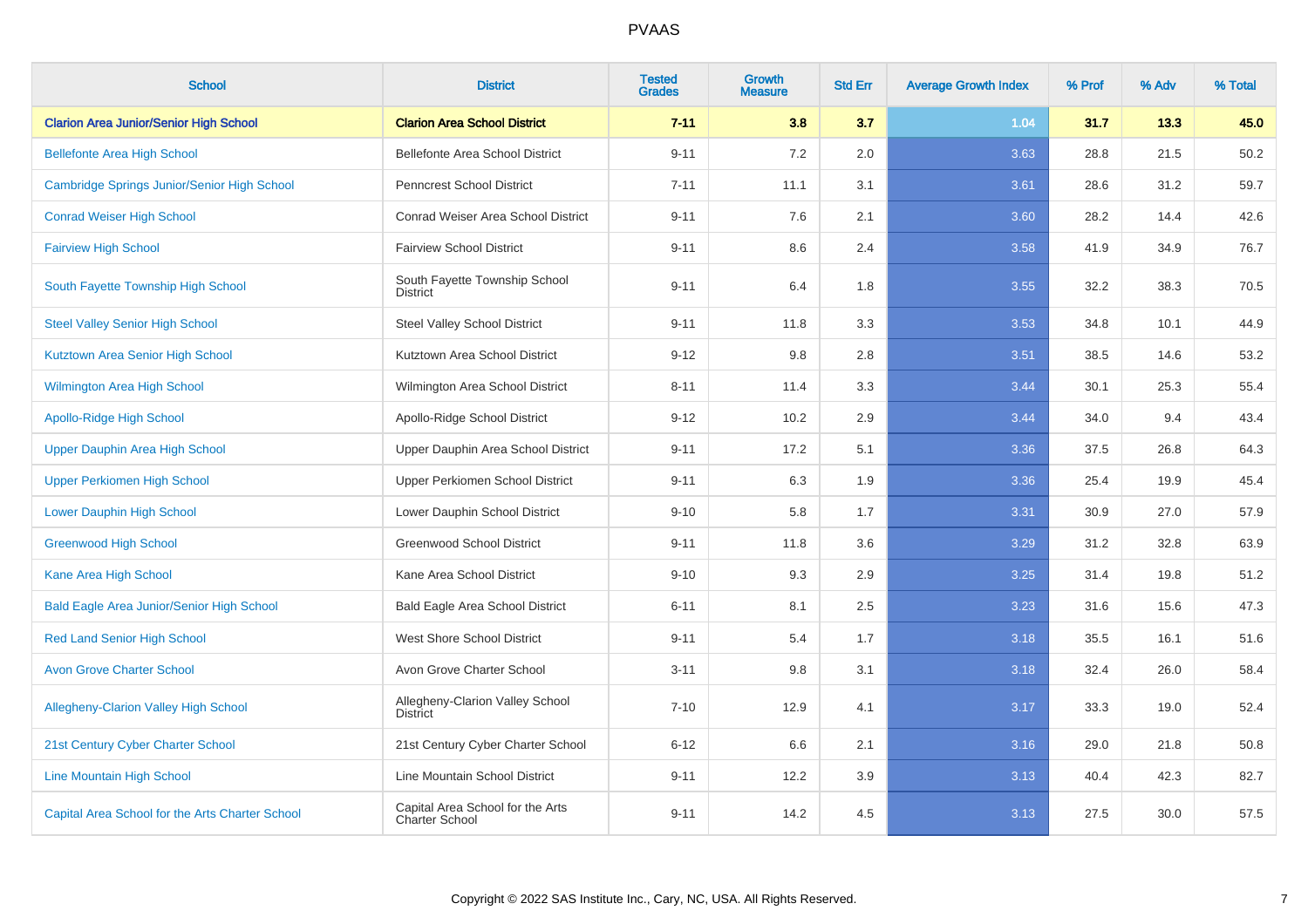# PVAAS

| School | District | Tested Grades | Growth Measure | Std Err | Average Growth Index | % Prof | % Adv | % Total |
|---|---|---|---|---|---|---|---|---|
| **Clarion Area Junior/Senior High School** | **Clarion Area School District** | **7-11** | **3.8** | **3.7** | **1.04** | **31.7** | **13.3** | **45.0** |
| Bellefonte Area High School | Bellefonte Area School District | 9-11 | 7.2 | 2.0 | 3.63 | 28.8 | 21.5 | 50.2 |
| Cambridge Springs Junior/Senior High School | Penncrest School District | 7-11 | 11.1 | 3.1 | 3.61 | 28.6 | 31.2 | 59.7 |
| Conrad Weiser High School | Conrad Weiser Area School District | 9-11 | 7.6 | 2.1 | 3.60 | 28.2 | 14.4 | 42.6 |
| Fairview High School | Fairview School District | 9-11 | 8.6 | 2.4 | 3.58 | 41.9 | 34.9 | 76.7 |
| South Fayette Township High School | South Fayette Township School District | 9-11 | 6.4 | 1.8 | 3.55 | 32.2 | 38.3 | 70.5 |
| Steel Valley Senior High School | Steel Valley School District | 9-11 | 11.8 | 3.3 | 3.53 | 34.8 | 10.1 | 44.9 |
| Kutztown Area Senior High School | Kutztown Area School District | 9-12 | 9.8 | 2.8 | 3.51 | 38.5 | 14.6 | 53.2 |
| Wilmington Area High School | Wilmington Area School District | 8-11 | 11.4 | 3.3 | 3.44 | 30.1 | 25.3 | 55.4 |
| Apollo-Ridge High School | Apollo-Ridge School District | 9-12 | 10.2 | 2.9 | 3.44 | 34.0 | 9.4 | 43.4 |
| Upper Dauphin Area High School | Upper Dauphin Area School District | 9-11 | 17.2 | 5.1 | 3.36 | 37.5 | 26.8 | 64.3 |
| Upper Perkiomen High School | Upper Perkiomen School District | 9-11 | 6.3 | 1.9 | 3.36 | 25.4 | 19.9 | 45.4 |
| Lower Dauphin High School | Lower Dauphin School District | 9-10 | 5.8 | 1.7 | 3.31 | 30.9 | 27.0 | 57.9 |
| Greenwood High School | Greenwood School District | 9-11 | 11.8 | 3.6 | 3.29 | 31.2 | 32.8 | 63.9 |
| Kane Area High School | Kane Area School District | 9-10 | 9.3 | 2.9 | 3.25 | 31.4 | 19.8 | 51.2 |
| Bald Eagle Area Junior/Senior High School | Bald Eagle Area School District | 6-11 | 8.1 | 2.5 | 3.23 | 31.6 | 15.6 | 47.3 |
| Red Land Senior High School | West Shore School District | 9-11 | 5.4 | 1.7 | 3.18 | 35.5 | 16.1 | 51.6 |
| Avon Grove Charter School | Avon Grove Charter School | 3-11 | 9.8 | 3.1 | 3.18 | 32.4 | 26.0 | 58.4 |
| Allegheny-Clarion Valley High School | Allegheny-Clarion Valley School District | 7-10 | 12.9 | 4.1 | 3.17 | 33.3 | 19.0 | 52.4 |
| 21st Century Cyber Charter School | 21st Century Cyber Charter School | 6-12 | 6.6 | 2.1 | 3.16 | 29.0 | 21.8 | 50.8 |
| Line Mountain High School | Line Mountain School District | 9-11 | 12.2 | 3.9 | 3.13 | 40.4 | 42.3 | 82.7 |
| Capital Area School for the Arts Charter School | Capital Area School for the Arts Charter School | 9-11 | 14.2 | 4.5 | 3.13 | 27.5 | 30.0 | 57.5 |

Copyright © 2022 SAS Institute Inc., Cary, NC, USA. All Rights Reserved.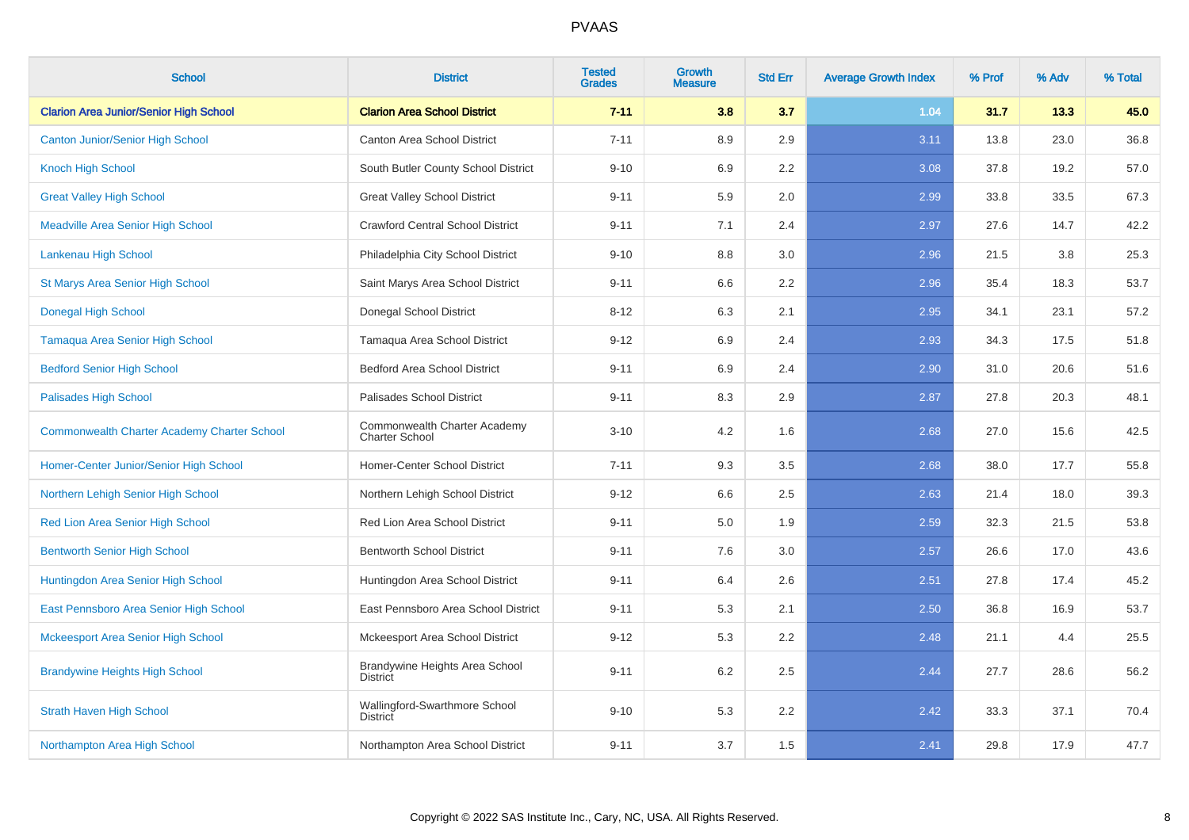# PVAAS

| School | District | Tested Grades | Growth Measure | Std Err | Average Growth Index | % Prof | % Adv | % Total |
|---|---|---|---|---|---|---|---|---|
| **Clarion Area Junior/Senior High School** | **Clarion Area School District** | **7-11** | **3.8** | **3.7** | 1.04 | **31.7** | **13.3** | **45.0** |
| Canton Junior/Senior High School | Canton Area School District | 7-11 | 8.9 | 2.9 | 3.11 | 13.8 | 23.0 | 36.8 |
| Knoch High School | South Butler County School District | 9-10 | 6.9 | 2.2 | 3.08 | 37.8 | 19.2 | 57.0 |
| Great Valley High School | Great Valley School District | 9-11 | 5.9 | 2.0 | 2.99 | 33.8 | 33.5 | 67.3 |
| Meadville Area Senior High School | Crawford Central School District | 9-11 | 7.1 | 2.4 | 2.97 | 27.6 | 14.7 | 42.2 |
| Lankenau High School | Philadelphia City School District | 9-10 | 8.8 | 3.0 | 2.96 | 21.5 | 3.8 | 25.3 |
| St Marys Area Senior High School | Saint Marys Area School District | 9-11 | 6.6 | 2.2 | 2.96 | 35.4 | 18.3 | 53.7 |
| Donegal High School | Donegal School District | 8-12 | 6.3 | 2.1 | 2.95 | 34.1 | 23.1 | 57.2 |
| Tamaqua Area Senior High School | Tamaqua Area School District | 9-12 | 6.9 | 2.4 | 2.93 | 34.3 | 17.5 | 51.8 |
| Bedford Senior High School | Bedford Area School District | 9-11 | 6.9 | 2.4 | 2.90 | 31.0 | 20.6 | 51.6 |
| Palisades High School | Palisades School District | 9-11 | 8.3 | 2.9 | 2.87 | 27.8 | 20.3 | 48.1 |
| Commonwealth Charter Academy Charter School | Commonwealth Charter Academy Charter School | 3-10 | 4.2 | 1.6 | 2.68 | 27.0 | 15.6 | 42.5 |
| Homer-Center Junior/Senior High School | Homer-Center School District | 7-11 | 9.3 | 3.5 | 2.68 | 38.0 | 17.7 | 55.8 |
| Northern Lehigh Senior High School | Northern Lehigh School District | 9-12 | 6.6 | 2.5 | 2.63 | 21.4 | 18.0 | 39.3 |
| Red Lion Area Senior High School | Red Lion Area School District | 9-11 | 5.0 | 1.9 | 2.59 | 32.3 | 21.5 | 53.8 |
| Bentworth Senior High School | Bentworth School District | 9-11 | 7.6 | 3.0 | 2.57 | 26.6 | 17.0 | 43.6 |
| Huntingdon Area Senior High School | Huntingdon Area School District | 9-11 | 6.4 | 2.6 | 2.51 | 27.8 | 17.4 | 45.2 |
| East Pennsboro Area Senior High School | East Pennsboro Area School District | 9-11 | 5.3 | 2.1 | 2.50 | 36.8 | 16.9 | 53.7 |
| Mckeesport Area Senior High School | Mckeesport Area School District | 9-12 | 5.3 | 2.2 | 2.48 | 21.1 | 4.4 | 25.5 |
| Brandywine Heights High School | Brandywine Heights Area School District | 9-11 | 6.2 | 2.5 | 2.44 | 27.7 | 28.6 | 56.2 |
| Strath Haven High School | Wallingford-Swarthmore School District | 9-10 | 5.3 | 2.2 | 2.42 | 33.3 | 37.1 | 70.4 |
| Northampton Area High School | Northampton Area School District | 9-11 | 3.7 | 1.5 | 2.41 | 29.8 | 17.9 | 47.7 |

Copyright © 2022 SAS Institute Inc., Cary, NC, USA. All Rights Reserved.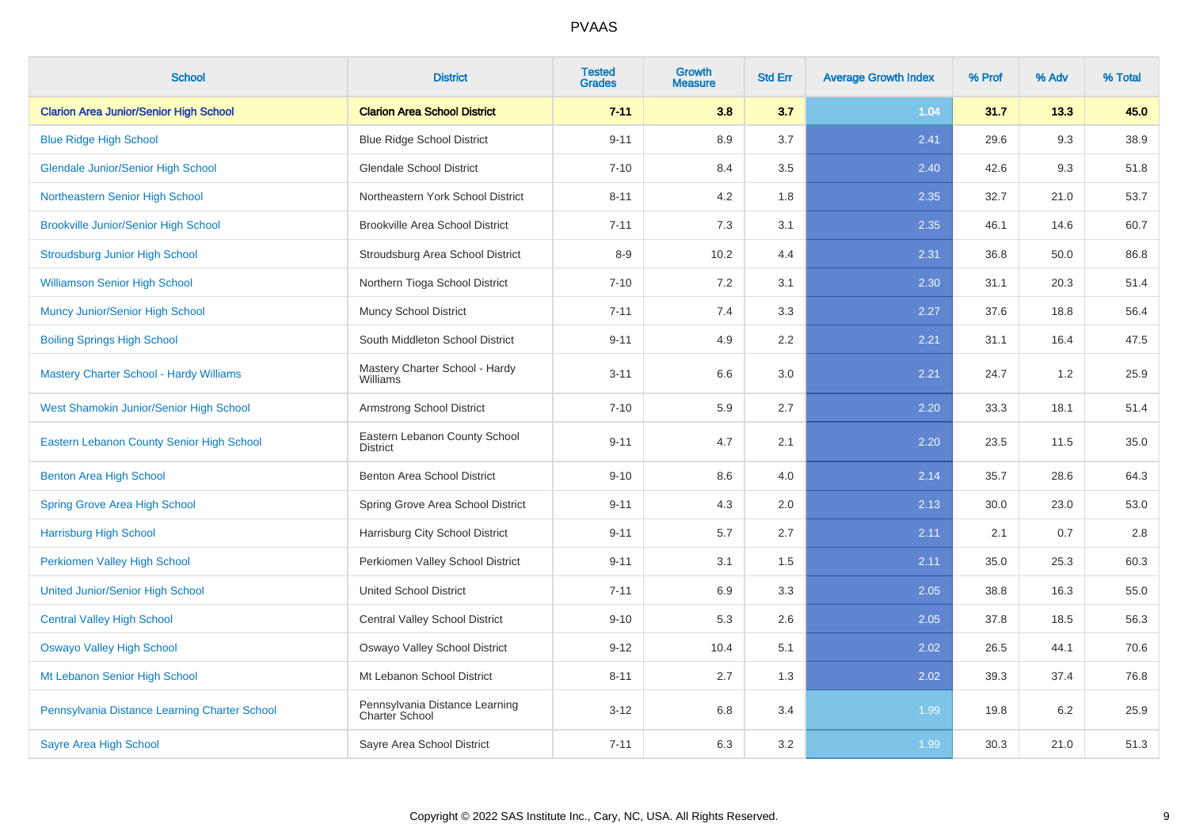PVAAS

| School | District | Tested Grades | Growth Measure | Std Err | Average Growth Index | % Prof | % Adv | % Total |
|---|---|---|---|---|---|---|---|---|
| **Clarion Area Junior/Senior High School** | **Clarion Area School District** | **7-11** | **3.8** | **3.7** | **1.04** | **31.7** | **13.3** | **45.0** |
| Blue Ridge High School | Blue Ridge School District | 9-11 | 8.9 | 3.7 | 2.41 | 29.6 | 9.3 | 38.9 |
| Glendale Junior/Senior High School | Glendale School District | 7-10 | 8.4 | 3.5 | 2.40 | 42.6 | 9.3 | 51.8 |
| Northeastern Senior High School | Northeastern York School District | 8-11 | 4.2 | 1.8 | 2.35 | 32.7 | 21.0 | 53.7 |
| Brookville Junior/Senior High School | Brookville Area School District | 7-11 | 7.3 | 3.1 | 2.35 | 46.1 | 14.6 | 60.7 |
| Stroudsburg Junior High School | Stroudsburg Area School District | 8-9 | 10.2 | 4.4 | 2.31 | 36.8 | 50.0 | 86.8 |
| Williamson Senior High School | Northern Tioga School District | 7-10 | 7.2 | 3.1 | 2.30 | 31.1 | 20.3 | 51.4 |
| Muncy Junior/Senior High School | Muncy School District | 7-11 | 7.4 | 3.3 | 2.27 | 37.6 | 18.8 | 56.4 |
| Boiling Springs High School | South Middleton School District | 9-11 | 4.9 | 2.2 | 2.21 | 31.1 | 16.4 | 47.5 |
| Mastery Charter School - Hardy Williams | Mastery Charter School - Hardy Williams | 3-11 | 6.6 | 3.0 | 2.21 | 24.7 | 1.2 | 25.9 |
| West Shamokin Junior/Senior High School | Armstrong School District | 7-10 | 5.9 | 2.7 | 2.20 | 33.3 | 18.1 | 51.4 |
| Eastern Lebanon County Senior High School | Eastern Lebanon County School District | 9-11 | 4.7 | 2.1 | 2.20 | 23.5 | 11.5 | 35.0 |
| Benton Area High School | Benton Area School District | 9-10 | 8.6 | 4.0 | 2.14 | 35.7 | 28.6 | 64.3 |
| Spring Grove Area High School | Spring Grove Area School District | 9-11 | 4.3 | 2.0 | 2.13 | 30.0 | 23.0 | 53.0 |
| Harrisburg High School | Harrisburg City School District | 9-11 | 5.7 | 2.7 | 2.11 | 2.1 | 0.7 | 2.8 |
| Perkiomen Valley High School | Perkiomen Valley School District | 9-11 | 3.1 | 1.5 | 2.11 | 35.0 | 25.3 | 60.3 |
| United Junior/Senior High School | United School District | 7-11 | 6.9 | 3.3 | 2.05 | 38.8 | 16.3 | 55.0 |
| Central Valley High School | Central Valley School District | 9-10 | 5.3 | 2.6 | 2.05 | 37.8 | 18.5 | 56.3 |
| Oswayo Valley High School | Oswayo Valley School District | 9-12 | 10.4 | 5.1 | 2.02 | 26.5 | 44.1 | 70.6 |
| Mt Lebanon Senior High School | Mt Lebanon School District | 8-11 | 2.7 | 1.3 | 2.02 | 39.3 | 37.4 | 76.8 |
| Pennsylvania Distance Learning Charter School | Pennsylvania Distance Learning Charter School | 3-12 | 6.8 | 3.4 | 1.99 | 19.8 | 6.2 | 25.9 |
| Sayre Area High School | Sayre Area School District | 7-11 | 6.3 | 3.2 | 1.99 | 30.3 | 21.0 | 51.3 |

Copyright © 2022 SAS Institute Inc., Cary, NC, USA. All Rights Reserved.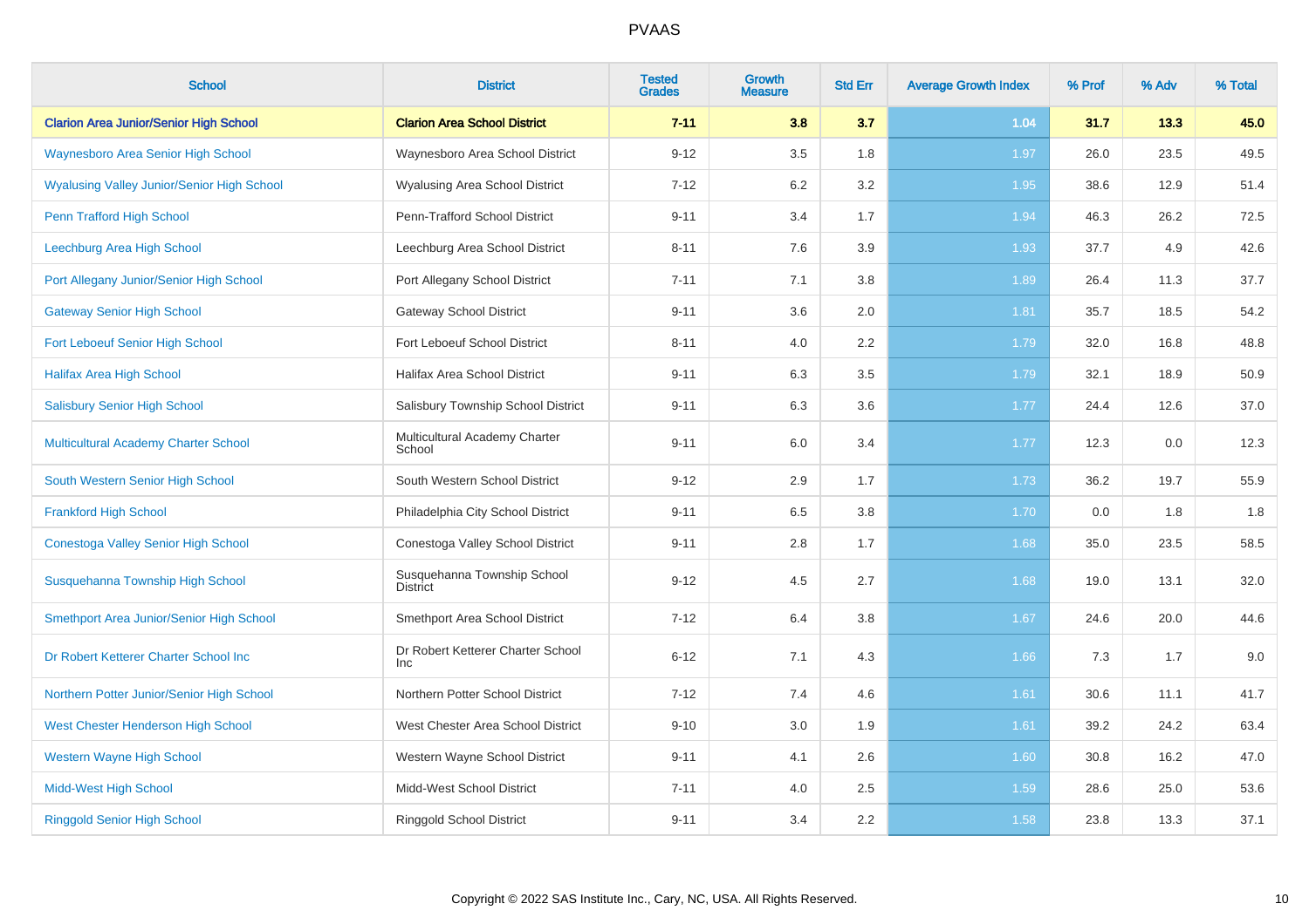# PVAAS

| School | District | Tested Grades | Growth Measure | Std Err | Average Growth Index | % Prof | % Adv | % Total |
|---|---|---|---|---|---|---|---|---|
| **Clarion Area Junior/Senior High School** | **Clarion Area School District** | **7-11** | **3.8** | **3.7** | **1.04** | **31.7** | **13.3** | **45.0** |
| Waynesboro Area Senior High School | Waynesboro Area School District | 9-12 | 3.5 | 1.8 | 1.97 | 26.0 | 23.5 | 49.5 |
| Wyalusing Valley Junior/Senior High School | Wyalusing Area School District | 7-12 | 6.2 | 3.2 | 1.95 | 38.6 | 12.9 | 51.4 |
| Penn Trafford High School | Penn-Trafford School District | 9-11 | 3.4 | 1.7 | 1.94 | 46.3 | 26.2 | 72.5 |
| Leechburg Area High School | Leechburg Area School District | 8-11 | 7.6 | 3.9 | 1.93 | 37.7 | 4.9 | 42.6 |
| Port Allegany Junior/Senior High School | Port Allegany School District | 7-11 | 7.1 | 3.8 | 1.89 | 26.4 | 11.3 | 37.7 |
| Gateway Senior High School | Gateway School District | 9-11 | 3.6 | 2.0 | 1.81 | 35.7 | 18.5 | 54.2 |
| Fort Leboeuf Senior High School | Fort Leboeuf School District | 8-11 | 4.0 | 2.2 | 1.79 | 32.0 | 16.8 | 48.8 |
| Halifax Area High School | Halifax Area School District | 9-11 | 6.3 | 3.5 | 1.79 | 32.1 | 18.9 | 50.9 |
| Salisbury Senior High School | Salisbury Township School District | 9-11 | 6.3 | 3.6 | 1.77 | 24.4 | 12.6 | 37.0 |
| Multicultural Academy Charter School | Multicultural Academy Charter School | 9-11 | 6.0 | 3.4 | 1.77 | 12.3 | 0.0 | 12.3 |
| South Western Senior High School | South Western School District | 9-12 | 2.9 | 1.7 | 1.73 | 36.2 | 19.7 | 55.9 |
| Frankford High School | Philadelphia City School District | 9-11 | 6.5 | 3.8 | 1.70 | 0.0 | 1.8 | 1.8 |
| Conestoga Valley Senior High School | Conestoga Valley School District | 9-11 | 2.8 | 1.7 | 1.68 | 35.0 | 23.5 | 58.5 |
| Susquehanna Township High School | Susquehanna Township School District | 9-12 | 4.5 | 2.7 | 1.68 | 19.0 | 13.1 | 32.0 |
| Smethport Area Junior/Senior High School | Smethport Area School District | 7-12 | 6.4 | 3.8 | 1.67 | 24.6 | 20.0 | 44.6 |
| Dr Robert Ketterer Charter School Inc | Dr Robert Ketterer Charter School Inc | 6-12 | 7.1 | 4.3 | 1.66 | 7.3 | 1.7 | 9.0 |
| Northern Potter Junior/Senior High School | Northern Potter School District | 7-12 | 7.4 | 4.6 | 1.61 | 30.6 | 11.1 | 41.7 |
| West Chester Henderson High School | West Chester Area School District | 9-10 | 3.0 | 1.9 | 1.61 | 39.2 | 24.2 | 63.4 |
| Western Wayne High School | Western Wayne School District | 9-11 | 4.1 | 2.6 | 1.60 | 30.8 | 16.2 | 47.0 |
| Midd-West High School | Midd-West School District | 7-11 | 4.0 | 2.5 | 1.59 | 28.6 | 25.0 | 53.6 |
| Ringgold Senior High School | Ringgold School District | 9-11 | 3.4 | 2.2 | 1.58 | 23.8 | 13.3 | 37.1 |

Copyright © 2022 SAS Institute Inc., Cary, NC, USA. All Rights Reserved.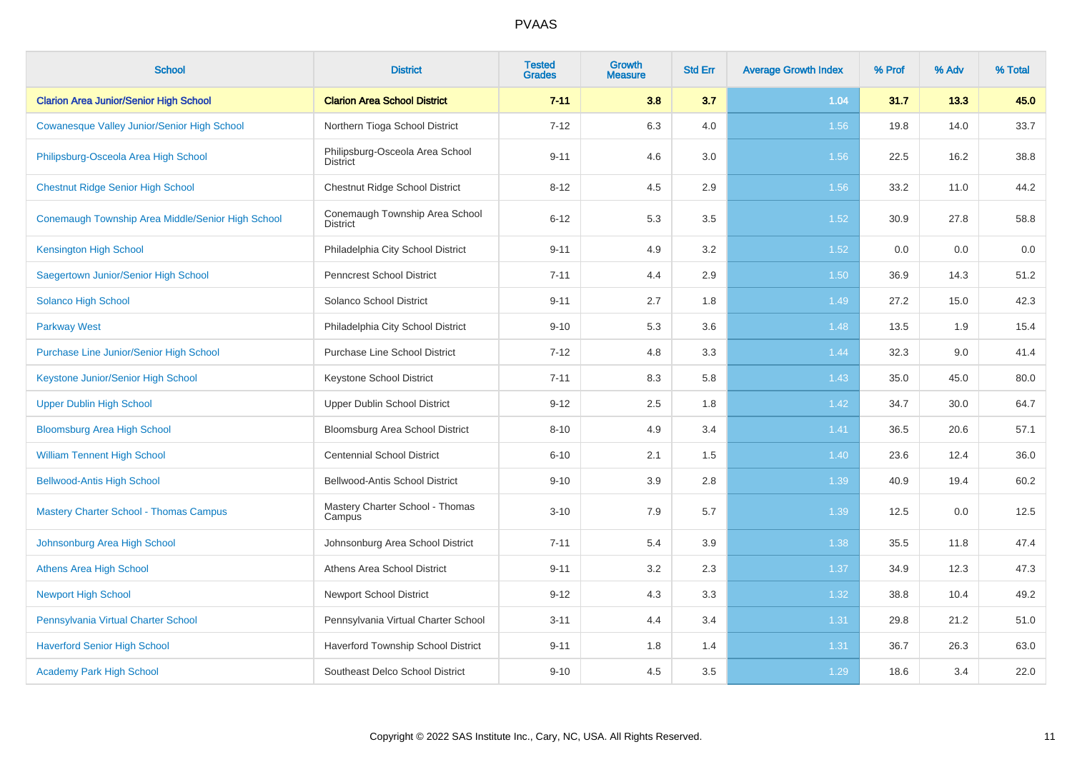# PVAAS

| School | District | Tested Grades | Growth Measure | Std Err | Average Growth Index | % Prof | % Adv | % Total |
|---|---|---|---|---|---|---|---|---|
| **Clarion Area Junior/Senior High School** | **Clarion Area School District** | **7-11** | **3.8** | **3.7** | **1.04** | **31.7** | **13.3** | **45.0** |
| Cowanesque Valley Junior/Senior High School | Northern Tioga School District | 7-12 | 6.3 | 4.0 | 1.56 | 19.8 | 14.0 | 33.7 |
| Philipsburg-Osceola Area High School | Philipsburg-Osceola Area School District | 9-11 | 4.6 | 3.0 | 1.56 | 22.5 | 16.2 | 38.8 |
| Chestnut Ridge Senior High School | Chestnut Ridge School District | 8-12 | 4.5 | 2.9 | 1.56 | 33.2 | 11.0 | 44.2 |
| Conemaugh Township Area Middle/Senior High School | Conemaugh Township Area School District | 6-12 | 5.3 | 3.5 | 1.52 | 30.9 | 27.8 | 58.8 |
| Kensington High School | Philadelphia City School District | 9-11 | 4.9 | 3.2 | 1.52 | 0.0 | 0.0 | 0.0 |
| Saegertown Junior/Senior High School | Penncrest School District | 7-11 | 4.4 | 2.9 | 1.50 | 36.9 | 14.3 | 51.2 |
| Solanco High School | Solanco School District | 9-11 | 2.7 | 1.8 | 1.49 | 27.2 | 15.0 | 42.3 |
| Parkway West | Philadelphia City School District | 9-10 | 5.3 | 3.6 | 1.48 | 13.5 | 1.9 | 15.4 |
| Purchase Line Junior/Senior High School | Purchase Line School District | 7-12 | 4.8 | 3.3 | 1.44 | 32.3 | 9.0 | 41.4 |
| Keystone Junior/Senior High School | Keystone School District | 7-11 | 8.3 | 5.8 | 1.43 | 35.0 | 45.0 | 80.0 |
| Upper Dublin High School | Upper Dublin School District | 9-12 | 2.5 | 1.8 | 1.42 | 34.7 | 30.0 | 64.7 |
| Bloomsburg Area High School | Bloomsburg Area School District | 8-10 | 4.9 | 3.4 | 1.41 | 36.5 | 20.6 | 57.1 |
| William Tennent High School | Centennial School District | 6-10 | 2.1 | 1.5 | 1.40 | 23.6 | 12.4 | 36.0 |
| Bellwood-Antis High School | Bellwood-Antis School District | 9-10 | 3.9 | 2.8 | 1.39 | 40.9 | 19.4 | 60.2 |
| Mastery Charter School - Thomas Campus | Mastery Charter School - Thomas Campus | 3-10 | 7.9 | 5.7 | 1.39 | 12.5 | 0.0 | 12.5 |
| Johnsonburg Area High School | Johnsonburg Area School District | 7-11 | 5.4 | 3.9 | 1.38 | 35.5 | 11.8 | 47.4 |
| Athens Area High School | Athens Area School District | 9-11 | 3.2 | 2.3 | 1.37 | 34.9 | 12.3 | 47.3 |
| Newport High School | Newport School District | 9-12 | 4.3 | 3.3 | 1.32 | 38.8 | 10.4 | 49.2 |
| Pennsylvania Virtual Charter School | Pennsylvania Virtual Charter School | 3-11 | 4.4 | 3.4 | 1.31 | 29.8 | 21.2 | 51.0 |
| Haverford Senior High School | Haverford Township School District | 9-11 | 1.8 | 1.4 | 1.31 | 36.7 | 26.3 | 63.0 |
| Academy Park High School | Southeast Delco School District | 9-10 | 4.5 | 3.5 | 1.29 | 18.6 | 3.4 | 22.0 |

Copyright © 2022 SAS Institute Inc., Cary, NC, USA. All Rights Reserved.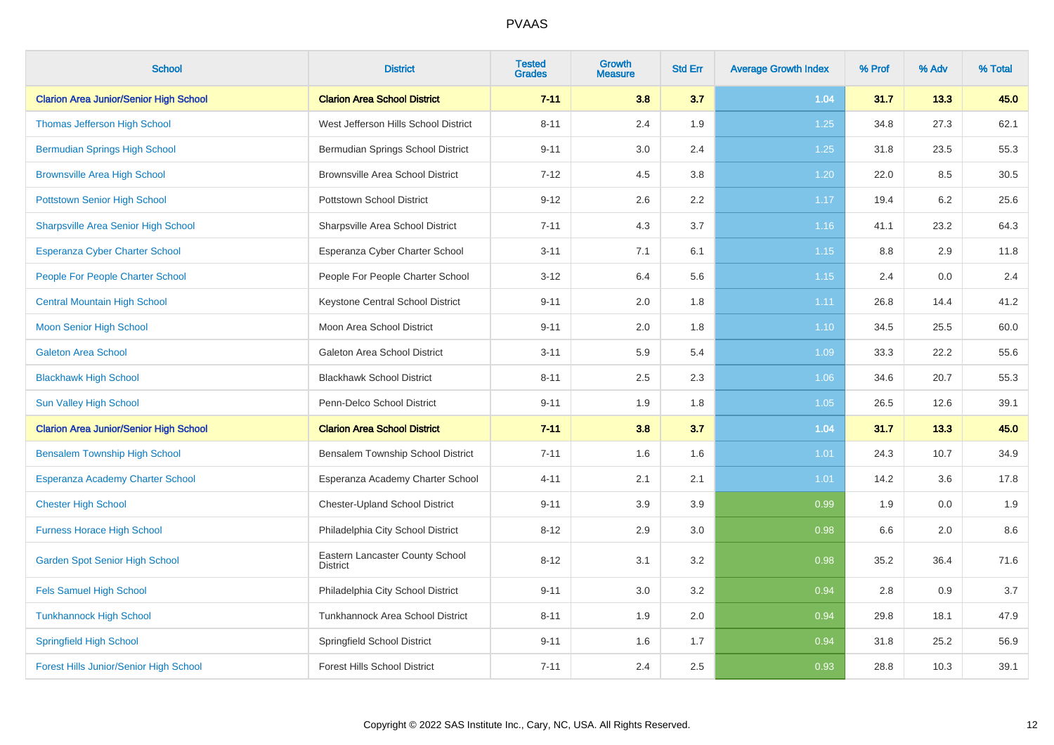| School | District | Tested Grades | Growth Measure | Std Err | Average Growth Index | % Prof | % Adv | % Total |
|---|---|---|---|---|---|---|---|---|
| **Clarion Area Junior/Senior High School** | **Clarion Area School District** | **7-11** | **3.8** | **3.7** | **1.04** | **31.7** | **13.3** | **45.0** |
| Thomas Jefferson High School | West Jefferson Hills School District | 8-11 | 2.4 | 1.9 | 1.25 | 34.8 | 27.3 | 62.1 |
| Bermudian Springs High School | Bermudian Springs School District | 9-11 | 3.0 | 2.4 | 1.25 | 31.8 | 23.5 | 55.3 |
| Brownsville Area High School | Brownsville Area School District | 7-12 | 4.5 | 3.8 | 1.20 | 22.0 | 8.5 | 30.5 |
| Pottstown Senior High School | Pottstown School District | 9-12 | 2.6 | 2.2 | 1.17 | 19.4 | 6.2 | 25.6 |
| Sharpsville Area Senior High School | Sharpsville Area School District | 7-11 | 4.3 | 3.7 | 1.16 | 41.1 | 23.2 | 64.3 |
| Esperanza Cyber Charter School | Esperanza Cyber Charter School | 3-11 | 7.1 | 6.1 | 1.15 | 8.8 | 2.9 | 11.8 |
| People For People Charter School | People For People Charter School | 3-12 | 6.4 | 5.6 | 1.15 | 2.4 | 0.0 | 2.4 |
| Central Mountain High School | Keystone Central School District | 9-11 | 2.0 | 1.8 | 1.11 | 26.8 | 14.4 | 41.2 |
| Moon Senior High School | Moon Area School District | 9-11 | 2.0 | 1.8 | 1.10 | 34.5 | 25.5 | 60.0 |
| Galeton Area School | Galeton Area School District | 3-11 | 5.9 | 5.4 | 1.09 | 33.3 | 22.2 | 55.6 |
| Blackhawk High School | Blackhawk School District | 8-11 | 2.5 | 2.3 | 1.06 | 34.6 | 20.7 | 55.3 |
| Sun Valley High School | Penn-Delco School District | 9-11 | 1.9 | 1.8 | 1.05 | 26.5 | 12.6 | 39.1 |
| **Clarion Area Junior/Senior High School** | **Clarion Area School District** | **7-11** | **3.8** | **3.7** | **1.04** | **31.7** | **13.3** | **45.0** |
| Bensalem Township High School | Bensalem Township School District | 7-11 | 1.6 | 1.6 | 1.01 | 24.3 | 10.7 | 34.9 |
| Esperanza Academy Charter School | Esperanza Academy Charter School | 4-11 | 2.1 | 2.1 | 1.01 | 14.2 | 3.6 | 17.8 |
| Chester High School | Chester-Upland School District | 9-11 | 3.9 | 3.9 | 0.99 | 1.9 | 0.0 | 1.9 |
| Furness Horace High School | Philadelphia City School District | 8-12 | 2.9 | 3.0 | 0.98 | 6.6 | 2.0 | 8.6 |
| Garden Spot Senior High School | Eastern Lancaster County School District | 8-12 | 3.1 | 3.2 | 0.98 | 35.2 | 36.4 | 71.6 |
| Fels Samuel High School | Philadelphia City School District | 9-11 | 3.0 | 3.2 | 0.94 | 2.8 | 0.9 | 3.7 |
| Tunkhannock High School | Tunkhannock Area School District | 8-11 | 1.9 | 2.0 | 0.94 | 29.8 | 18.1 | 47.9 |
| Springfield High School | Springfield School District | 9-11 | 1.6 | 1.7 | 0.94 | 31.8 | 25.2 | 56.9 |
| Forest Hills Junior/Senior High School | Forest Hills School District | 7-11 | 2.4 | 2.5 | 0.93 | 28.8 | 10.3 | 39.1 |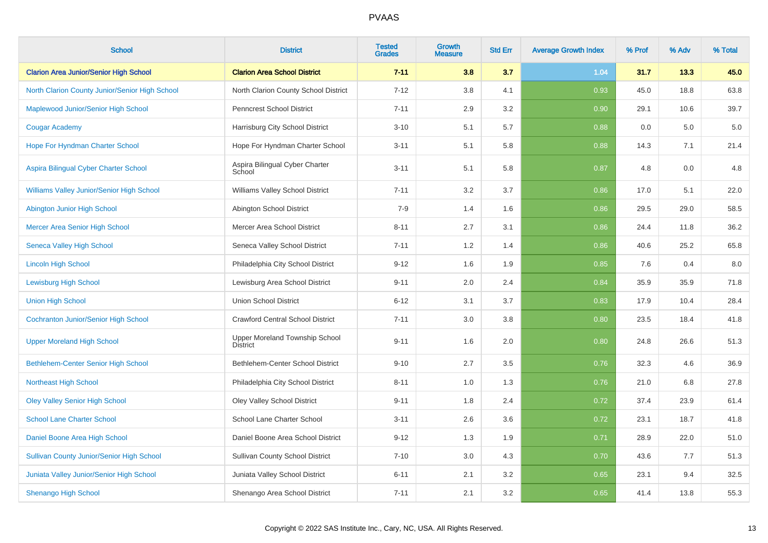# PVAAS

| School | District | Tested Grades | Growth Measure | Std Err | Average Growth Index | % Prof | % Adv | % Total |
|---|---|---|---|---|---|---|---|---|
| **Clarion Area Junior/Senior High School** | **Clarion Area School District** | **7-11** | **3.8** | **3.7** | 1.04 | **31.7** | **13.3** | **45.0** |
| North Clarion County Junior/Senior High School | North Clarion County School District | 7-12 | 3.8 | 4.1 | 0.93 | 45.0 | 18.8 | 63.8 |
| Maplewood Junior/Senior High School | Penncrest School District | 7-11 | 2.9 | 3.2 | 0.90 | 29.1 | 10.6 | 39.7 |
| Cougar Academy | Harrisburg City School District | 3-10 | 5.1 | 5.7 | 0.88 | 0.0 | 5.0 | 5.0 |
| Hope For Hyndman Charter School | Hope For Hyndman Charter School | 3-11 | 5.1 | 5.8 | 0.88 | 14.3 | 7.1 | 21.4 |
| Aspira Bilingual Cyber Charter School | Aspira Bilingual Cyber Charter School | 3-11 | 5.1 | 5.8 | 0.87 | 4.8 | 0.0 | 4.8 |
| Williams Valley Junior/Senior High School | Williams Valley School District | 7-11 | 3.2 | 3.7 | 0.86 | 17.0 | 5.1 | 22.0 |
| Abington Junior High School | Abington School District | 7-9 | 1.4 | 1.6 | 0.86 | 29.5 | 29.0 | 58.5 |
| Mercer Area Senior High School | Mercer Area School District | 8-11 | 2.7 | 3.1 | 0.86 | 24.4 | 11.8 | 36.2 |
| Seneca Valley High School | Seneca Valley School District | 7-11 | 1.2 | 1.4 | 0.86 | 40.6 | 25.2 | 65.8 |
| Lincoln High School | Philadelphia City School District | 9-12 | 1.6 | 1.9 | 0.85 | 7.6 | 0.4 | 8.0 |
| Lewisburg High School | Lewisburg Area School District | 9-11 | 2.0 | 2.4 | 0.84 | 35.9 | 35.9 | 71.8 |
| Union High School | Union School District | 6-12 | 3.1 | 3.7 | 0.83 | 17.9 | 10.4 | 28.4 |
| Cochranton Junior/Senior High School | Crawford Central School District | 7-11 | 3.0 | 3.8 | 0.80 | 23.5 | 18.4 | 41.8 |
| Upper Moreland High School | Upper Moreland Township School District | 9-11 | 1.6 | 2.0 | 0.80 | 24.8 | 26.6 | 51.3 |
| Bethlehem-Center Senior High School | Bethlehem-Center School District | 9-10 | 2.7 | 3.5 | 0.76 | 32.3 | 4.6 | 36.9 |
| Northeast High School | Philadelphia City School District | 8-11 | 1.0 | 1.3 | 0.76 | 21.0 | 6.8 | 27.8 |
| Oley Valley Senior High School | Oley Valley School District | 9-11 | 1.8 | 2.4 | 0.72 | 37.4 | 23.9 | 61.4 |
| School Lane Charter School | School Lane Charter School | 3-11 | 2.6 | 3.6 | 0.72 | 23.1 | 18.7 | 41.8 |
| Daniel Boone Area High School | Daniel Boone Area School District | 9-12 | 1.3 | 1.9 | 0.71 | 28.9 | 22.0 | 51.0 |
| Sullivan County Junior/Senior High School | Sullivan County School District | 7-10 | 3.0 | 4.3 | 0.70 | 43.6 | 7.7 | 51.3 |
| Juniata Valley Junior/Senior High School | Juniata Valley School District | 6-11 | 2.1 | 3.2 | 0.65 | 23.1 | 9.4 | 32.5 |
| Shenango High School | Shenango Area School District | 7-11 | 2.1 | 3.2 | 0.65 | 41.4 | 13.8 | 55.3 |

Copyright © 2022 SAS Institute Inc., Cary, NC, USA. All Rights Reserved.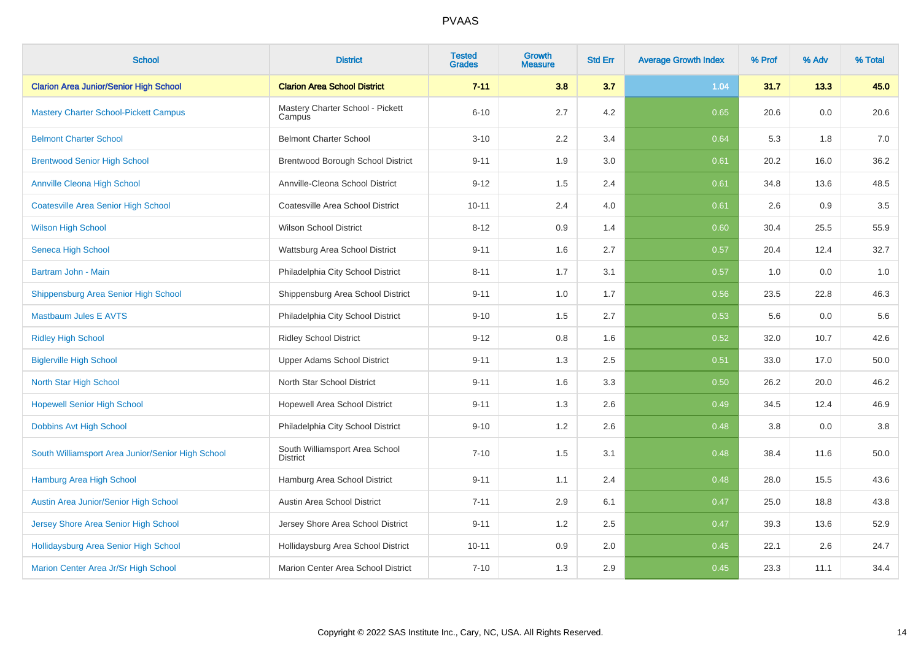PVAAS

| School | District | Tested Grades | Growth Measure | Std Err | Average Growth Index | % Prof | % Adv | % Total |
|---|---|---|---|---|---|---|---|---|
| **Clarion Area Junior/Senior High School** | **Clarion Area School District** | **7-11** | **3.8** | **3.7** | **1.04** | **31.7** | **13.3** | **45.0** |
| Mastery Charter School-Pickett Campus | Mastery Charter School - Pickett Campus | 6-10 | 2.7 | 4.2 | 0.65 | 20.6 | 0.0 | 20.6 |
| Belmont Charter School | Belmont Charter School | 3-10 | 2.2 | 3.4 | 0.64 | 5.3 | 1.8 | 7.0 |
| Brentwood Senior High School | Brentwood Borough School District | 9-11 | 1.9 | 3.0 | 0.61 | 20.2 | 16.0 | 36.2 |
| Annville Cleona High School | Annville-Cleona School District | 9-12 | 1.5 | 2.4 | 0.61 | 34.8 | 13.6 | 48.5 |
| Coatesville Area Senior High School | Coatesville Area School District | 10-11 | 2.4 | 4.0 | 0.61 | 2.6 | 0.9 | 3.5 |
| Wilson High School | Wilson School District | 8-12 | 0.9 | 1.4 | 0.60 | 30.4 | 25.5 | 55.9 |
| Seneca High School | Wattsburg Area School District | 9-11 | 1.6 | 2.7 | 0.57 | 20.4 | 12.4 | 32.7 |
| Bartram John - Main | Philadelphia City School District | 8-11 | 1.7 | 3.1 | 0.57 | 1.0 | 0.0 | 1.0 |
| Shippensburg Area Senior High School | Shippensburg Area School District | 9-11 | 1.0 | 1.7 | 0.56 | 23.5 | 22.8 | 46.3 |
| Mastbaum Jules E AVTS | Philadelphia City School District | 9-10 | 1.5 | 2.7 | 0.53 | 5.6 | 0.0 | 5.6 |
| Ridley High School | Ridley School District | 9-12 | 0.8 | 1.6 | 0.52 | 32.0 | 10.7 | 42.6 |
| Biglerville High School | Upper Adams School District | 9-11 | 1.3 | 2.5 | 0.51 | 33.0 | 17.0 | 50.0 |
| North Star High School | North Star School District | 9-11 | 1.6 | 3.3 | 0.50 | 26.2 | 20.0 | 46.2 |
| Hopewell Senior High School | Hopewell Area School District | 9-11 | 1.3 | 2.6 | 0.49 | 34.5 | 12.4 | 46.9 |
| Dobbins Avt High School | Philadelphia City School District | 9-10 | 1.2 | 2.6 | 0.48 | 3.8 | 0.0 | 3.8 |
| South Williamsport Area Junior/Senior High School | South Williamsport Area School District | 7-10 | 1.5 | 3.1 | 0.48 | 38.4 | 11.6 | 50.0 |
| Hamburg Area High School | Hamburg Area School District | 9-11 | 1.1 | 2.4 | 0.48 | 28.0 | 15.5 | 43.6 |
| Austin Area Junior/Senior High School | Austin Area School District | 7-11 | 2.9 | 6.1 | 0.47 | 25.0 | 18.8 | 43.8 |
| Jersey Shore Area Senior High School | Jersey Shore Area School District | 9-11 | 1.2 | 2.5 | 0.47 | 39.3 | 13.6 | 52.9 |
| Hollidaysburg Area Senior High School | Hollidaysburg Area School District | 10-11 | 0.9 | 2.0 | 0.45 | 22.1 | 2.6 | 24.7 |
| Marion Center Area Jr/Sr High School | Marion Center Area School District | 7-10 | 1.3 | 2.9 | 0.45 | 23.3 | 11.1 | 34.4 |

Copyright © 2022 SAS Institute Inc., Cary, NC, USA. All Rights Reserved.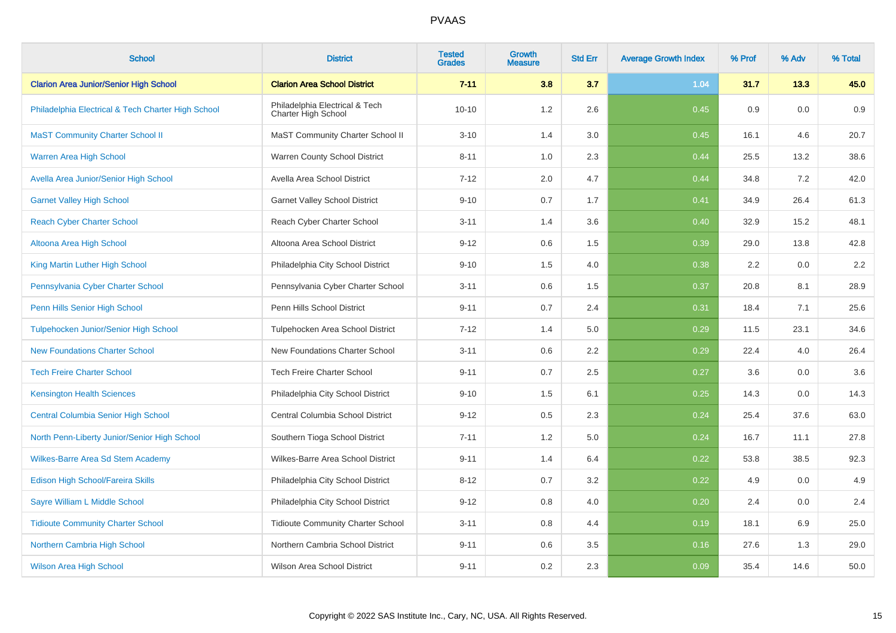# PVAAS

| School | District | Tested Grades | Growth Measure | Std Err | Average Growth Index | % Prof | % Adv | % Total |
|---|---|---|---|---|---|---|---|---|
| **Clarion Area Junior/Senior High School** | **Clarion Area School District** | **7-11** | **3.8** | **3.7** | **1.04** | **31.7** | **13.3** | **45.0** |
| Philadelphia Electrical & Tech Charter High School | Philadelphia Electrical & Tech Charter High School | 10-10 | 1.2 | 2.6 | 0.45 | 0.9 | 0.0 | 0.9 |
| MaST Community Charter School II | MaST Community Charter School II | 3-10 | 1.4 | 3.0 | 0.45 | 16.1 | 4.6 | 20.7 |
| Warren Area High School | Warren County School District | 8-11 | 1.0 | 2.3 | 0.44 | 25.5 | 13.2 | 38.6 |
| Avella Area Junior/Senior High School | Avella Area School District | 7-12 | 2.0 | 4.7 | 0.44 | 34.8 | 7.2 | 42.0 |
| Garnet Valley High School | Garnet Valley School District | 9-10 | 0.7 | 1.7 | 0.41 | 34.9 | 26.4 | 61.3 |
| Reach Cyber Charter School | Reach Cyber Charter School | 3-11 | 1.4 | 3.6 | 0.40 | 32.9 | 15.2 | 48.1 |
| Altoona Area High School | Altoona Area School District | 9-12 | 0.6 | 1.5 | 0.39 | 29.0 | 13.8 | 42.8 |
| King Martin Luther High School | Philadelphia City School District | 9-10 | 1.5 | 4.0 | 0.38 | 2.2 | 0.0 | 2.2 |
| Pennsylvania Cyber Charter School | Pennsylvania Cyber Charter School | 3-11 | 0.6 | 1.5 | 0.37 | 20.8 | 8.1 | 28.9 |
| Penn Hills Senior High School | Penn Hills School District | 9-11 | 0.7 | 2.4 | 0.31 | 18.4 | 7.1 | 25.6 |
| Tulpehocken Junior/Senior High School | Tulpehocken Area School District | 7-12 | 1.4 | 5.0 | 0.29 | 11.5 | 23.1 | 34.6 |
| New Foundations Charter School | New Foundations Charter School | 3-11 | 0.6 | 2.2 | 0.29 | 22.4 | 4.0 | 26.4 |
| Tech Freire Charter School | Tech Freire Charter School | 9-11 | 0.7 | 2.5 | 0.27 | 3.6 | 0.0 | 3.6 |
| Kensington Health Sciences | Philadelphia City School District | 9-10 | 1.5 | 6.1 | 0.25 | 14.3 | 0.0 | 14.3 |
| Central Columbia Senior High School | Central Columbia School District | 9-12 | 0.5 | 2.3 | 0.24 | 25.4 | 37.6 | 63.0 |
| North Penn-Liberty Junior/Senior High School | Southern Tioga School District | 7-11 | 1.2 | 5.0 | 0.24 | 16.7 | 11.1 | 27.8 |
| Wilkes-Barre Area Sd Stem Academy | Wilkes-Barre Area School District | 9-11 | 1.4 | 6.4 | 0.22 | 53.8 | 38.5 | 92.3 |
| Edison High School/Fareira Skills | Philadelphia City School District | 8-12 | 0.7 | 3.2 | 0.22 | 4.9 | 0.0 | 4.9 |
| Sayre William L Middle School | Philadelphia City School District | 9-12 | 0.8 | 4.0 | 0.20 | 2.4 | 0.0 | 2.4 |
| Tidioute Community Charter School | Tidioute Community Charter School | 3-11 | 0.8 | 4.4 | 0.19 | 18.1 | 6.9 | 25.0 |
| Northern Cambria High School | Northern Cambria School District | 9-11 | 0.6 | 3.5 | 0.16 | 27.6 | 1.3 | 29.0 |
| Wilson Area High School | Wilson Area School District | 9-11 | 0.2 | 2.3 | 0.09 | 35.4 | 14.6 | 50.0 |

Copyright © 2022 SAS Institute Inc., Cary, NC, USA. All Rights Reserved.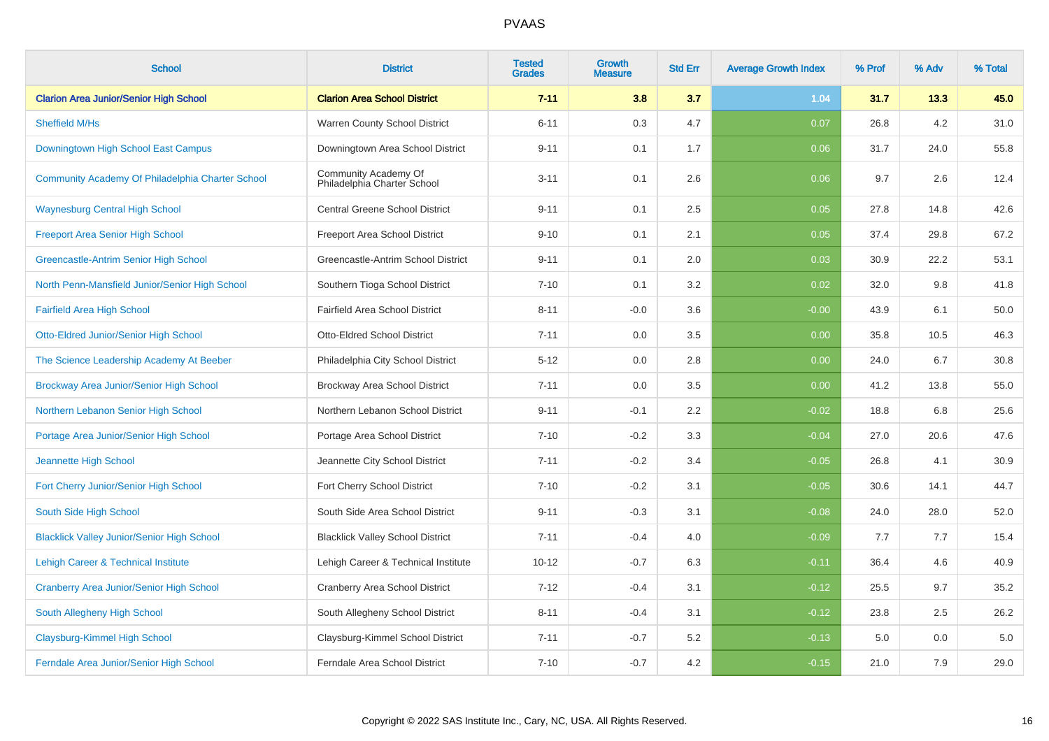# PVAAS

| School | District | Tested Grades | Growth Measure | Std Err | Average Growth Index | % Prof | % Adv | % Total |
|---|---|---|---|---|---|---|---|---|
| **Clarion Area Junior/Senior High School** | **Clarion Area School District** | **7-11** | **3.8** | **3.7** | **1.04** | **31.7** | **13.3** | **45.0** |
| Sheffield M/Hs | Warren County School District | 6-11 | 0.3 | 4.7 | 0.07 | 26.8 | 4.2 | 31.0 |
| Downingtown High School East Campus | Downingtown Area School District | 9-11 | 0.1 | 1.7 | 0.06 | 31.7 | 24.0 | 55.8 |
| Community Academy Of Philadelphia Charter School | Community Academy Of Philadelphia Charter School | 3-11 | 0.1 | 2.6 | 0.06 | 9.7 | 2.6 | 12.4 |
| Waynesburg Central High School | Central Greene School District | 9-11 | 0.1 | 2.5 | 0.05 | 27.8 | 14.8 | 42.6 |
| Freeport Area Senior High School | Freeport Area School District | 9-10 | 0.1 | 2.1 | 0.05 | 37.4 | 29.8 | 67.2 |
| Greencastle-Antrim Senior High School | Greencastle-Antrim School District | 9-11 | 0.1 | 2.0 | 0.03 | 30.9 | 22.2 | 53.1 |
| North Penn-Mansfield Junior/Senior High School | Southern Tioga School District | 7-10 | 0.1 | 3.2 | 0.02 | 32.0 | 9.8 | 41.8 |
| Fairfield Area High School | Fairfield Area School District | 8-11 | -0.0 | 3.6 | -0.00 | 43.9 | 6.1 | 50.0 |
| Otto-Eldred Junior/Senior High School | Otto-Eldred School District | 7-11 | 0.0 | 3.5 | 0.00 | 35.8 | 10.5 | 46.3 |
| The Science Leadership Academy At Beeber | Philadelphia City School District | 5-12 | 0.0 | 2.8 | 0.00 | 24.0 | 6.7 | 30.8 |
| Brockway Area Junior/Senior High School | Brockway Area School District | 7-11 | 0.0 | 3.5 | 0.00 | 41.2 | 13.8 | 55.0 |
| Northern Lebanon Senior High School | Northern Lebanon School District | 9-11 | -0.1 | 2.2 | -0.02 | 18.8 | 6.8 | 25.6 |
| Portage Area Junior/Senior High School | Portage Area School District | 7-10 | -0.2 | 3.3 | -0.04 | 27.0 | 20.6 | 47.6 |
| Jeannette High School | Jeannette City School District | 7-11 | -0.2 | 3.4 | -0.05 | 26.8 | 4.1 | 30.9 |
| Fort Cherry Junior/Senior High School | Fort Cherry School District | 7-10 | -0.2 | 3.1 | -0.05 | 30.6 | 14.1 | 44.7 |
| South Side High School | South Side Area School District | 9-11 | -0.3 | 3.1 | -0.08 | 24.0 | 28.0 | 52.0 |
| Blacklick Valley Junior/Senior High School | Blacklick Valley School District | 7-11 | -0.4 | 4.0 | -0.09 | 7.7 | 7.7 | 15.4 |
| Lehigh Career & Technical Institute | Lehigh Career & Technical Institute | 10-12 | -0.7 | 6.3 | -0.11 | 36.4 | 4.6 | 40.9 |
| Cranberry Area Junior/Senior High School | Cranberry Area School District | 7-12 | -0.4 | 3.1 | -0.12 | 25.5 | 9.7 | 35.2 |
| South Allegheny High School | South Allegheny School District | 8-11 | -0.4 | 3.1 | -0.12 | 23.8 | 2.5 | 26.2 |
| Claysburg-Kimmel High School | Claysburg-Kimmel School District | 7-11 | -0.7 | 5.2 | -0.13 | 5.0 | 0.0 | 5.0 |
| Ferndale Area Junior/Senior High School | Ferndale Area School District | 7-10 | -0.7 | 4.2 | -0.15 | 21.0 | 7.9 | 29.0 |

Copyright © 2022 SAS Institute Inc., Cary, NC, USA. All Rights Reserved.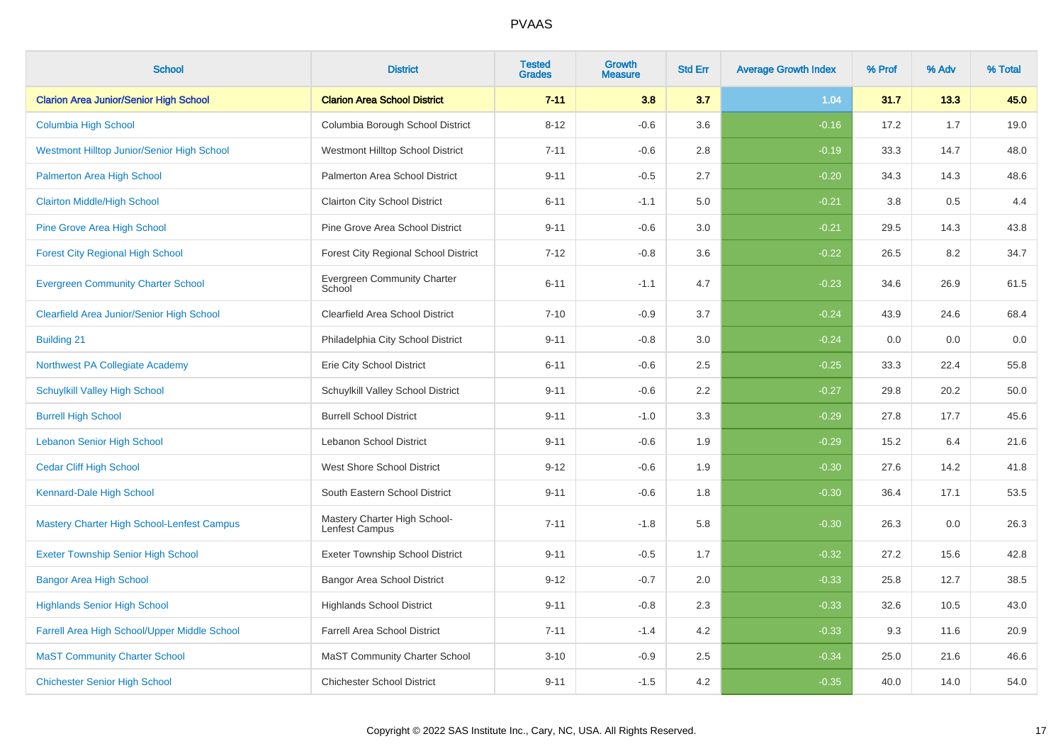PVAAS

| School | District | Tested Grades | Growth Measure | Std Err | Average Growth Index | % Prof | % Adv | % Total |
|---|---|---|---|---|---|---|---|---|
| **Clarion Area Junior/Senior High School** | **Clarion Area School District** | **7-11** | **3.8** | **3.7** | **1.04** | **31.7** | **13.3** | **45.0** |
| Columbia High School | Columbia Borough School District | 8-12 | -0.6 | 3.6 | -0.16 | 17.2 | 1.7 | 19.0 |
| Westmont Hilltop Junior/Senior High School | Westmont Hilltop School District | 7-11 | -0.6 | 2.8 | -0.19 | 33.3 | 14.7 | 48.0 |
| Palmerton Area High School | Palmerton Area School District | 9-11 | -0.5 | 2.7 | -0.20 | 34.3 | 14.3 | 48.6 |
| Clairton Middle/High School | Clairton City School District | 6-11 | -1.1 | 5.0 | -0.21 | 3.8 | 0.5 | 4.4 |
| Pine Grove Area High School | Pine Grove Area School District | 9-11 | -0.6 | 3.0 | -0.21 | 29.5 | 14.3 | 43.8 |
| Forest City Regional High School | Forest City Regional School District | 7-12 | -0.8 | 3.6 | -0.22 | 26.5 | 8.2 | 34.7 |
| Evergreen Community Charter School | Evergreen Community Charter School | 6-11 | -1.1 | 4.7 | -0.23 | 34.6 | 26.9 | 61.5 |
| Clearfield Area Junior/Senior High School | Clearfield Area School District | 7-10 | -0.9 | 3.7 | -0.24 | 43.9 | 24.6 | 68.4 |
| Building 21 | Philadelphia City School District | 9-11 | -0.8 | 3.0 | -0.24 | 0.0 | 0.0 | 0.0 |
| Northwest PA Collegiate Academy | Erie City School District | 6-11 | -0.6 | 2.5 | -0.25 | 33.3 | 22.4 | 55.8 |
| Schuylkill Valley High School | Schuylkill Valley School District | 9-11 | -0.6 | 2.2 | -0.27 | 29.8 | 20.2 | 50.0 |
| Burrell High School | Burrell School District | 9-11 | -1.0 | 3.3 | -0.29 | 27.8 | 17.7 | 45.6 |
| Lebanon Senior High School | Lebanon School District | 9-11 | -0.6 | 1.9 | -0.29 | 15.2 | 6.4 | 21.6 |
| Cedar Cliff High School | West Shore School District | 9-12 | -0.6 | 1.9 | -0.30 | 27.6 | 14.2 | 41.8 |
| Kennard-Dale High School | South Eastern School District | 9-11 | -0.6 | 1.8 | -0.30 | 36.4 | 17.1 | 53.5 |
| Mastery Charter High School-Lenfest Campus | Mastery Charter High School-Lenfest Campus | 7-11 | -1.8 | 5.8 | -0.30 | 26.3 | 0.0 | 26.3 |
| Exeter Township Senior High School | Exeter Township School District | 9-11 | -0.5 | 1.7 | -0.32 | 27.2 | 15.6 | 42.8 |
| Bangor Area High School | Bangor Area School District | 9-12 | -0.7 | 2.0 | -0.33 | 25.8 | 12.7 | 38.5 |
| Highlands Senior High School | Highlands School District | 9-11 | -0.8 | 2.3 | -0.33 | 32.6 | 10.5 | 43.0 |
| Farrell Area High School/Upper Middle School | Farrell Area School District | 7-11 | -1.4 | 4.2 | -0.33 | 9.3 | 11.6 | 20.9 |
| MaST Community Charter School | MaST Community Charter School | 3-10 | -0.9 | 2.5 | -0.34 | 25.0 | 21.6 | 46.6 |
| Chichester Senior High School | Chichester School District | 9-11 | -1.5 | 4.2 | -0.35 | 40.0 | 14.0 | 54.0 |

Copyright © 2022 SAS Institute Inc., Cary, NC, USA. All Rights Reserved.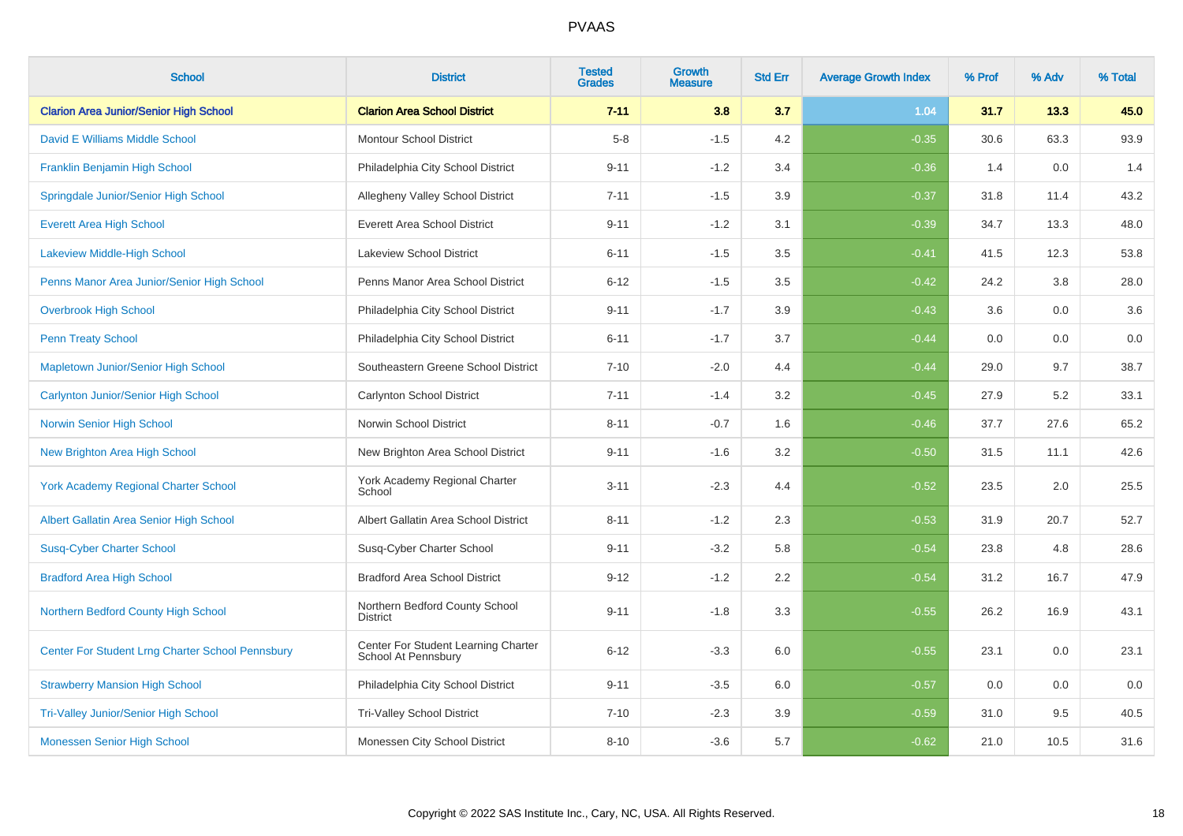PVAAS

| School | District | Tested Grades | Growth Measure | Std Err | Average Growth Index | % Prof | % Adv | % Total |
|---|---|---|---|---|---|---|---|---|
| **Clarion Area Junior/Senior High School** | **Clarion Area School District** | **7-11** | **3.8** | **3.7** | **1.04** | **31.7** | **13.3** | **45.0** |
| David E Williams Middle School | Montour School District | 5-8 | -1.5 | 4.2 | -0.35 | 30.6 | 63.3 | 93.9 |
| Franklin Benjamin High School | Philadelphia City School District | 9-11 | -1.2 | 3.4 | -0.36 | 1.4 | 0.0 | 1.4 |
| Springdale Junior/Senior High School | Allegheny Valley School District | 7-11 | -1.5 | 3.9 | -0.37 | 31.8 | 11.4 | 43.2 |
| Everett Area High School | Everett Area School District | 9-11 | -1.2 | 3.1 | -0.39 | 34.7 | 13.3 | 48.0 |
| Lakeview Middle-High School | Lakeview School District | 6-11 | -1.5 | 3.5 | -0.41 | 41.5 | 12.3 | 53.8 |
| Penns Manor Area Junior/Senior High School | Penns Manor Area School District | 6-12 | -1.5 | 3.5 | -0.42 | 24.2 | 3.8 | 28.0 |
| Overbrook High School | Philadelphia City School District | 9-11 | -1.7 | 3.9 | -0.43 | 3.6 | 0.0 | 3.6 |
| Penn Treaty School | Philadelphia City School District | 6-11 | -1.7 | 3.7 | -0.44 | 0.0 | 0.0 | 0.0 |
| Mapletown Junior/Senior High School | Southeastern Greene School District | 7-10 | -2.0 | 4.4 | -0.44 | 29.0 | 9.7 | 38.7 |
| Carlynton Junior/Senior High School | Carlynton School District | 7-11 | -1.4 | 3.2 | -0.45 | 27.9 | 5.2 | 33.1 |
| Norwin Senior High School | Norwin School District | 8-11 | -0.7 | 1.6 | -0.46 | 37.7 | 27.6 | 65.2 |
| New Brighton Area High School | New Brighton Area School District | 9-11 | -1.6 | 3.2 | -0.50 | 31.5 | 11.1 | 42.6 |
| York Academy Regional Charter School | York Academy Regional Charter School | 3-11 | -2.3 | 4.4 | -0.52 | 23.5 | 2.0 | 25.5 |
| Albert Gallatin Area Senior High School | Albert Gallatin Area School District | 8-11 | -1.2 | 2.3 | -0.53 | 31.9 | 20.7 | 52.7 |
| Susq-Cyber Charter School | Susq-Cyber Charter School | 9-11 | -3.2 | 5.8 | -0.54 | 23.8 | 4.8 | 28.6 |
| Bradford Area High School | Bradford Area School District | 9-12 | -1.2 | 2.2 | -0.54 | 31.2 | 16.7 | 47.9 |
| Northern Bedford County High School | Northern Bedford County School District | 9-11 | -1.8 | 3.3 | -0.55 | 26.2 | 16.9 | 43.1 |
| Center For Student Lrng Charter School Pennsbury | Center For Student Learning Charter School At Pennsbury | 6-12 | -3.3 | 6.0 | -0.55 | 23.1 | 0.0 | 23.1 |
| Strawberry Mansion High School | Philadelphia City School District | 9-11 | -3.5 | 6.0 | -0.57 | 0.0 | 0.0 | 0.0 |
| Tri-Valley Junior/Senior High School | Tri-Valley School District | 7-10 | -2.3 | 3.9 | -0.59 | 31.0 | 9.5 | 40.5 |
| Monessen Senior High School | Monessen City School District | 8-10 | -3.6 | 5.7 | -0.62 | 21.0 | 10.5 | 31.6 |

Copyright © 2022 SAS Institute Inc., Cary, NC, USA. All Rights Reserved.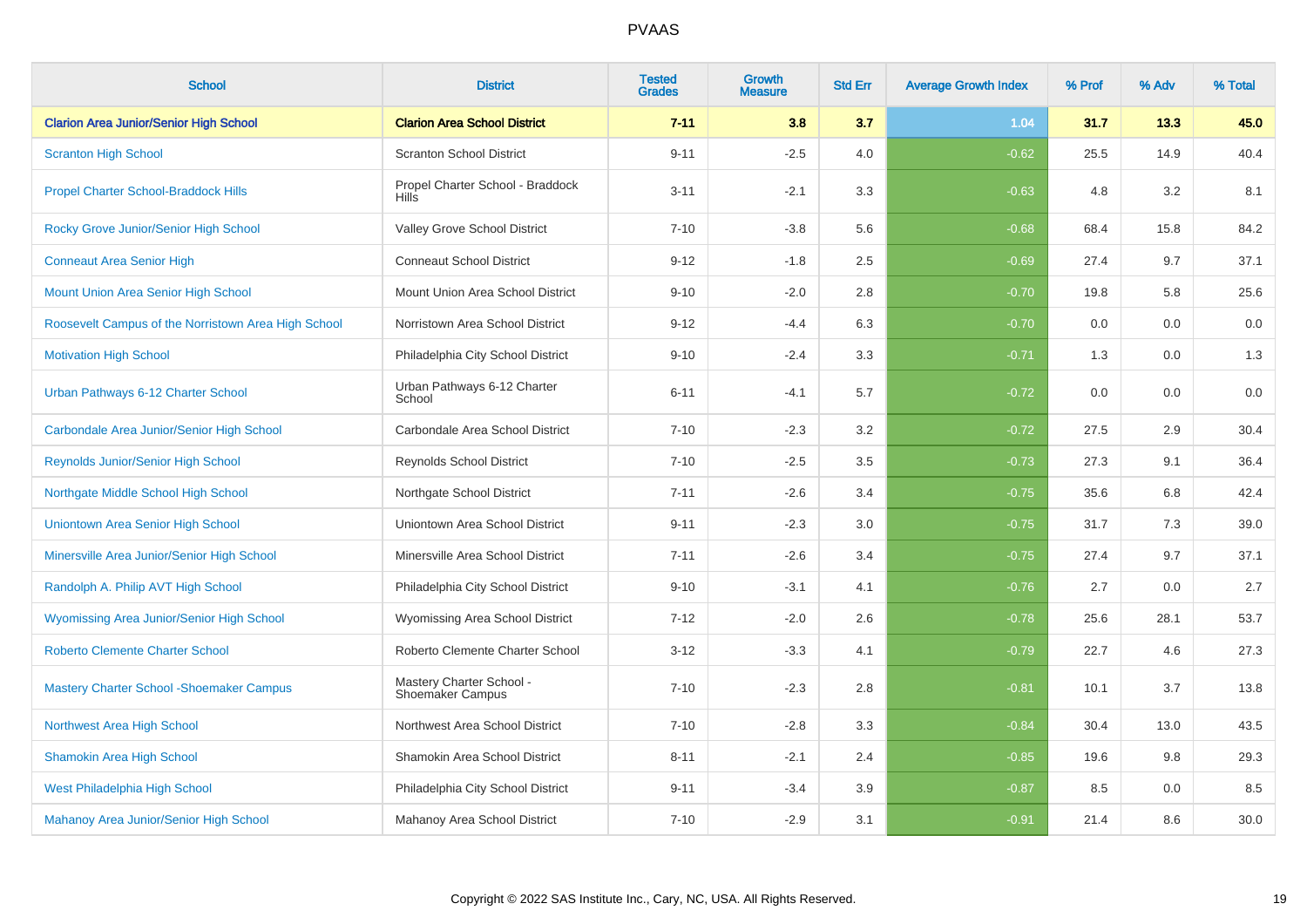PVAAS

| School | District | Tested Grades | Growth Measure | Std Err | Average Growth Index | % Prof | % Adv | % Total |
|---|---|---|---|---|---|---|---|---|
| **Clarion Area Junior/Senior High School** | **Clarion Area School District** | **7-11** | **3.8** | **3.7** | **1.04** | **31.7** | **13.3** | **45.0** |
| Scranton High School | Scranton School District | 9-11 | -2.5 | 4.0 | -0.62 | 25.5 | 14.9 | 40.4 |
| Propel Charter School-Braddock Hills | Propel Charter School - Braddock Hills | 3-11 | -2.1 | 3.3 | -0.63 | 4.8 | 3.2 | 8.1 |
| Rocky Grove Junior/Senior High School | Valley Grove School District | 7-10 | -3.8 | 5.6 | -0.68 | 68.4 | 15.8 | 84.2 |
| Conneaut Area Senior High | Conneaut School District | 9-12 | -1.8 | 2.5 | -0.69 | 27.4 | 9.7 | 37.1 |
| Mount Union Area Senior High School | Mount Union Area School District | 9-10 | -2.0 | 2.8 | -0.70 | 19.8 | 5.8 | 25.6 |
| Roosevelt Campus of the Norristown Area High School | Norristown Area School District | 9-12 | -4.4 | 6.3 | -0.70 | 0.0 | 0.0 | 0.0 |
| Motivation High School | Philadelphia City School District | 9-10 | -2.4 | 3.3 | -0.71 | 1.3 | 0.0 | 1.3 |
| Urban Pathways 6-12 Charter School | Urban Pathways 6-12 Charter School | 6-11 | -4.1 | 5.7 | -0.72 | 0.0 | 0.0 | 0.0 |
| Carbondale Area Junior/Senior High School | Carbondale Area School District | 7-10 | -2.3 | 3.2 | -0.72 | 27.5 | 2.9 | 30.4 |
| Reynolds Junior/Senior High School | Reynolds School District | 7-10 | -2.5 | 3.5 | -0.73 | 27.3 | 9.1 | 36.4 |
| Northgate Middle School High School | Northgate School District | 7-11 | -2.6 | 3.4 | -0.75 | 35.6 | 6.8 | 42.4 |
| Uniontown Area Senior High School | Uniontown Area School District | 9-11 | -2.3 | 3.0 | -0.75 | 31.7 | 7.3 | 39.0 |
| Minersville Area Junior/Senior High School | Minersville Area School District | 7-11 | -2.6 | 3.4 | -0.75 | 27.4 | 9.7 | 37.1 |
| Randolph A. Philip AVT High School | Philadelphia City School District | 9-10 | -3.1 | 4.1 | -0.76 | 2.7 | 0.0 | 2.7 |
| Wyomissing Area Junior/Senior High School | Wyomissing Area School District | 7-12 | -2.0 | 2.6 | -0.78 | 25.6 | 28.1 | 53.7 |
| Roberto Clemente Charter School | Roberto Clemente Charter School | 3-12 | -3.3 | 4.1 | -0.79 | 22.7 | 4.6 | 27.3 |
| Mastery Charter School -Shoemaker Campus | Mastery Charter School - Shoemaker Campus | 7-10 | -2.3 | 2.8 | -0.81 | 10.1 | 3.7 | 13.8 |
| Northwest Area High School | Northwest Area School District | 7-10 | -2.8 | 3.3 | -0.84 | 30.4 | 13.0 | 43.5 |
| Shamokin Area High School | Shamokin Area School District | 8-11 | -2.1 | 2.4 | -0.85 | 19.6 | 9.8 | 29.3 |
| West Philadelphia High School | Philadelphia City School District | 9-11 | -3.4 | 3.9 | -0.87 | 8.5 | 0.0 | 8.5 |
| Mahanoy Area Junior/Senior High School | Mahanoy Area School District | 7-10 | -2.9 | 3.1 | -0.91 | 21.4 | 8.6 | 30.0 |

Copyright © 2022 SAS Institute Inc., Cary, NC, USA. All Rights Reserved.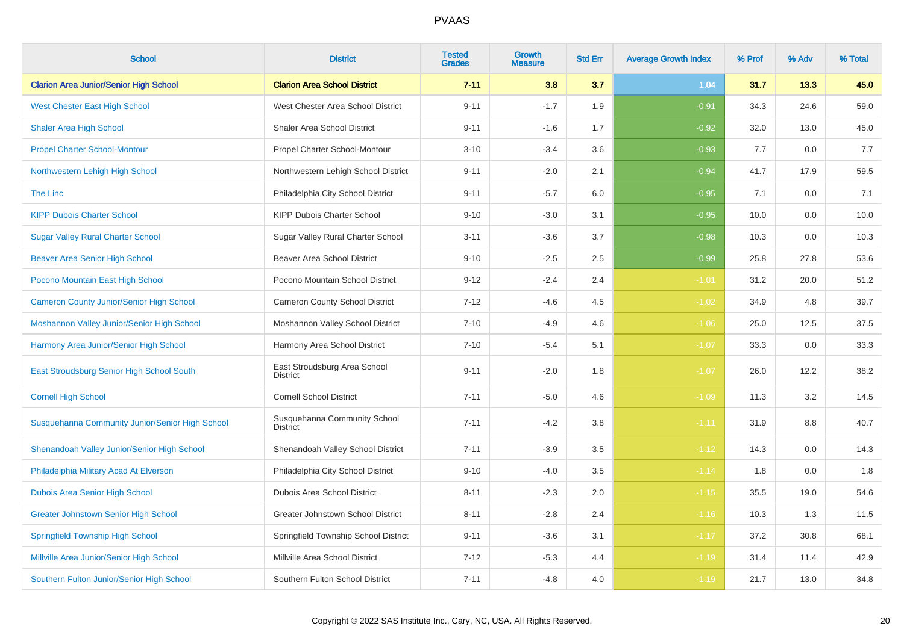| School | District | Tested Grades | Growth Measure | Std Err | Average Growth Index | % Prof | % Adv | % Total |
|---|---|---|---|---|---|---|---|---|
| **Clarion Area Junior/Senior High School** | **Clarion Area School District** | **7-11** | **3.8** | **3.7** | **1.04** | **31.7** | **13.3** | **45.0** |
| West Chester East High School | West Chester Area School District | 9-11 | -1.7 | 1.9 | -0.91 | 34.3 | 24.6 | 59.0 |
| Shaler Area High School | Shaler Area School District | 9-11 | -1.6 | 1.7 | -0.92 | 32.0 | 13.0 | 45.0 |
| Propel Charter School-Montour | Propel Charter School-Montour | 3-10 | -3.4 | 3.6 | -0.93 | 7.7 | 0.0 | 7.7 |
| Northwestern Lehigh High School | Northwestern Lehigh School District | 9-11 | -2.0 | 2.1 | -0.94 | 41.7 | 17.9 | 59.5 |
| The Linc | Philadelphia City School District | 9-11 | -5.7 | 6.0 | -0.95 | 7.1 | 0.0 | 7.1 |
| KIPP Dubois Charter School | KIPP Dubois Charter School | 9-10 | -3.0 | 3.1 | -0.95 | 10.0 | 0.0 | 10.0 |
| Sugar Valley Rural Charter School | Sugar Valley Rural Charter School | 3-11 | -3.6 | 3.7 | -0.98 | 10.3 | 0.0 | 10.3 |
| Beaver Area Senior High School | Beaver Area School District | 9-10 | -2.5 | 2.5 | -0.99 | 25.8 | 27.8 | 53.6 |
| Pocono Mountain East High School | Pocono Mountain School District | 9-12 | -2.4 | 2.4 | -1.01 | 31.2 | 20.0 | 51.2 |
| Cameron County Junior/Senior High School | Cameron County School District | 7-12 | -4.6 | 4.5 | -1.02 | 34.9 | 4.8 | 39.7 |
| Moshannon Valley Junior/Senior High School | Moshannon Valley School District | 7-10 | -4.9 | 4.6 | -1.06 | 25.0 | 12.5 | 37.5 |
| Harmony Area Junior/Senior High School | Harmony Area School District | 7-10 | -5.4 | 5.1 | -1.07 | 33.3 | 0.0 | 33.3 |
| East Stroudsburg Senior High School South | East Stroudsburg Area School District | 9-11 | -2.0 | 1.8 | -1.07 | 26.0 | 12.2 | 38.2 |
| Cornell High School | Cornell School District | 7-11 | -5.0 | 4.6 | -1.09 | 11.3 | 3.2 | 14.5 |
| Susquehanna Community Junior/Senior High School | Susquehanna Community School District | 7-11 | -4.2 | 3.8 | -1.11 | 31.9 | 8.8 | 40.7 |
| Shenandoah Valley Junior/Senior High School | Shenandoah Valley School District | 7-11 | -3.9 | 3.5 | -1.12 | 14.3 | 0.0 | 14.3 |
| Philadelphia Military Acad At Elverson | Philadelphia City School District | 9-10 | -4.0 | 3.5 | -1.14 | 1.8 | 0.0 | 1.8 |
| Dubois Area Senior High School | Dubois Area School District | 8-11 | -2.3 | 2.0 | -1.15 | 35.5 | 19.0 | 54.6 |
| Greater Johnstown Senior High School | Greater Johnstown School District | 8-11 | -2.8 | 2.4 | -1.16 | 10.3 | 1.3 | 11.5 |
| Springfield Township High School | Springfield Township School District | 9-11 | -3.6 | 3.1 | -1.17 | 37.2 | 30.8 | 68.1 |
| Millville Area Junior/Senior High School | Millville Area School District | 7-12 | -5.3 | 4.4 | -1.19 | 31.4 | 11.4 | 42.9 |
| Southern Fulton Junior/Senior High School | Southern Fulton School District | 7-11 | -4.8 | 4.0 | -1.19 | 21.7 | 13.0 | 34.8 |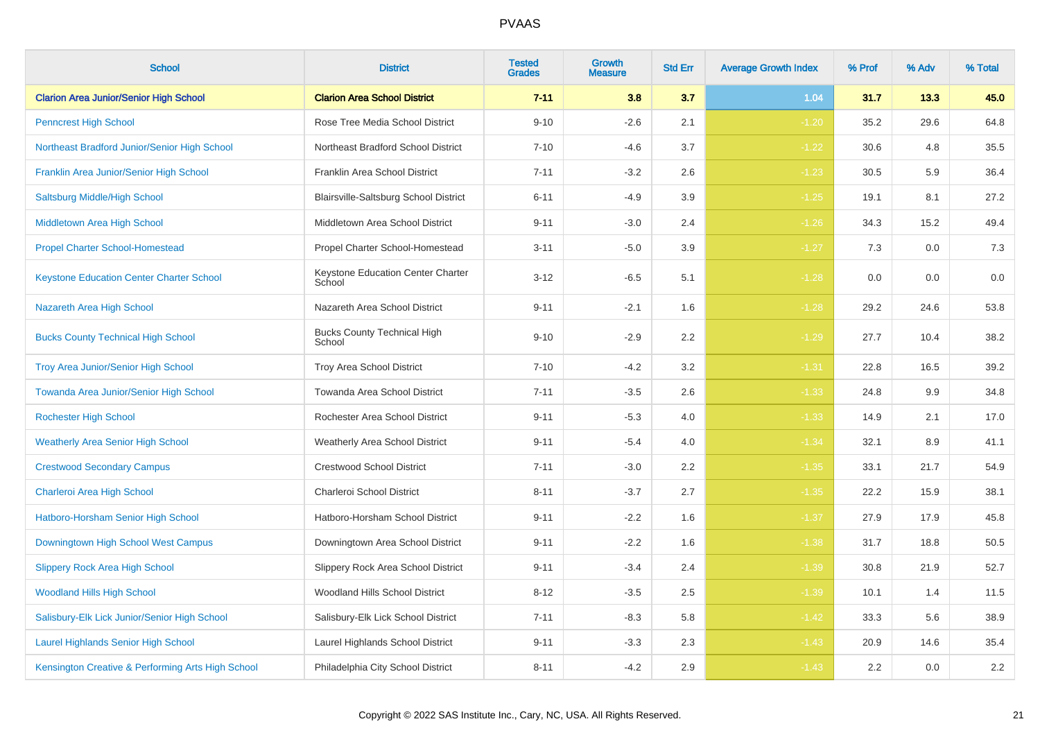# PVAAS

| School | District | Tested Grades | Growth Measure | Std Err | Average Growth Index | % Prof | % Adv | % Total |
|---|---|---|---|---|---|---|---|---|
| **Clarion Area Junior/Senior High School** | **Clarion Area School District** | **7-11** | **3.8** | **3.7** | **1.04** | **31.7** | **13.3** | **45.0** |
| Penncrest High School | Rose Tree Media School District | 9-10 | -2.6 | 2.1 | -1.20 | 35.2 | 29.6 | 64.8 |
| Northeast Bradford Junior/Senior High School | Northeast Bradford School District | 7-10 | -4.6 | 3.7 | -1.22 | 30.6 | 4.8 | 35.5 |
| Franklin Area Junior/Senior High School | Franklin Area School District | 7-11 | -3.2 | 2.6 | -1.23 | 30.5 | 5.9 | 36.4 |
| Saltsburg Middle/High School | Blairsville-Saltsburg School District | 6-11 | -4.9 | 3.9 | -1.25 | 19.1 | 8.1 | 27.2 |
| Middletown Area High School | Middletown Area School District | 9-11 | -3.0 | 2.4 | -1.26 | 34.3 | 15.2 | 49.4 |
| Propel Charter School-Homestead | Propel Charter School-Homestead | 3-11 | -5.0 | 3.9 | -1.27 | 7.3 | 0.0 | 7.3 |
| Keystone Education Center Charter School | Keystone Education Center Charter School | 3-12 | -6.5 | 5.1 | -1.28 | 0.0 | 0.0 | 0.0 |
| Nazareth Area High School | Nazareth Area School District | 9-11 | -2.1 | 1.6 | -1.28 | 29.2 | 24.6 | 53.8 |
| Bucks County Technical High School | Bucks County Technical High School | 9-10 | -2.9 | 2.2 | -1.29 | 27.7 | 10.4 | 38.2 |
| Troy Area Junior/Senior High School | Troy Area School District | 7-10 | -4.2 | 3.2 | -1.31 | 22.8 | 16.5 | 39.2 |
| Towanda Area Junior/Senior High School | Towanda Area School District | 7-11 | -3.5 | 2.6 | -1.33 | 24.8 | 9.9 | 34.8 |
| Rochester High School | Rochester Area School District | 9-11 | -5.3 | 4.0 | -1.33 | 14.9 | 2.1 | 17.0 |
| Weatherly Area Senior High School | Weatherly Area School District | 9-11 | -5.4 | 4.0 | -1.34 | 32.1 | 8.9 | 41.1 |
| Crestwood Secondary Campus | Crestwood School District | 7-11 | -3.0 | 2.2 | -1.35 | 33.1 | 21.7 | 54.9 |
| Charleroi Area High School | Charleroi School District | 8-11 | -3.7 | 2.7 | -1.35 | 22.2 | 15.9 | 38.1 |
| Hatboro-Horsham Senior High School | Hatboro-Horsham School District | 9-11 | -2.2 | 1.6 | -1.37 | 27.9 | 17.9 | 45.8 |
| Downingtown High School West Campus | Downingtown Area School District | 9-11 | -2.2 | 1.6 | -1.38 | 31.7 | 18.8 | 50.5 |
| Slippery Rock Area High School | Slippery Rock Area School District | 9-11 | -3.4 | 2.4 | -1.39 | 30.8 | 21.9 | 52.7 |
| Woodland Hills High School | Woodland Hills School District | 8-12 | -3.5 | 2.5 | -1.39 | 10.1 | 1.4 | 11.5 |
| Salisbury-Elk Lick Junior/Senior High School | Salisbury-Elk Lick School District | 7-11 | -8.3 | 5.8 | -1.42 | 33.3 | 5.6 | 38.9 |
| Laurel Highlands Senior High School | Laurel Highlands School District | 9-11 | -3.3 | 2.3 | -1.43 | 20.9 | 14.6 | 35.4 |
| Kensington Creative & Performing Arts High School | Philadelphia City School District | 8-11 | -4.2 | 2.9 | -1.43 | 2.2 | 0.0 | 2.2 |

Copyright © 2022 SAS Institute Inc., Cary, NC, USA. All Rights Reserved.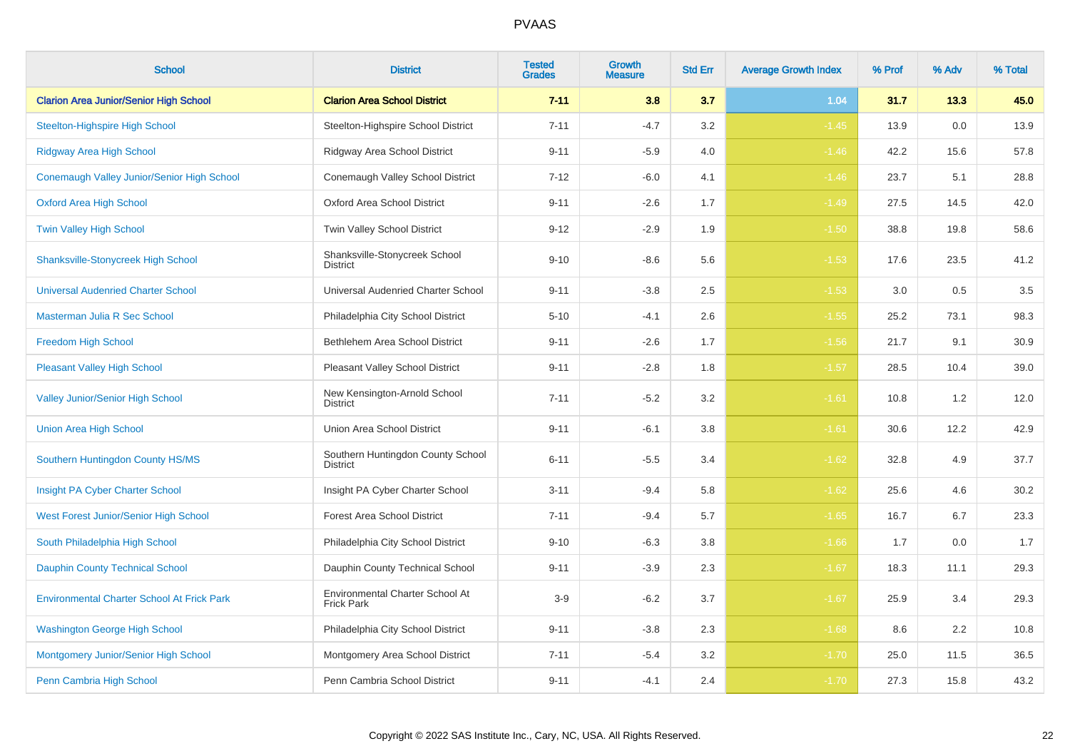# PVAAS

| School | District | Tested Grades | Growth Measure | Std Err | Average Growth Index | % Prof | % Adv | % Total |
|---|---|---|---|---|---|---|---|---|
| **Clarion Area Junior/Senior High School** | **Clarion Area School District** | **7-11** | **3.8** | **3.7** | **1.04** | **31.7** | **13.3** | **45.0** |
| Steelton-Highspire High School | Steelton-Highspire School District | 7-11 | -4.7 | 3.2 | -1.45 | 13.9 | 0.0 | 13.9 |
| Ridgway Area High School | Ridgway Area School District | 9-11 | -5.9 | 4.0 | -1.46 | 42.2 | 15.6 | 57.8 |
| Conemaugh Valley Junior/Senior High School | Conemaugh Valley School District | 7-12 | -6.0 | 4.1 | -1.46 | 23.7 | 5.1 | 28.8 |
| Oxford Area High School | Oxford Area School District | 9-11 | -2.6 | 1.7 | -1.49 | 27.5 | 14.5 | 42.0 |
| Twin Valley High School | Twin Valley School District | 9-12 | -2.9 | 1.9 | -1.50 | 38.8 | 19.8 | 58.6 |
| Shanksville-Stonycreek High School | Shanksville-Stonycreek School District | 9-10 | -8.6 | 5.6 | -1.53 | 17.6 | 23.5 | 41.2 |
| Universal Audenried Charter School | Universal Audenried Charter School | 9-11 | -3.8 | 2.5 | -1.53 | 3.0 | 0.5 | 3.5 |
| Masterman Julia R Sec School | Philadelphia City School District | 5-10 | -4.1 | 2.6 | -1.55 | 25.2 | 73.1 | 98.3 |
| Freedom High School | Bethlehem Area School District | 9-11 | -2.6 | 1.7 | -1.56 | 21.7 | 9.1 | 30.9 |
| Pleasant Valley High School | Pleasant Valley School District | 9-11 | -2.8 | 1.8 | -1.57 | 28.5 | 10.4 | 39.0 |
| Valley Junior/Senior High School | New Kensington-Arnold School District | 7-11 | -5.2 | 3.2 | -1.61 | 10.8 | 1.2 | 12.0 |
| Union Area High School | Union Area School District | 9-11 | -6.1 | 3.8 | -1.61 | 30.6 | 12.2 | 42.9 |
| Southern Huntingdon County HS/MS | Southern Huntingdon County School District | 6-11 | -5.5 | 3.4 | -1.62 | 32.8 | 4.9 | 37.7 |
| Insight PA Cyber Charter School | Insight PA Cyber Charter School | 3-11 | -9.4 | 5.8 | -1.62 | 25.6 | 4.6 | 30.2 |
| West Forest Junior/Senior High School | Forest Area School District | 7-11 | -9.4 | 5.7 | -1.65 | 16.7 | 6.7 | 23.3 |
| South Philadelphia High School | Philadelphia City School District | 9-10 | -6.3 | 3.8 | -1.66 | 1.7 | 0.0 | 1.7 |
| Dauphin County Technical School | Dauphin County Technical School | 9-11 | -3.9 | 2.3 | -1.67 | 18.3 | 11.1 | 29.3 |
| Environmental Charter School At Frick Park | Environmental Charter School At Frick Park | 3-9 | -6.2 | 3.7 | -1.67 | 25.9 | 3.4 | 29.3 |
| Washington George High School | Philadelphia City School District | 9-11 | -3.8 | 2.3 | -1.68 | 8.6 | 2.2 | 10.8 |
| Montgomery Junior/Senior High School | Montgomery Area School District | 7-11 | -5.4 | 3.2 | -1.70 | 25.0 | 11.5 | 36.5 |
| Penn Cambria High School | Penn Cambria School District | 9-11 | -4.1 | 2.4 | -1.70 | 27.3 | 15.8 | 43.2 |

Copyright © 2022 SAS Institute Inc., Cary, NC, USA. All Rights Reserved.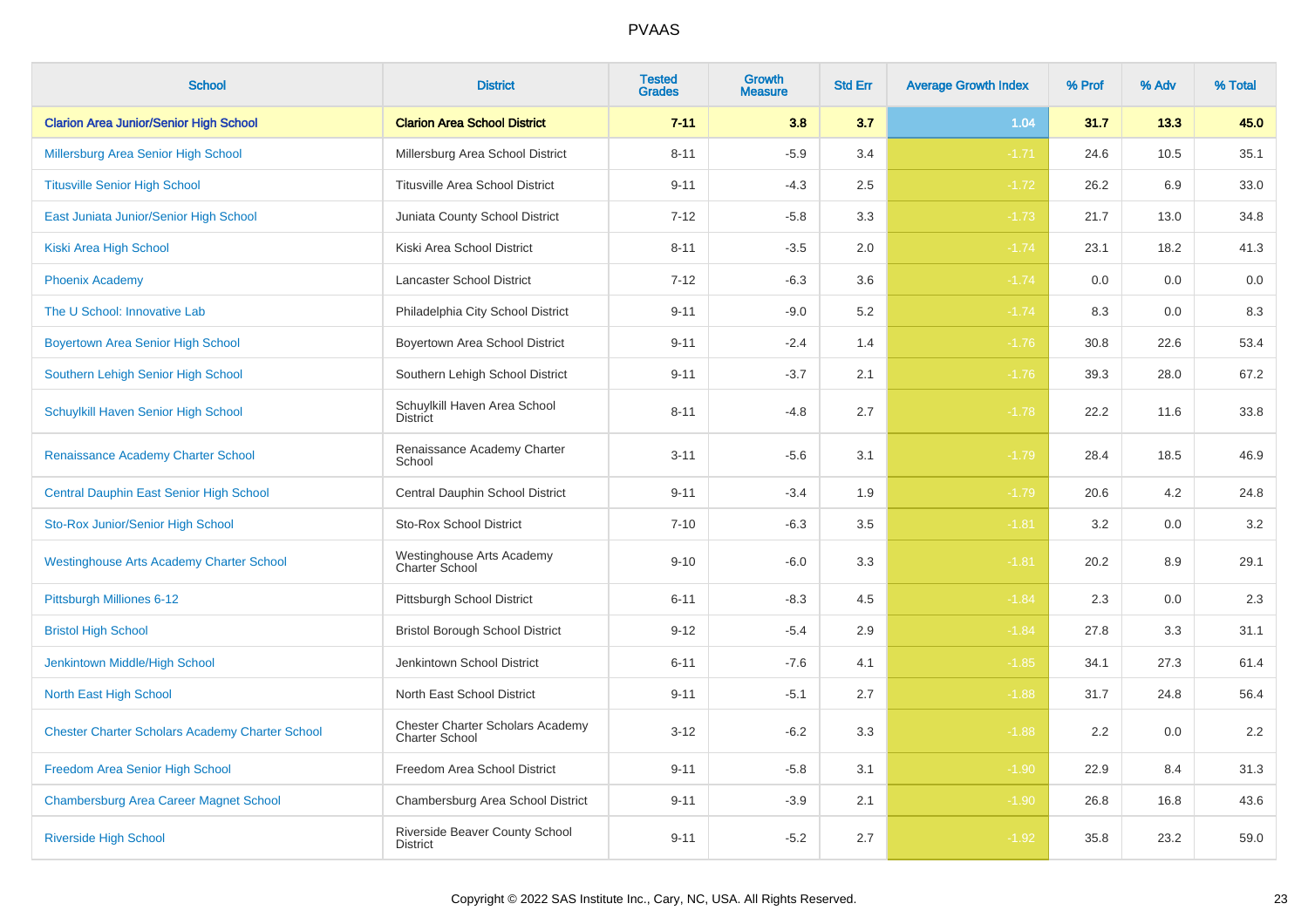| School | District | Tested Grades | Growth Measure | Std Err | Average Growth Index | % Prof | % Adv | % Total |
|---|---|---|---|---|---|---|---|---|
| **Clarion Area Junior/Senior High School** | **Clarion Area School District** | **7-11** | **3.8** | **3.7** | **1.04** | **31.7** | **13.3** | **45.0** |
| Millersburg Area Senior High School | Millersburg Area School District | 8-11 | -5.9 | 3.4 | -1.71 | 24.6 | 10.5 | 35.1 |
| Titusville Senior High School | Titusville Area School District | 9-11 | -4.3 | 2.5 | -1.72 | 26.2 | 6.9 | 33.0 |
| East Juniata Junior/Senior High School | Juniata County School District | 7-12 | -5.8 | 3.3 | -1.73 | 21.7 | 13.0 | 34.8 |
| Kiski Area High School | Kiski Area School District | 8-11 | -3.5 | 2.0 | -1.74 | 23.1 | 18.2 | 41.3 |
| Phoenix Academy | Lancaster School District | 7-12 | -6.3 | 3.6 | -1.74 | 0.0 | 0.0 | 0.0 |
| The U School: Innovative Lab | Philadelphia City School District | 9-11 | -9.0 | 5.2 | -1.74 | 8.3 | 0.0 | 8.3 |
| Boyertown Area Senior High School | Boyertown Area School District | 9-11 | -2.4 | 1.4 | -1.76 | 30.8 | 22.6 | 53.4 |
| Southern Lehigh Senior High School | Southern Lehigh School District | 9-11 | -3.7 | 2.1 | -1.76 | 39.3 | 28.0 | 67.2 |
| Schuylkill Haven Senior High School | Schuylkill Haven Area School District | 8-11 | -4.8 | 2.7 | -1.78 | 22.2 | 11.6 | 33.8 |
| Renaissance Academy Charter School | Renaissance Academy Charter School | 3-11 | -5.6 | 3.1 | -1.79 | 28.4 | 18.5 | 46.9 |
| Central Dauphin East Senior High School | Central Dauphin School District | 9-11 | -3.4 | 1.9 | -1.79 | 20.6 | 4.2 | 24.8 |
| Sto-Rox Junior/Senior High School | Sto-Rox School District | 7-10 | -6.3 | 3.5 | -1.81 | 3.2 | 0.0 | 3.2 |
| Westinghouse Arts Academy Charter School | Westinghouse Arts Academy Charter School | 9-10 | -6.0 | 3.3 | -1.81 | 20.2 | 8.9 | 29.1 |
| Pittsburgh Milliones 6-12 | Pittsburgh School District | 6-11 | -8.3 | 4.5 | -1.84 | 2.3 | 0.0 | 2.3 |
| Bristol High School | Bristol Borough School District | 9-12 | -5.4 | 2.9 | -1.84 | 27.8 | 3.3 | 31.1 |
| Jenkintown Middle/High School | Jenkintown School District | 6-11 | -7.6 | 4.1 | -1.85 | 34.1 | 27.3 | 61.4 |
| North East High School | North East School District | 9-11 | -5.1 | 2.7 | -1.88 | 31.7 | 24.8 | 56.4 |
| Chester Charter Scholars Academy Charter School | Chester Charter Scholars Academy Charter School | 3-12 | -6.2 | 3.3 | -1.88 | 2.2 | 0.0 | 2.2 |
| Freedom Area Senior High School | Freedom Area School District | 9-11 | -5.8 | 3.1 | -1.90 | 22.9 | 8.4 | 31.3 |
| Chambersburg Area Career Magnet School | Chambersburg Area School District | 9-11 | -3.9 | 2.1 | -1.90 | 26.8 | 16.8 | 43.6 |
| Riverside High School | Riverside Beaver County School District | 9-11 | -5.2 | 2.7 | -1.92 | 35.8 | 23.2 | 59.0 |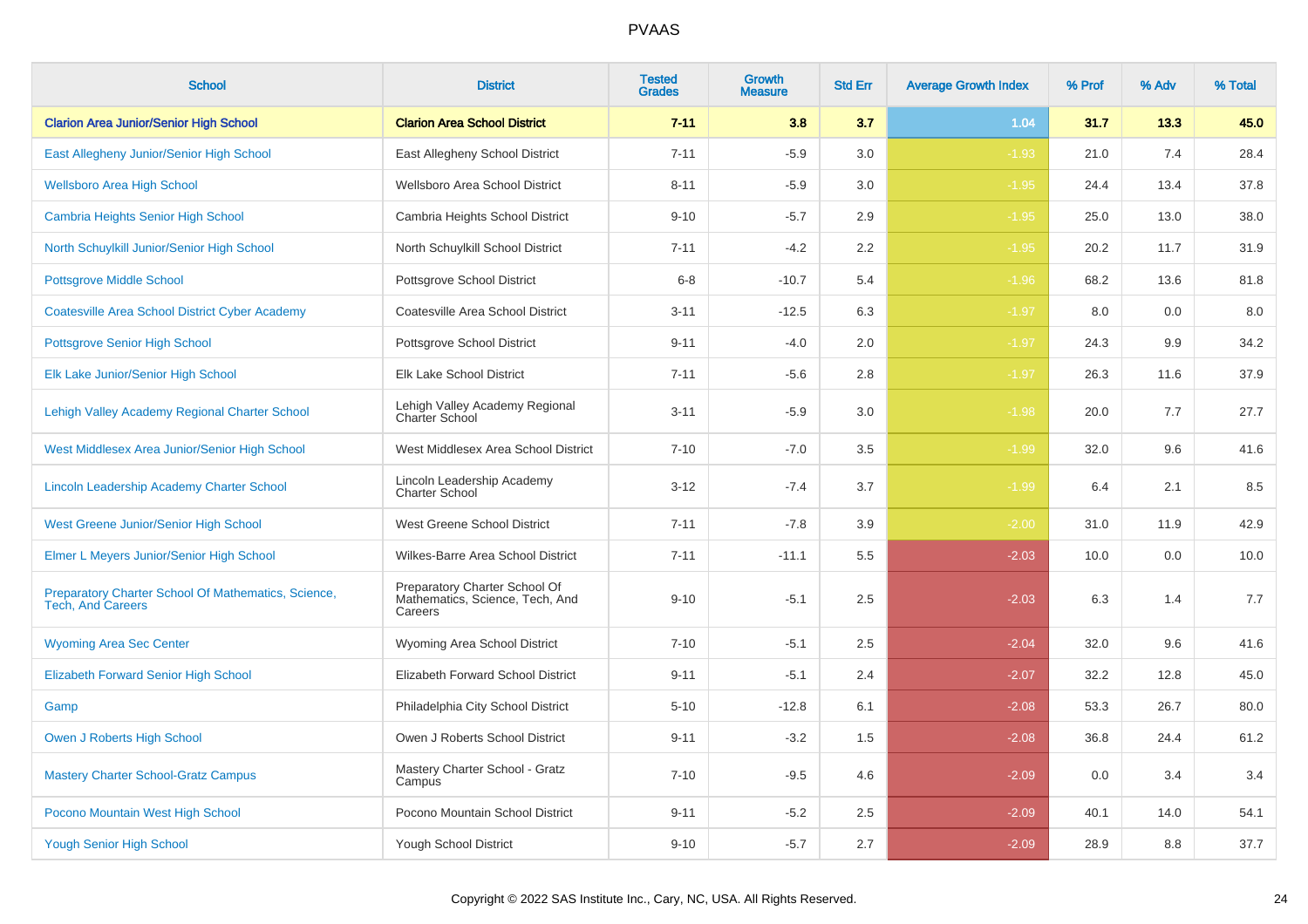# PVAAS

| School | District | Tested Grades | Growth Measure | Std Err | Average Growth Index | % Prof | % Adv | % Total |
|---|---|---|---|---|---|---|---|---|
| **Clarion Area Junior/Senior High School** | **Clarion Area School District** | **7-11** | **3.8** | **3.7** | **1.04** | **31.7** | **13.3** | **45.0** |
| East Allegheny Junior/Senior High School | East Allegheny School District | 7-11 | -5.9 | 3.0 | -1.93 | 21.0 | 7.4 | 28.4 |
| Wellsboro Area High School | Wellsboro Area School District | 8-11 | -5.9 | 3.0 | -1.95 | 24.4 | 13.4 | 37.8 |
| Cambria Heights Senior High School | Cambria Heights School District | 9-10 | -5.7 | 2.9 | -1.95 | 25.0 | 13.0 | 38.0 |
| North Schuylkill Junior/Senior High School | North Schuylkill School District | 7-11 | -4.2 | 2.2 | -1.95 | 20.2 | 11.7 | 31.9 |
| Pottsgrove Middle School | Pottsgrove School District | 6-8 | -10.7 | 5.4 | -1.96 | 68.2 | 13.6 | 81.8 |
| Coatesville Area School District Cyber Academy | Coatesville Area School District | 3-11 | -12.5 | 6.3 | -1.97 | 8.0 | 0.0 | 8.0 |
| Pottsgrove Senior High School | Pottsgrove School District | 9-11 | -4.0 | 2.0 | -1.97 | 24.3 | 9.9 | 34.2 |
| Elk Lake Junior/Senior High School | Elk Lake School District | 7-11 | -5.6 | 2.8 | -1.97 | 26.3 | 11.6 | 37.9 |
| Lehigh Valley Academy Regional Charter School | Lehigh Valley Academy Regional Charter School | 3-11 | -5.9 | 3.0 | -1.98 | 20.0 | 7.7 | 27.7 |
| West Middlesex Area Junior/Senior High School | West Middlesex Area School District | 7-10 | -7.0 | 3.5 | -1.99 | 32.0 | 9.6 | 41.6 |
| Lincoln Leadership Academy Charter School | Lincoln Leadership Academy Charter School | 3-12 | -7.4 | 3.7 | -1.99 | 6.4 | 2.1 | 8.5 |
| West Greene Junior/Senior High School | West Greene School District | 7-11 | -7.8 | 3.9 | -2.00 | 31.0 | 11.9 | 42.9 |
| Elmer L Meyers Junior/Senior High School | Wilkes-Barre Area School District | 7-11 | -11.1 | 5.5 | -2.03 | 10.0 | 0.0 | 10.0 |
| Preparatory Charter School Of Mathematics, Science, Tech, And Careers | Preparatory Charter School Of Mathematics, Science, Tech, And Careers | 9-10 | -5.1 | 2.5 | -2.03 | 6.3 | 1.4 | 7.7 |
| Wyoming Area Sec Center | Wyoming Area School District | 7-10 | -5.1 | 2.5 | -2.04 | 32.0 | 9.6 | 41.6 |
| Elizabeth Forward Senior High School | Elizabeth Forward School District | 9-11 | -5.1 | 2.4 | -2.07 | 32.2 | 12.8 | 45.0 |
| Gamp | Philadelphia City School District | 5-10 | -12.8 | 6.1 | -2.08 | 53.3 | 26.7 | 80.0 |
| Owen J Roberts High School | Owen J Roberts School District | 9-11 | -3.2 | 1.5 | -2.08 | 36.8 | 24.4 | 61.2 |
| Mastery Charter School-Gratz Campus | Mastery Charter School - Gratz Campus | 7-10 | -9.5 | 4.6 | -2.09 | 0.0 | 3.4 | 3.4 |
| Pocono Mountain West High School | Pocono Mountain School District | 9-11 | -5.2 | 2.5 | -2.09 | 40.1 | 14.0 | 54.1 |
| Yough Senior High School | Yough School District | 9-10 | -5.7 | 2.7 | -2.09 | 28.9 | 8.8 | 37.7 |

Copyright © 2022 SAS Institute Inc., Cary, NC, USA. All Rights Reserved.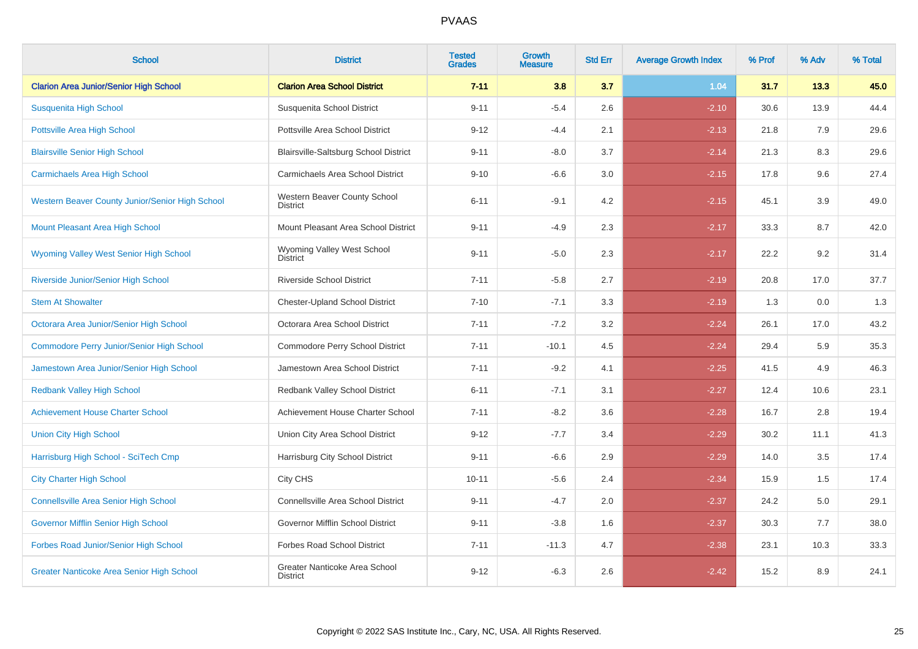# PVAAS

| School | District | Tested Grades | Growth Measure | Std Err | Average Growth Index | % Prof | % Adv | % Total |
|---|---|---|---|---|---|---|---|---|
| **Clarion Area Junior/Senior High School** | **Clarion Area School District** | **7-11** | **3.8** | **3.7** | **1.04** | **31.7** | **13.3** | **45.0** |
| Susquenita High School | Susquenita School District | 9-11 | -5.4 | 2.6 | -2.10 | 30.6 | 13.9 | 44.4 |
| Pottsville Area High School | Pottsville Area School District | 9-12 | -4.4 | 2.1 | -2.13 | 21.8 | 7.9 | 29.6 |
| Blairsville Senior High School | Blairsville-Saltsburg School District | 9-11 | -8.0 | 3.7 | -2.14 | 21.3 | 8.3 | 29.6 |
| Carmichaels Area High School | Carmichaels Area School District | 9-10 | -6.6 | 3.0 | -2.15 | 17.8 | 9.6 | 27.4 |
| Western Beaver County Junior/Senior High School | Western Beaver County School District | 6-11 | -9.1 | 4.2 | -2.15 | 45.1 | 3.9 | 49.0 |
| Mount Pleasant Area High School | Mount Pleasant Area School District | 9-11 | -4.9 | 2.3 | -2.17 | 33.3 | 8.7 | 42.0 |
| Wyoming Valley West Senior High School | Wyoming Valley West School District | 9-11 | -5.0 | 2.3 | -2.17 | 22.2 | 9.2 | 31.4 |
| Riverside Junior/Senior High School | Riverside School District | 7-11 | -5.8 | 2.7 | -2.19 | 20.8 | 17.0 | 37.7 |
| Stem At Showalter | Chester-Upland School District | 7-10 | -7.1 | 3.3 | -2.19 | 1.3 | 0.0 | 1.3 |
| Octorara Area Junior/Senior High School | Octorara Area School District | 7-11 | -7.2 | 3.2 | -2.24 | 26.1 | 17.0 | 43.2 |
| Commodore Perry Junior/Senior High School | Commodore Perry School District | 7-11 | -10.1 | 4.5 | -2.24 | 29.4 | 5.9 | 35.3 |
| Jamestown Area Junior/Senior High School | Jamestown Area School District | 7-11 | -9.2 | 4.1 | -2.25 | 41.5 | 4.9 | 46.3 |
| Redbank Valley High School | Redbank Valley School District | 6-11 | -7.1 | 3.1 | -2.27 | 12.4 | 10.6 | 23.1 |
| Achievement House Charter School | Achievement House Charter School | 7-11 | -8.2 | 3.6 | -2.28 | 16.7 | 2.8 | 19.4 |
| Union City High School | Union City Area School District | 9-12 | -7.7 | 3.4 | -2.29 | 30.2 | 11.1 | 41.3 |
| Harrisburg High School - SciTech Cmp | Harrisburg City School District | 9-11 | -6.6 | 2.9 | -2.29 | 14.0 | 3.5 | 17.4 |
| City Charter High School | City CHS | 10-11 | -5.6 | 2.4 | -2.34 | 15.9 | 1.5 | 17.4 |
| Connellsville Area Senior High School | Connellsville Area School District | 9-11 | -4.7 | 2.0 | -2.37 | 24.2 | 5.0 | 29.1 |
| Governor Mifflin Senior High School | Governor Mifflin School District | 9-11 | -3.8 | 1.6 | -2.37 | 30.3 | 7.7 | 38.0 |
| Forbes Road Junior/Senior High School | Forbes Road School District | 7-11 | -11.3 | 4.7 | -2.38 | 23.1 | 10.3 | 33.3 |
| Greater Nanticoke Area Senior High School | Greater Nanticoke Area School District | 9-12 | -6.3 | 2.6 | -2.42 | 15.2 | 8.9 | 24.1 |

Copyright © 2022 SAS Institute Inc., Cary, NC, USA. All Rights Reserved.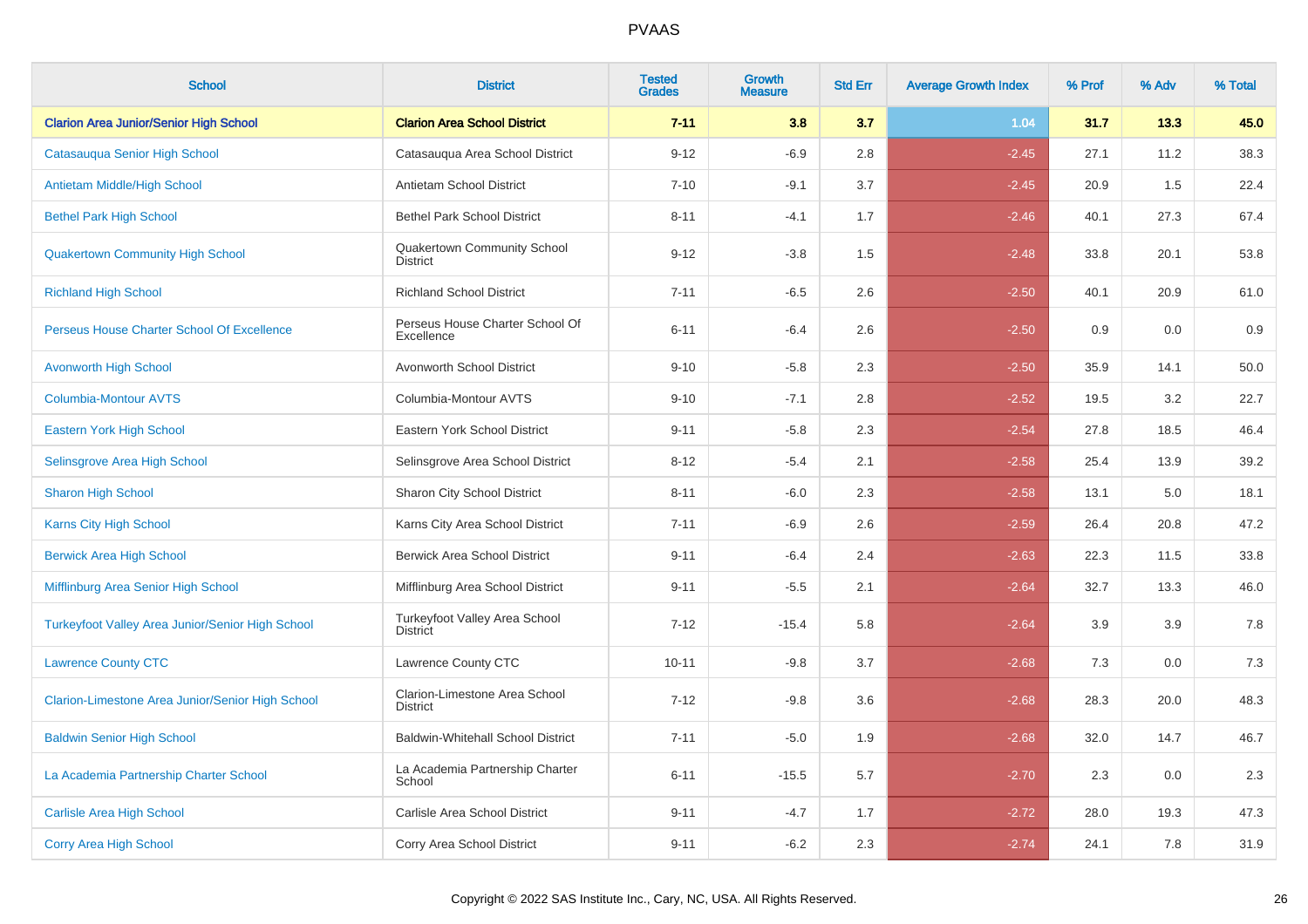| School | District | Tested Grades | Growth Measure | Std Err | Average Growth Index | % Prof | % Adv | % Total |
|---|---|---|---|---|---|---|---|---|
| **Clarion Area Junior/Senior High School** | **Clarion Area School District** | **7-11** | **3.8** | **3.7** | **1.04** | **31.7** | **13.3** | **45.0** |
| Catasauqua Senior High School | Catasauqua Area School District | 9-12 | -6.9 | 2.8 | -2.45 | 27.1 | 11.2 | 38.3 |
| Antietam Middle/High School | Antietam School District | 7-10 | -9.1 | 3.7 | -2.45 | 20.9 | 1.5 | 22.4 |
| Bethel Park High School | Bethel Park School District | 8-11 | -4.1 | 1.7 | -2.46 | 40.1 | 27.3 | 67.4 |
| Quakertown Community High School | Quakertown Community School District | 9-12 | -3.8 | 1.5 | -2.48 | 33.8 | 20.1 | 53.8 |
| Richland High School | Richland School District | 7-11 | -6.5 | 2.6 | -2.50 | 40.1 | 20.9 | 61.0 |
| Perseus House Charter School Of Excellence | Perseus House Charter School Of Excellence | 6-11 | -6.4 | 2.6 | -2.50 | 0.9 | 0.0 | 0.9 |
| Avonworth High School | Avonworth School District | 9-10 | -5.8 | 2.3 | -2.50 | 35.9 | 14.1 | 50.0 |
| Columbia-Montour AVTS | Columbia-Montour AVTS | 9-10 | -7.1 | 2.8 | -2.52 | 19.5 | 3.2 | 22.7 |
| Eastern York High School | Eastern York School District | 9-11 | -5.8 | 2.3 | -2.54 | 27.8 | 18.5 | 46.4 |
| Selinsgrove Area High School | Selinsgrove Area School District | 8-12 | -5.4 | 2.1 | -2.58 | 25.4 | 13.9 | 39.2 |
| Sharon High School | Sharon City School District | 8-11 | -6.0 | 2.3 | -2.58 | 13.1 | 5.0 | 18.1 |
| Karns City High School | Karns City Area School District | 7-11 | -6.9 | 2.6 | -2.59 | 26.4 | 20.8 | 47.2 |
| Berwick Area High School | Berwick Area School District | 9-11 | -6.4 | 2.4 | -2.63 | 22.3 | 11.5 | 33.8 |
| Mifflinburg Area Senior High School | Mifflinburg Area School District | 9-11 | -5.5 | 2.1 | -2.64 | 32.7 | 13.3 | 46.0 |
| Turkeyfoot Valley Area Junior/Senior High School | Turkeyfoot Valley Area School District | 7-12 | -15.4 | 5.8 | -2.64 | 3.9 | 3.9 | 7.8 |
| Lawrence County CTC | Lawrence County CTC | 10-11 | -9.8 | 3.7 | -2.68 | 7.3 | 0.0 | 7.3 |
| Clarion-Limestone Area Junior/Senior High School | Clarion-Limestone Area School District | 7-12 | -9.8 | 3.6 | -2.68 | 28.3 | 20.0 | 48.3 |
| Baldwin Senior High School | Baldwin-Whitehall School District | 7-11 | -5.0 | 1.9 | -2.68 | 32.0 | 14.7 | 46.7 |
| La Academia Partnership Charter School | La Academia Partnership Charter School | 6-11 | -15.5 | 5.7 | -2.70 | 2.3 | 0.0 | 2.3 |
| Carlisle Area High School | Carlisle Area School District | 9-11 | -4.7 | 1.7 | -2.72 | 28.0 | 19.3 | 47.3 |
| Corry Area High School | Corry Area School District | 9-11 | -6.2 | 2.3 | -2.74 | 24.1 | 7.8 | 31.9 |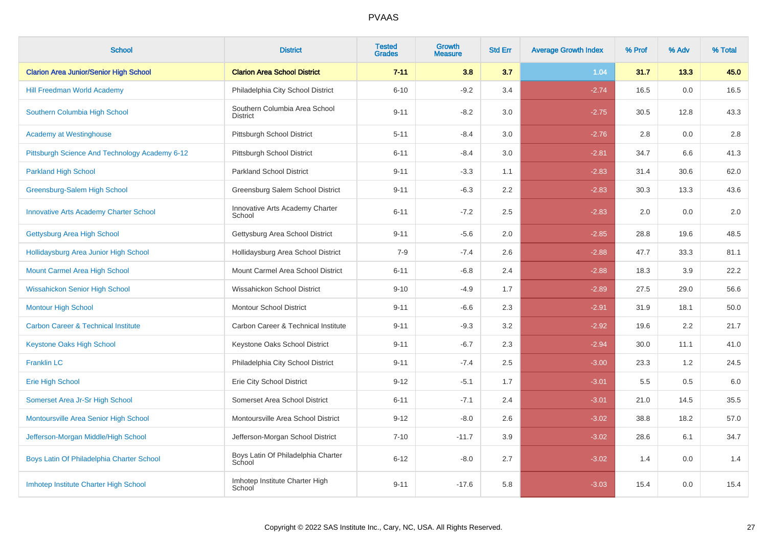PVAAS

| School | District | Tested Grades | Growth Measure | Std Err | Average Growth Index | % Prof | % Adv | % Total |
|---|---|---|---|---|---|---|---|---|
| **Clarion Area Junior/Senior High School** | **Clarion Area School District** | **7-11** | **3.8** | **3.7** | **1.04** | **31.7** | **13.3** | **45.0** |
| Hill Freedman World Academy | Philadelphia City School District | 6-10 | -9.2 | 3.4 | -2.74 | 16.5 | 0.0 | 16.5 |
| Southern Columbia High School | Southern Columbia Area School District | 9-11 | -8.2 | 3.0 | -2.75 | 30.5 | 12.8 | 43.3 |
| Academy at Westinghouse | Pittsburgh School District | 5-11 | -8.4 | 3.0 | -2.76 | 2.8 | 0.0 | 2.8 |
| Pittsburgh Science And Technology Academy 6-12 | Pittsburgh School District | 6-11 | -8.4 | 3.0 | -2.81 | 34.7 | 6.6 | 41.3 |
| Parkland High School | Parkland School District | 9-11 | -3.3 | 1.1 | -2.83 | 31.4 | 30.6 | 62.0 |
| Greensburg-Salem High School | Greensburg Salem School District | 9-11 | -6.3 | 2.2 | -2.83 | 30.3 | 13.3 | 43.6 |
| Innovative Arts Academy Charter School | Innovative Arts Academy Charter School | 6-11 | -7.2 | 2.5 | -2.83 | 2.0 | 0.0 | 2.0 |
| Gettysburg Area High School | Gettysburg Area School District | 9-11 | -5.6 | 2.0 | -2.85 | 28.8 | 19.6 | 48.5 |
| Hollidaysburg Area Junior High School | Hollidaysburg Area School District | 7-9 | -7.4 | 2.6 | -2.88 | 47.7 | 33.3 | 81.1 |
| Mount Carmel Area High School | Mount Carmel Area School District | 6-11 | -6.8 | 2.4 | -2.88 | 18.3 | 3.9 | 22.2 |
| Wissahickon Senior High School | Wissahickon School District | 9-10 | -4.9 | 1.7 | -2.89 | 27.5 | 29.0 | 56.6 |
| Montour High School | Montour School District | 9-11 | -6.6 | 2.3 | -2.91 | 31.9 | 18.1 | 50.0 |
| Carbon Career & Technical Institute | Carbon Career & Technical Institute | 9-11 | -9.3 | 3.2 | -2.92 | 19.6 | 2.2 | 21.7 |
| Keystone Oaks High School | Keystone Oaks School District | 9-11 | -6.7 | 2.3 | -2.94 | 30.0 | 11.1 | 41.0 |
| Franklin LC | Philadelphia City School District | 9-11 | -7.4 | 2.5 | -3.00 | 23.3 | 1.2 | 24.5 |
| Erie High School | Erie City School District | 9-12 | -5.1 | 1.7 | -3.01 | 5.5 | 0.5 | 6.0 |
| Somerset Area Jr-Sr High School | Somerset Area School District | 6-11 | -7.1 | 2.4 | -3.01 | 21.0 | 14.5 | 35.5 |
| Montoursville Area Senior High School | Montoursville Area School District | 9-12 | -8.0 | 2.6 | -3.02 | 38.8 | 18.2 | 57.0 |
| Jefferson-Morgan Middle/High School | Jefferson-Morgan School District | 7-10 | -11.7 | 3.9 | -3.02 | 28.6 | 6.1 | 34.7 |
| Boys Latin Of Philadelphia Charter School | Boys Latin Of Philadelphia Charter School | 6-12 | -8.0 | 2.7 | -3.02 | 1.4 | 0.0 | 1.4 |
| Imhotep Institute Charter High School | Imhotep Institute Charter High School | 9-11 | -17.6 | 5.8 | -3.03 | 15.4 | 0.0 | 15.4 |

Copyright © 2022 SAS Institute Inc., Cary, NC, USA. All Rights Reserved.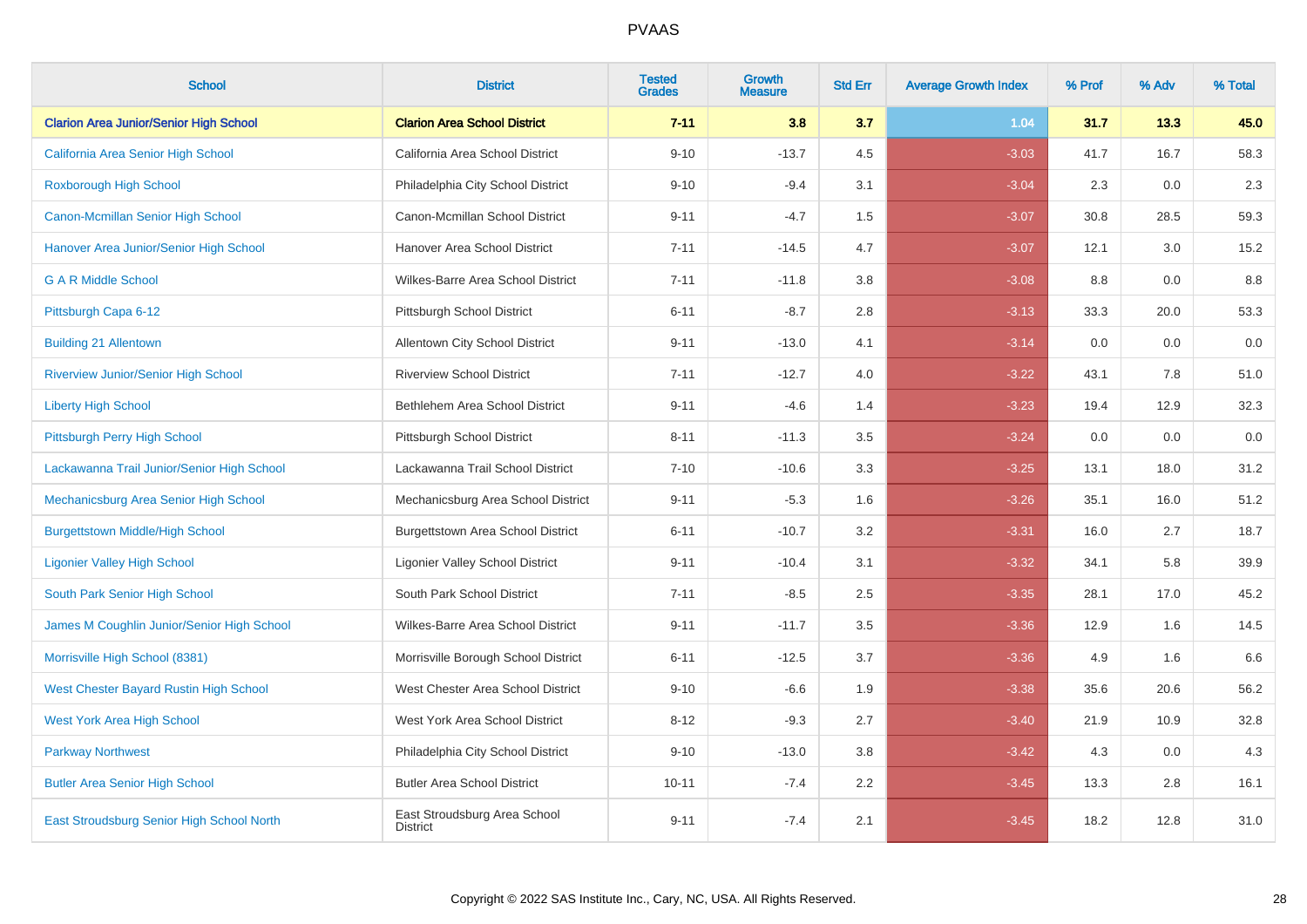# PVAAS

| School | District | Tested Grades | Growth Measure | Std Err | Average Growth Index | % Prof | % Adv | % Total |
|---|---|---|---|---|---|---|---|---|
| **Clarion Area Junior/Senior High School** | **Clarion Area School District** | **7-11** | **3.8** | **3.7** | **1.04** | **31.7** | **13.3** | **45.0** |
| California Area Senior High School | California Area School District | 9-10 | -13.7 | 4.5 | -3.03 | 41.7 | 16.7 | 58.3 |
| Roxborough High School | Philadelphia City School District | 9-10 | -9.4 | 3.1 | -3.04 | 2.3 | 0.0 | 2.3 |
| Canon-Mcmillan Senior High School | Canon-Mcmillan School District | 9-11 | -4.7 | 1.5 | -3.07 | 30.8 | 28.5 | 59.3 |
| Hanover Area Junior/Senior High School | Hanover Area School District | 7-11 | -14.5 | 4.7 | -3.07 | 12.1 | 3.0 | 15.2 |
| G A R Middle School | Wilkes-Barre Area School District | 7-11 | -11.8 | 3.8 | -3.08 | 8.8 | 0.0 | 8.8 |
| Pittsburgh Capa 6-12 | Pittsburgh School District | 6-11 | -8.7 | 2.8 | -3.13 | 33.3 | 20.0 | 53.3 |
| Building 21 Allentown | Allentown City School District | 9-11 | -13.0 | 4.1 | -3.14 | 0.0 | 0.0 | 0.0 |
| Riverview Junior/Senior High School | Riverview School District | 7-11 | -12.7 | 4.0 | -3.22 | 43.1 | 7.8 | 51.0 |
| Liberty High School | Bethlehem Area School District | 9-11 | -4.6 | 1.4 | -3.23 | 19.4 | 12.9 | 32.3 |
| Pittsburgh Perry High School | Pittsburgh School District | 8-11 | -11.3 | 3.5 | -3.24 | 0.0 | 0.0 | 0.0 |
| Lackawanna Trail Junior/Senior High School | Lackawanna Trail School District | 7-10 | -10.6 | 3.3 | -3.25 | 13.1 | 18.0 | 31.2 |
| Mechanicsburg Area Senior High School | Mechanicsburg Area School District | 9-11 | -5.3 | 1.6 | -3.26 | 35.1 | 16.0 | 51.2 |
| Burgettstown Middle/High School | Burgettstown Area School District | 6-11 | -10.7 | 3.2 | -3.31 | 16.0 | 2.7 | 18.7 |
| Ligonier Valley High School | Ligonier Valley School District | 9-11 | -10.4 | 3.1 | -3.32 | 34.1 | 5.8 | 39.9 |
| South Park Senior High School | South Park School District | 7-11 | -8.5 | 2.5 | -3.35 | 28.1 | 17.0 | 45.2 |
| James M Coughlin Junior/Senior High School | Wilkes-Barre Area School District | 9-11 | -11.7 | 3.5 | -3.36 | 12.9 | 1.6 | 14.5 |
| Morrisville High School (8381) | Morrisville Borough School District | 6-11 | -12.5 | 3.7 | -3.36 | 4.9 | 1.6 | 6.6 |
| West Chester Bayard Rustin High School | West Chester Area School District | 9-10 | -6.6 | 1.9 | -3.38 | 35.6 | 20.6 | 56.2 |
| West York Area High School | West York Area School District | 8-12 | -9.3 | 2.7 | -3.40 | 21.9 | 10.9 | 32.8 |
| Parkway Northwest | Philadelphia City School District | 9-10 | -13.0 | 3.8 | -3.42 | 4.3 | 0.0 | 4.3 |
| Butler Area Senior High School | Butler Area School District | 10-11 | -7.4 | 2.2 | -3.45 | 13.3 | 2.8 | 16.1 |
| East Stroudsburg Senior High School North | East Stroudsburg Area School District | 9-11 | -7.4 | 2.1 | -3.45 | 18.2 | 12.8 | 31.0 |

Copyright © 2022 SAS Institute Inc., Cary, NC, USA. All Rights Reserved.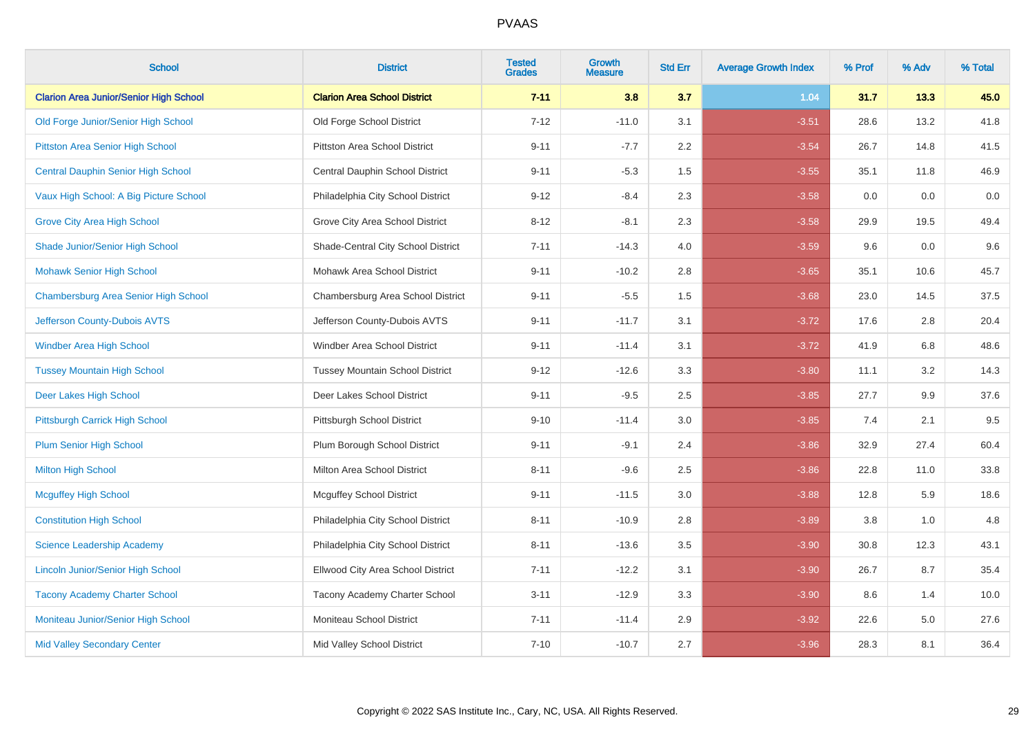# PVAAS

| School | District | Tested Grades | Growth Measure | Std Err | Average Growth Index | % Prof | % Adv | % Total |
|---|---|---|---|---|---|---|---|---|
| **Clarion Area Junior/Senior High School** | **Clarion Area School District** | **7-11** | **3.8** | **3.7** | **1.04** | **31.7** | **13.3** | **45.0** |
| Old Forge Junior/Senior High School | Old Forge School District | 7-12 | -11.0 | 3.1 | -3.51 | 28.6 | 13.2 | 41.8 |
| Pittston Area Senior High School | Pittston Area School District | 9-11 | -7.7 | 2.2 | -3.54 | 26.7 | 14.8 | 41.5 |
| Central Dauphin Senior High School | Central Dauphin School District | 9-11 | -5.3 | 1.5 | -3.55 | 35.1 | 11.8 | 46.9 |
| Vaux High School: A Big Picture School | Philadelphia City School District | 9-12 | -8.4 | 2.3 | -3.58 | 0.0 | 0.0 | 0.0 |
| Grove City Area High School | Grove City Area School District | 8-12 | -8.1 | 2.3 | -3.58 | 29.9 | 19.5 | 49.4 |
| Shade Junior/Senior High School | Shade-Central City School District | 7-11 | -14.3 | 4.0 | -3.59 | 9.6 | 0.0 | 9.6 |
| Mohawk Senior High School | Mohawk Area School District | 9-11 | -10.2 | 2.8 | -3.65 | 35.1 | 10.6 | 45.7 |
| Chambersburg Area Senior High School | Chambersburg Area School District | 9-11 | -5.5 | 1.5 | -3.68 | 23.0 | 14.5 | 37.5 |
| Jefferson County-Dubois AVTS | Jefferson County-Dubois AVTS | 9-11 | -11.7 | 3.1 | -3.72 | 17.6 | 2.8 | 20.4 |
| Windber Area High School | Windber Area School District | 9-11 | -11.4 | 3.1 | -3.72 | 41.9 | 6.8 | 48.6 |
| Tussey Mountain High School | Tussey Mountain School District | 9-12 | -12.6 | 3.3 | -3.80 | 11.1 | 3.2 | 14.3 |
| Deer Lakes High School | Deer Lakes School District | 9-11 | -9.5 | 2.5 | -3.85 | 27.7 | 9.9 | 37.6 |
| Pittsburgh Carrick High School | Pittsburgh School District | 9-10 | -11.4 | 3.0 | -3.85 | 7.4 | 2.1 | 9.5 |
| Plum Senior High School | Plum Borough School District | 9-11 | -9.1 | 2.4 | -3.86 | 32.9 | 27.4 | 60.4 |
| Milton High School | Milton Area School District | 8-11 | -9.6 | 2.5 | -3.86 | 22.8 | 11.0 | 33.8 |
| Mcguffey High School | Mcguffey School District | 9-11 | -11.5 | 3.0 | -3.88 | 12.8 | 5.9 | 18.6 |
| Constitution High School | Philadelphia City School District | 8-11 | -10.9 | 2.8 | -3.89 | 3.8 | 1.0 | 4.8 |
| Science Leadership Academy | Philadelphia City School District | 8-11 | -13.6 | 3.5 | -3.90 | 30.8 | 12.3 | 43.1 |
| Lincoln Junior/Senior High School | Ellwood City Area School District | 7-11 | -12.2 | 3.1 | -3.90 | 26.7 | 8.7 | 35.4 |
| Tacony Academy Charter School | Tacony Academy Charter School | 3-11 | -12.9 | 3.3 | -3.90 | 8.6 | 1.4 | 10.0 |
| Moniteau Junior/Senior High School | Moniteau School District | 7-11 | -11.4 | 2.9 | -3.92 | 22.6 | 5.0 | 27.6 |
| Mid Valley Secondary Center | Mid Valley School District | 7-10 | -10.7 | 2.7 | -3.96 | 28.3 | 8.1 | 36.4 |

Copyright © 2022 SAS Institute Inc., Cary, NC, USA. All Rights Reserved.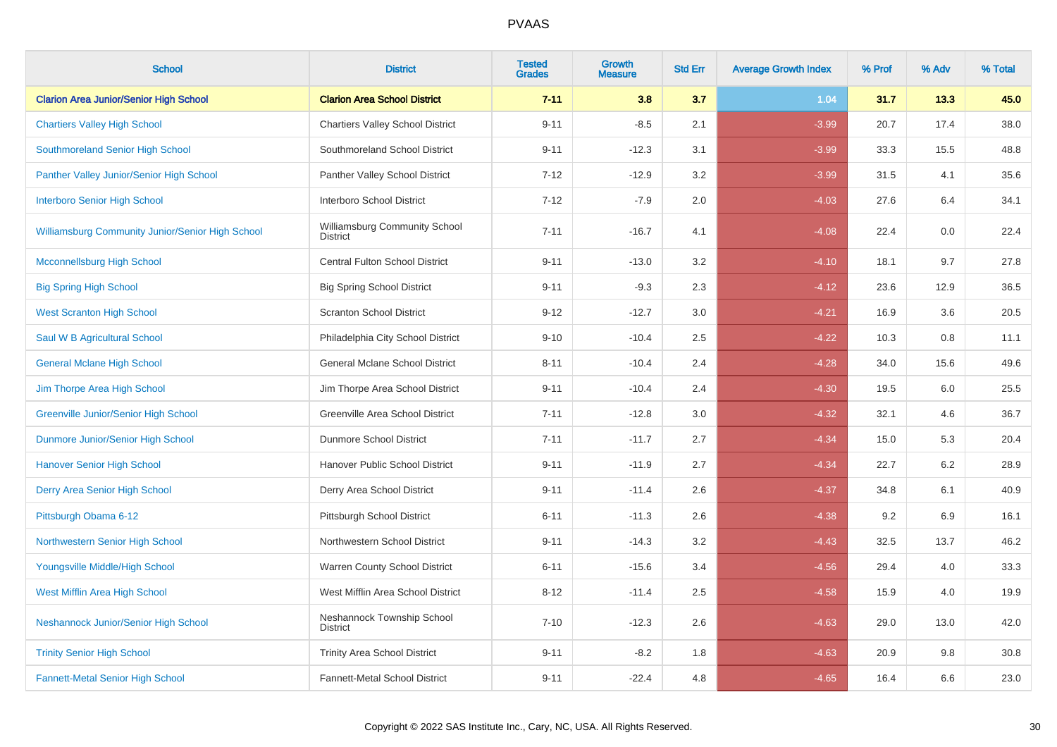# PVAAS

| School | District | Tested Grades | Growth Measure | Std Err | Average Growth Index | % Prof | % Adv | % Total |
|---|---|---|---|---|---|---|---|---|
| **Clarion Area Junior/Senior High School** | **Clarion Area School District** | **7-11** | **3.8** | **3.7** | **1.04** | **31.7** | **13.3** | **45.0** |
| Chartiers Valley High School | Chartiers Valley School District | 9-11 | -8.5 | 2.1 | -3.99 | 20.7 | 17.4 | 38.0 |
| Southmoreland Senior High School | Southmoreland School District | 9-11 | -12.3 | 3.1 | -3.99 | 33.3 | 15.5 | 48.8 |
| Panther Valley Junior/Senior High School | Panther Valley School District | 7-12 | -12.9 | 3.2 | -3.99 | 31.5 | 4.1 | 35.6 |
| Interboro Senior High School | Interboro School District | 7-12 | -7.9 | 2.0 | -4.03 | 27.6 | 6.4 | 34.1 |
| Williamsburg Community Junior/Senior High School | Williamsburg Community School District | 7-11 | -16.7 | 4.1 | -4.08 | 22.4 | 0.0 | 22.4 |
| Mcconnellsburg High School | Central Fulton School District | 9-11 | -13.0 | 3.2 | -4.10 | 18.1 | 9.7 | 27.8 |
| Big Spring High School | Big Spring School District | 9-11 | -9.3 | 2.3 | -4.12 | 23.6 | 12.9 | 36.5 |
| West Scranton High School | Scranton School District | 9-12 | -12.7 | 3.0 | -4.21 | 16.9 | 3.6 | 20.5 |
| Saul W B Agricultural School | Philadelphia City School District | 9-10 | -10.4 | 2.5 | -4.22 | 10.3 | 0.8 | 11.1 |
| General Mclane High School | General Mclane School District | 8-11 | -10.4 | 2.4 | -4.28 | 34.0 | 15.6 | 49.6 |
| Jim Thorpe Area High School | Jim Thorpe Area School District | 9-11 | -10.4 | 2.4 | -4.30 | 19.5 | 6.0 | 25.5 |
| Greenville Junior/Senior High School | Greenville Area School District | 7-11 | -12.8 | 3.0 | -4.32 | 32.1 | 4.6 | 36.7 |
| Dunmore Junior/Senior High School | Dunmore School District | 7-11 | -11.7 | 2.7 | -4.34 | 15.0 | 5.3 | 20.4 |
| Hanover Senior High School | Hanover Public School District | 9-11 | -11.9 | 2.7 | -4.34 | 22.7 | 6.2 | 28.9 |
| Derry Area Senior High School | Derry Area School District | 9-11 | -11.4 | 2.6 | -4.37 | 34.8 | 6.1 | 40.9 |
| Pittsburgh Obama 6-12 | Pittsburgh School District | 6-11 | -11.3 | 2.6 | -4.38 | 9.2 | 6.9 | 16.1 |
| Northwestern Senior High School | Northwestern School District | 9-11 | -14.3 | 3.2 | -4.43 | 32.5 | 13.7 | 46.2 |
| Youngsville Middle/High School | Warren County School District | 6-11 | -15.6 | 3.4 | -4.56 | 29.4 | 4.0 | 33.3 |
| West Mifflin Area High School | West Mifflin Area School District | 8-12 | -11.4 | 2.5 | -4.58 | 15.9 | 4.0 | 19.9 |
| Neshannock Junior/Senior High School | Neshannock Township School District | 7-10 | -12.3 | 2.6 | -4.63 | 29.0 | 13.0 | 42.0 |
| Trinity Senior High School | Trinity Area School District | 9-11 | -8.2 | 1.8 | -4.63 | 20.9 | 9.8 | 30.8 |
| Fannett-Metal Senior High School | Fannett-Metal School District | 9-11 | -22.4 | 4.8 | -4.65 | 16.4 | 6.6 | 23.0 |

Copyright © 2022 SAS Institute Inc., Cary, NC, USA. All Rights Reserved.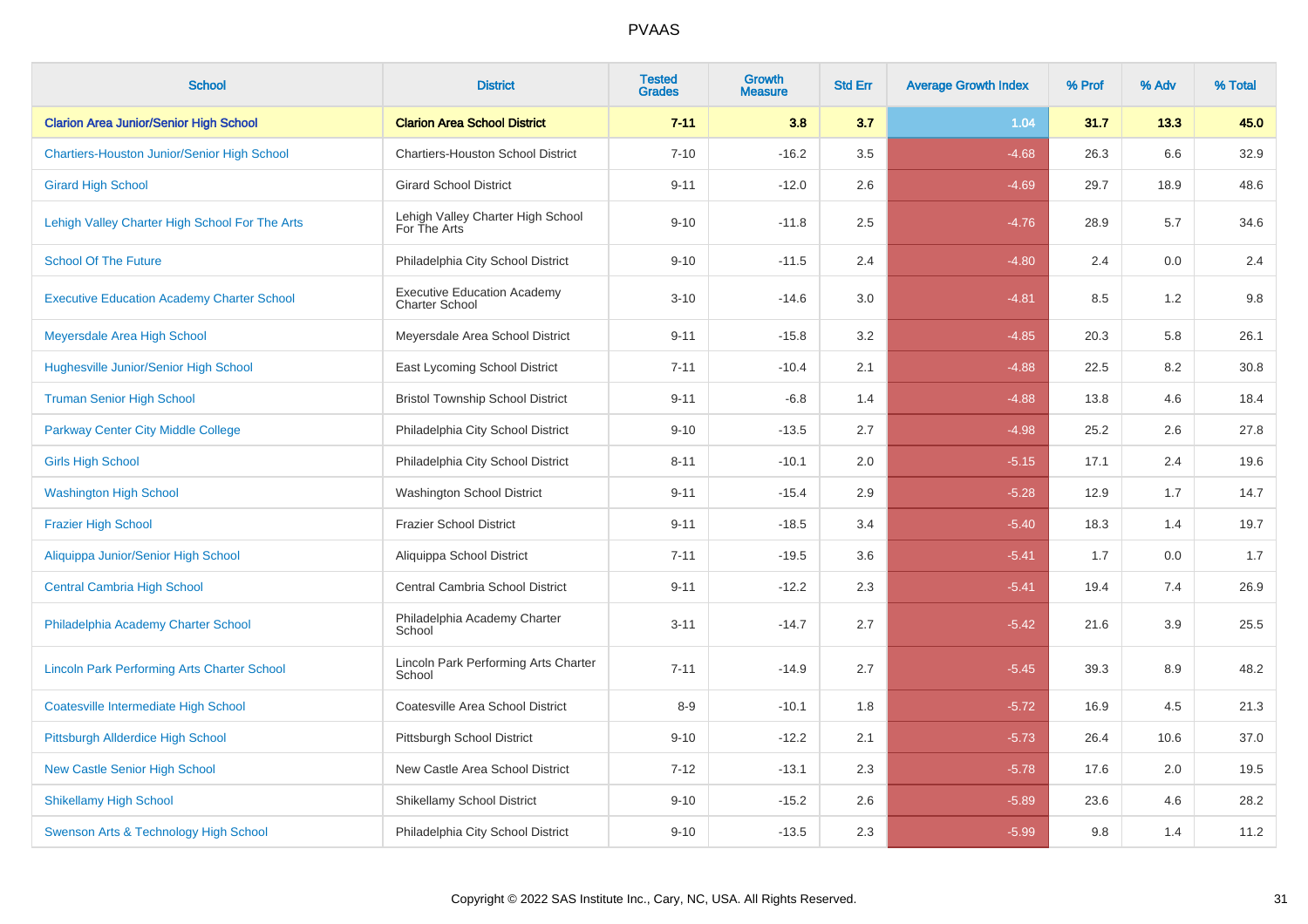# PVAAS

| School | District | Tested Grades | Growth Measure | Std Err | Average Growth Index | % Prof | % Adv | % Total |
|---|---|---|---|---|---|---|---|---|
| **Clarion Area Junior/Senior High School** | **Clarion Area School District** | **7-11** | **3.8** | **3.7** | **1.04** | **31.7** | **13.3** | **45.0** |
| Chartiers-Houston Junior/Senior High School | Chartiers-Houston School District | 7-10 | -16.2 | 3.5 | -4.68 | 26.3 | 6.6 | 32.9 |
| Girard High School | Girard School District | 9-11 | -12.0 | 2.6 | -4.69 | 29.7 | 18.9 | 48.6 |
| Lehigh Valley Charter High School For The Arts | Lehigh Valley Charter High School For The Arts | 9-10 | -11.8 | 2.5 | -4.76 | 28.9 | 5.7 | 34.6 |
| School Of The Future | Philadelphia City School District | 9-10 | -11.5 | 2.4 | -4.80 | 2.4 | 0.0 | 2.4 |
| Executive Education Academy Charter School | Executive Education Academy Charter School | 3-10 | -14.6 | 3.0 | -4.81 | 8.5 | 1.2 | 9.8 |
| Meyersdale Area High School | Meyersdale Area School District | 9-11 | -15.8 | 3.2 | -4.85 | 20.3 | 5.8 | 26.1 |
| Hughesville Junior/Senior High School | East Lycoming School District | 7-11 | -10.4 | 2.1 | -4.88 | 22.5 | 8.2 | 30.8 |
| Truman Senior High School | Bristol Township School District | 9-11 | -6.8 | 1.4 | -4.88 | 13.8 | 4.6 | 18.4 |
| Parkway Center City Middle College | Philadelphia City School District | 9-10 | -13.5 | 2.7 | -4.98 | 25.2 | 2.6 | 27.8 |
| Girls High School | Philadelphia City School District | 8-11 | -10.1 | 2.0 | -5.15 | 17.1 | 2.4 | 19.6 |
| Washington High School | Washington School District | 9-11 | -15.4 | 2.9 | -5.28 | 12.9 | 1.7 | 14.7 |
| Frazier High School | Frazier School District | 9-11 | -18.5 | 3.4 | -5.40 | 18.3 | 1.4 | 19.7 |
| Aliquippa Junior/Senior High School | Aliquippa School District | 7-11 | -19.5 | 3.6 | -5.41 | 1.7 | 0.0 | 1.7 |
| Central Cambria High School | Central Cambria School District | 9-11 | -12.2 | 2.3 | -5.41 | 19.4 | 7.4 | 26.9 |
| Philadelphia Academy Charter School | Philadelphia Academy Charter School | 3-11 | -14.7 | 2.7 | -5.42 | 21.6 | 3.9 | 25.5 |
| Lincoln Park Performing Arts Charter School | Lincoln Park Performing Arts Charter School | 7-11 | -14.9 | 2.7 | -5.45 | 39.3 | 8.9 | 48.2 |
| Coatesville Intermediate High School | Coatesville Area School District | 8-9 | -10.1 | 1.8 | -5.72 | 16.9 | 4.5 | 21.3 |
| Pittsburgh Allderdice High School | Pittsburgh School District | 9-10 | -12.2 | 2.1 | -5.73 | 26.4 | 10.6 | 37.0 |
| New Castle Senior High School | New Castle Area School District | 7-12 | -13.1 | 2.3 | -5.78 | 17.6 | 2.0 | 19.5 |
| Shikellamy High School | Shikellamy School District | 9-10 | -15.2 | 2.6 | -5.89 | 23.6 | 4.6 | 28.2 |
| Swenson Arts & Technology High School | Philadelphia City School District | 9-10 | -13.5 | 2.3 | -5.99 | 9.8 | 1.4 | 11.2 |

Copyright © 2022 SAS Institute Inc., Cary, NC, USA. All Rights Reserved.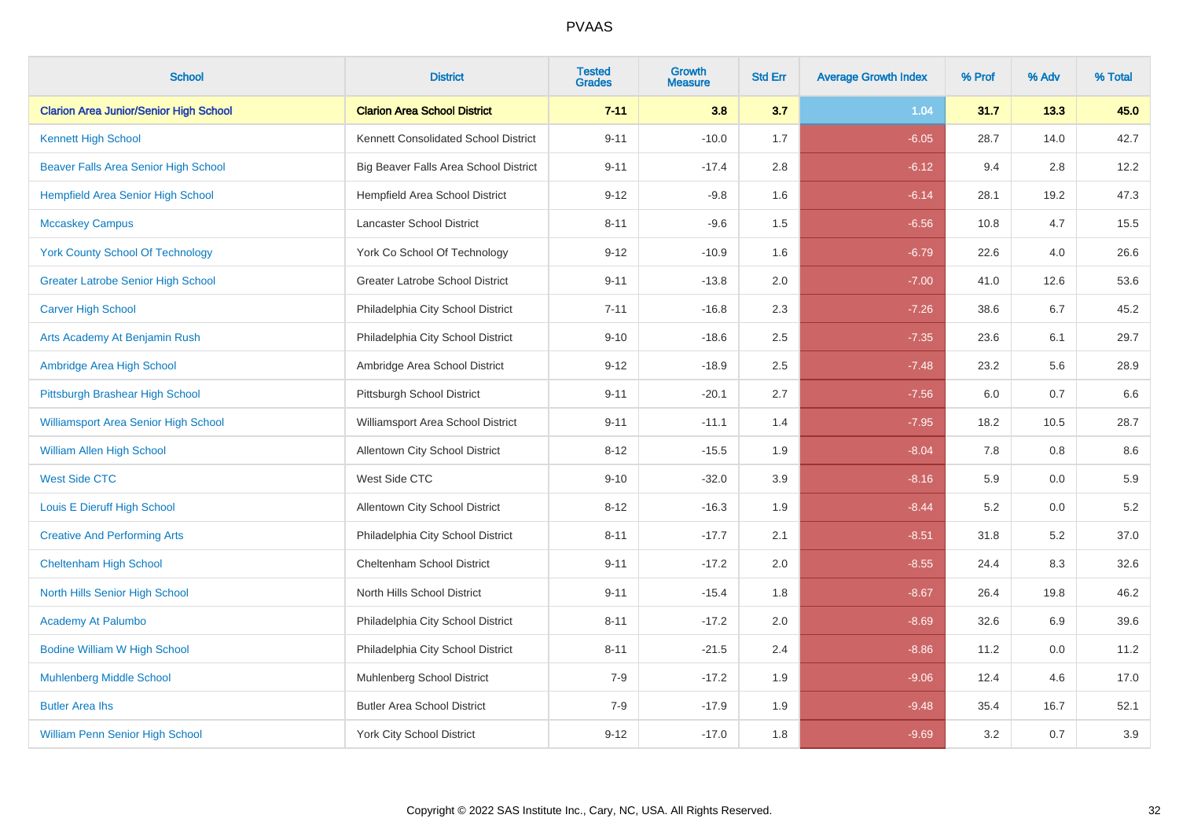# PVAAS

| School | District | Tested Grades | Growth Measure | Std Err | Average Growth Index | % Prof | % Adv | % Total |
|---|---|---|---|---|---|---|---|---|
| **Clarion Area Junior/Senior High School** | **Clarion Area School District** | **7-11** | **3.8** | **3.7** | **1.04** | **31.7** | **13.3** | **45.0** |
| Kennett High School | Kennett Consolidated School District | 9-11 | -10.0 | 1.7 | -6.05 | 28.7 | 14.0 | 42.7 |
| Beaver Falls Area Senior High School | Big Beaver Falls Area School District | 9-11 | -17.4 | 2.8 | -6.12 | 9.4 | 2.8 | 12.2 |
| Hempfield Area Senior High School | Hempfield Area School District | 9-12 | -9.8 | 1.6 | -6.14 | 28.1 | 19.2 | 47.3 |
| Mccaskey Campus | Lancaster School District | 8-11 | -9.6 | 1.5 | -6.56 | 10.8 | 4.7 | 15.5 |
| York County School Of Technology | York Co School Of Technology | 9-12 | -10.9 | 1.6 | -6.79 | 22.6 | 4.0 | 26.6 |
| Greater Latrobe Senior High School | Greater Latrobe School District | 9-11 | -13.8 | 2.0 | -7.00 | 41.0 | 12.6 | 53.6 |
| Carver High School | Philadelphia City School District | 7-11 | -16.8 | 2.3 | -7.26 | 38.6 | 6.7 | 45.2 |
| Arts Academy At Benjamin Rush | Philadelphia City School District | 9-10 | -18.6 | 2.5 | -7.35 | 23.6 | 6.1 | 29.7 |
| Ambridge Area High School | Ambridge Area School District | 9-12 | -18.9 | 2.5 | -7.48 | 23.2 | 5.6 | 28.9 |
| Pittsburgh Brashear High School | Pittsburgh School District | 9-11 | -20.1 | 2.7 | -7.56 | 6.0 | 0.7 | 6.6 |
| Williamsport Area Senior High School | Williamsport Area School District | 9-11 | -11.1 | 1.4 | -7.95 | 18.2 | 10.5 | 28.7 |
| William Allen High School | Allentown City School District | 8-12 | -15.5 | 1.9 | -8.04 | 7.8 | 0.8 | 8.6 |
| West Side CTC | West Side CTC | 9-10 | -32.0 | 3.9 | -8.16 | 5.9 | 0.0 | 5.9 |
| Louis E Dieruff High School | Allentown City School District | 8-12 | -16.3 | 1.9 | -8.44 | 5.2 | 0.0 | 5.2 |
| Creative And Performing Arts | Philadelphia City School District | 8-11 | -17.7 | 2.1 | -8.51 | 31.8 | 5.2 | 37.0 |
| Cheltenham High School | Cheltenham School District | 9-11 | -17.2 | 2.0 | -8.55 | 24.4 | 8.3 | 32.6 |
| North Hills Senior High School | North Hills School District | 9-11 | -15.4 | 1.8 | -8.67 | 26.4 | 19.8 | 46.2 |
| Academy At Palumbo | Philadelphia City School District | 8-11 | -17.2 | 2.0 | -8.69 | 32.6 | 6.9 | 39.6 |
| Bodine William W High School | Philadelphia City School District | 8-11 | -21.5 | 2.4 | -8.86 | 11.2 | 0.0 | 11.2 |
| Muhlenberg Middle School | Muhlenberg School District | 7-9 | -17.2 | 1.9 | -9.06 | 12.4 | 4.6 | 17.0 |
| Butler Area Ihs | Butler Area School District | 7-9 | -17.9 | 1.9 | -9.48 | 35.4 | 16.7 | 52.1 |
| William Penn Senior High School | York City School District | 9-12 | -17.0 | 1.8 | -9.69 | 3.2 | 0.7 | 3.9 |

Copyright © 2022 SAS Institute Inc., Cary, NC, USA. All Rights Reserved.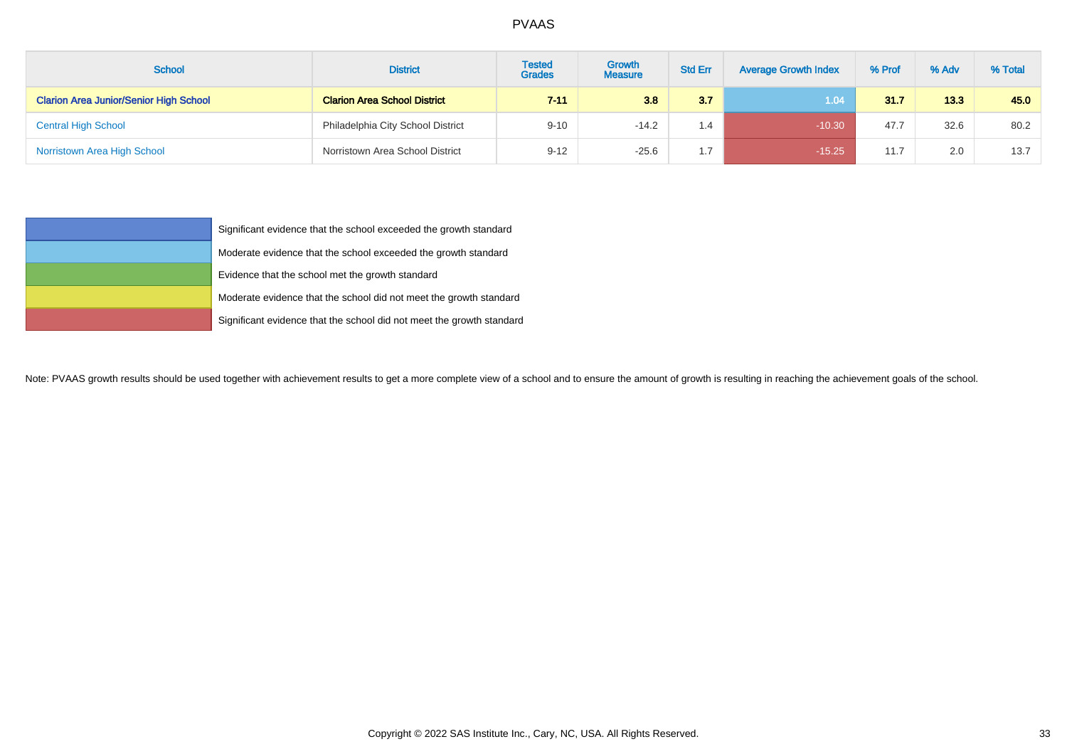# PVAAS

| School | District | Tested Grades | Growth Measure | Std Err | Average Growth Index | % Prof | % Adv | % Total |
|---|---|---|---|---|---|---|---|---|
| **Clarion Area Junior/Senior High School** | **Clarion Area School District** | **7-11** | **3.8** | **3.7** | **1.04** | **31.7** | **13.3** | **45.0** |
| Central High School | Philadelphia City School District | 9-10 | -14.2 | 1.4 | -10.30 | 47.7 | 32.6 | 80.2 |
| Norristown Area High School | Norristown Area School District | 9-12 | -25.6 | 1.7 | -15.25 | 11.7 | 2.0 | 13.7 |

Significant evidence that the school exceeded the growth standard

Moderate evidence that the school exceeded the growth standard

Evidence that the school met the growth standard

Moderate evidence that the school did not meet the growth standard

Significant evidence that the school did not meet the growth standard

Note: PVAAS growth results should be used together with achievement results to get a more complete view of a school and to ensure the amount of growth is resulting in reaching the achievement goals of the school.

Copyright © 2022 SAS Institute Inc., Cary, NC, USA. All Rights Reserved.